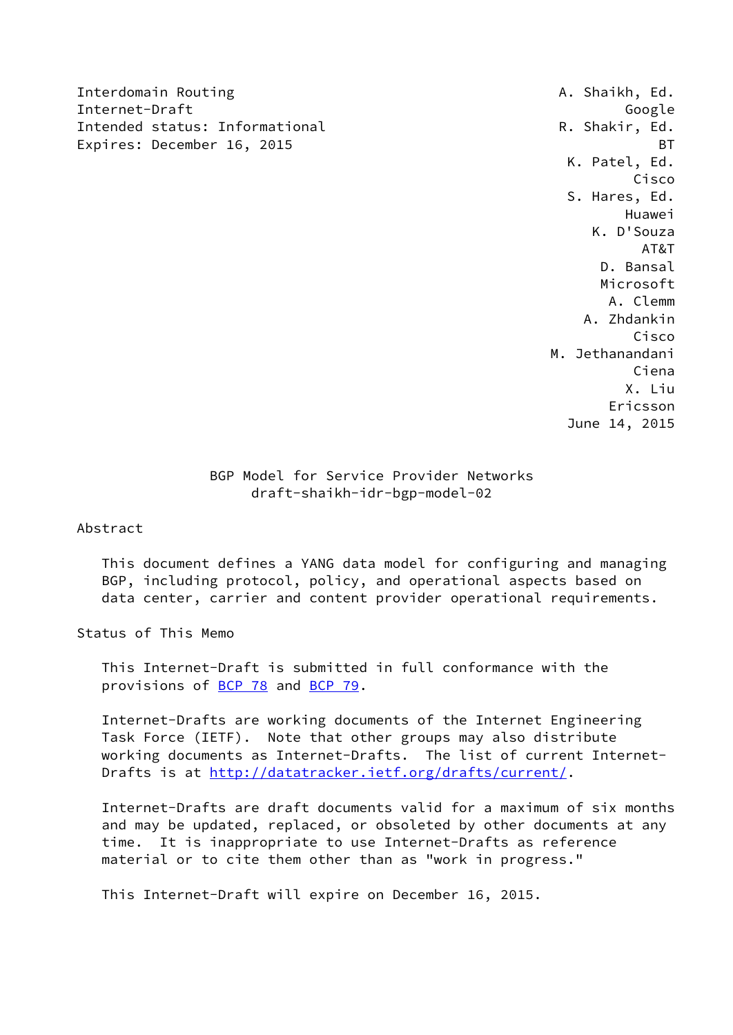Interdomain Routing A. Shaikh, Ed.
Internet-Draft Google
Intended status: Informational R. Shakir, Ed.
Expires: December 16, 2015 BT
K. Patel, Ed.
Cisco
S. Hares, Ed.
Huawei
K. D'Souza
AT&T
D. Bansal
Microsoft
A. Clemm
A. Zhdankin
Cisco
M. Jethanandani
Ciena
X. Liu
Ericsson
June 14, 2015

# BGP Model for Service Provider Networks
draft-shaikh-idr-bgp-model-02

## Abstract

This document defines a YANG data model for configuring and managing BGP, including protocol, policy, and operational aspects based on data center, carrier and content provider operational requirements.

## Status of This Memo

This Internet-Draft is submitted in full conformance with the provisions of BCP 78 and BCP 79.

Internet-Drafts are working documents of the Internet Engineering Task Force (IETF). Note that other groups may also distribute working documents as Internet-Drafts. The list of current Internet-Drafts is at http://datatracker.ietf.org/drafts/current/.

Internet-Drafts are draft documents valid for a maximum of six months and may be updated, replaced, or obsoleted by other documents at any time. It is inappropriate to use Internet-Drafts as reference material or to cite them other than as "work in progress."

This Internet-Draft will expire on December 16, 2015.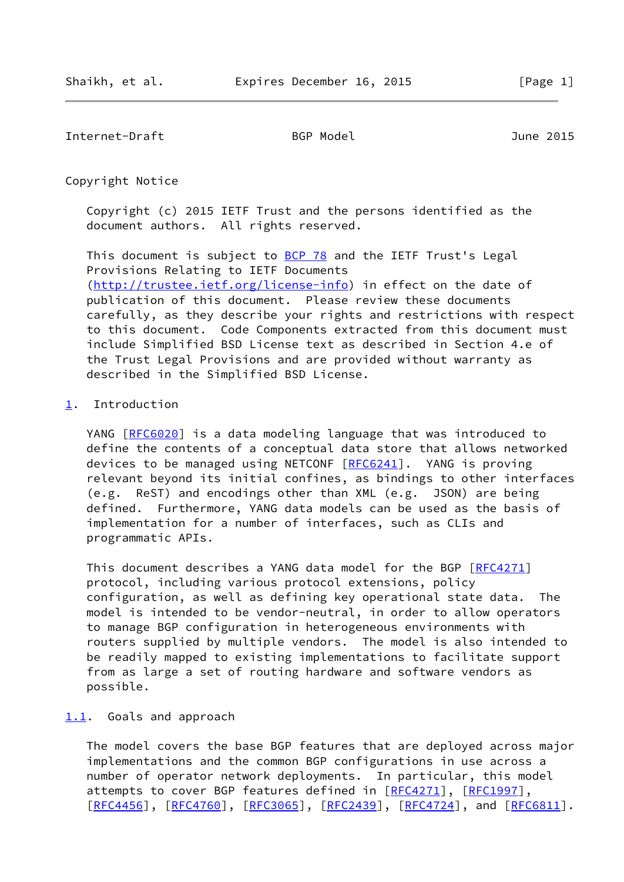## Copyright Notice

Copyright (c) 2015 IETF Trust and the persons identified as the document authors. All rights reserved.

This document is subject to BCP 78 and the IETF Trust's Legal Provisions Relating to IETF Documents (http://trustee.ietf.org/license-info) in effect on the date of publication of this document. Please review these documents carefully, as they describe your rights and restrictions with respect to this document. Code Components extracted from this document must include Simplified BSD License text as described in Section 4.e of the Trust Legal Provisions and are provided without warranty as described in the Simplified BSD License.

# 1. Introduction

YANG [RFC6020] is a data modeling language that was introduced to define the contents of a conceptual data store that allows networked devices to be managed using NETCONF [RFC6241]. YANG is proving relevant beyond its initial confines, as bindings to other interfaces (e.g. ReST) and encodings other than XML (e.g. JSON) are being defined. Furthermore, YANG data models can be used as the basis of implementation for a number of interfaces, such as CLIs and programmatic APIs.

This document describes a YANG data model for the BGP [RFC4271] protocol, including various protocol extensions, policy configuration, as well as defining key operational state data. The model is intended to be vendor-neutral, in order to allow operators to manage BGP configuration in heterogeneous environments with routers supplied by multiple vendors. The model is also intended to be readily mapped to existing implementations to facilitate support from as large a set of routing hardware and software vendors as possible.

## 1.1. Goals and approach

The model covers the base BGP features that are deployed across major implementations and the common BGP configurations in use across a number of operator network deployments. In particular, this model attempts to cover BGP features defined in [RFC4271], [RFC1997], [RFC4456], [RFC4760], [RFC3065], [RFC2439], [RFC4724], and [RFC6811].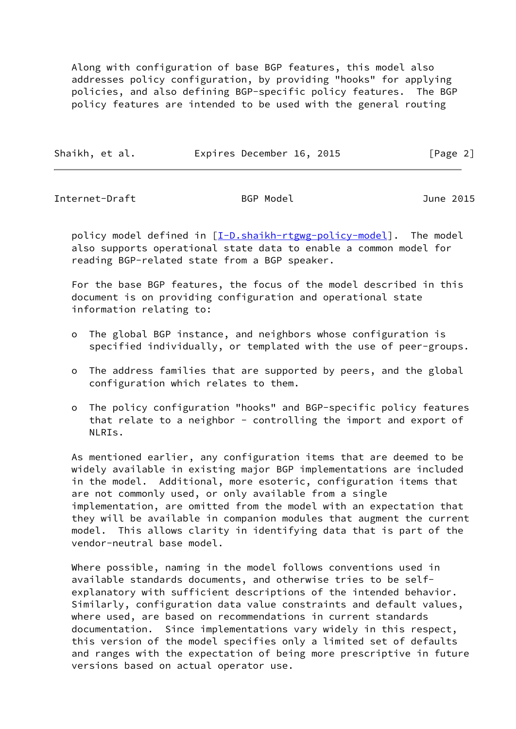Along with configuration of base BGP features, this model also addresses policy configuration, by providing "hooks" for applying policies, and also defining BGP-specific policy features. The BGP policy features are intended to be used with the general routing policy model defined in [I-D.shaikh-rtgwg-policy-model]. The model also supports operational state data to enable a common model for reading BGP-related state from a BGP speaker.

For the base BGP features, the focus of the model described in this document is on providing configuration and operational state information relating to:

- The global BGP instance, and neighbors whose configuration is specified individually, or templated with the use of peer-groups.

- The address families that are supported by peers, and the global configuration which relates to them.

- The policy configuration "hooks" and BGP-specific policy features that relate to a neighbor - controlling the import and export of NLRIs.

As mentioned earlier, any configuration items that are deemed to be widely available in existing major BGP implementations are included in the model. Additional, more esoteric, configuration items that are not commonly used, or only available from a single implementation, are omitted from the model with an expectation that they will be available in companion modules that augment the current model. This allows clarity in identifying data that is part of the vendor-neutral base model.

Where possible, naming in the model follows conventions used in available standards documents, and otherwise tries to be self-explanatory with sufficient descriptions of the intended behavior. Similarly, configuration data value constraints and default values, where used, are based on recommendations in current standards documentation. Since implementations vary widely in this respect, this version of the model specifies only a limited set of defaults and ranges with the expectation of being more prescriptive in future versions based on actual operator use.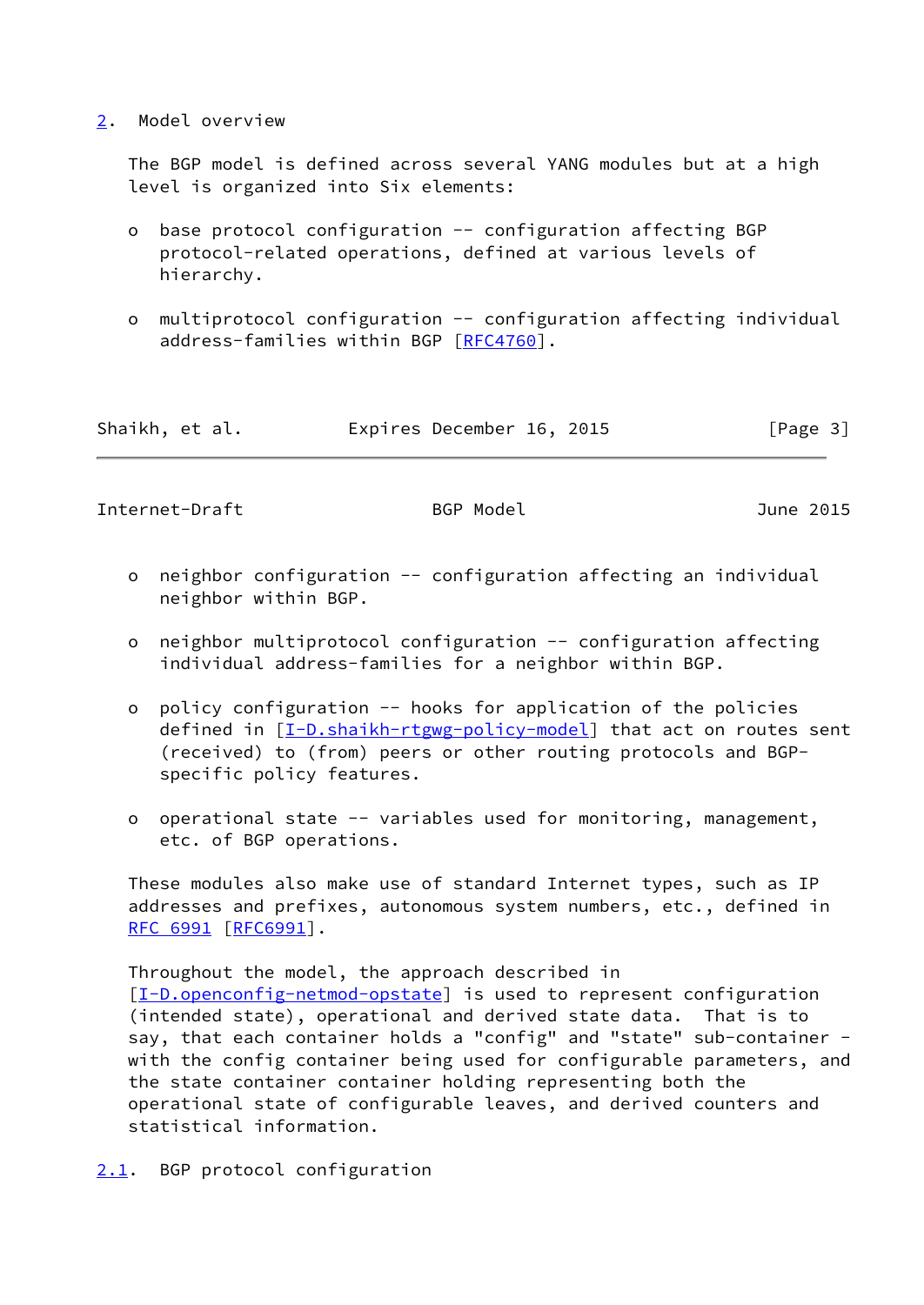## 2. Model overview

The BGP model is defined across several YANG modules but at a high level is organized into Six elements:

- base protocol configuration -- configuration affecting BGP protocol-related operations, defined at various levels of hierarchy.

- multiprotocol configuration -- configuration affecting individual address-families within BGP [RFC4760].

- neighbor configuration -- configuration affecting an individual neighbor within BGP.

- neighbor multiprotocol configuration -- configuration affecting individual address-families for a neighbor within BGP.

- policy configuration -- hooks for application of the policies defined in [I-D.shaikh-rtgwg-policy-model] that act on routes sent (received) to (from) peers or other routing protocols and BGP-specific policy features.

- operational state -- variables used for monitoring, management, etc. of BGP operations.

These modules also make use of standard Internet types, such as IP addresses and prefixes, autonomous system numbers, etc., defined in RFC 6991 [RFC6991].

Throughout the model, the approach described in [I-D.openconfig-netmod-opstate] is used to represent configuration (intended state), operational and derived state data. That is to say, that each container holds a "config" and "state" sub-container - with the config container being used for configurable parameters, and the state container container holding representing both the operational state of configurable leaves, and derived counters and statistical information.

### 2.1. BGP protocol configuration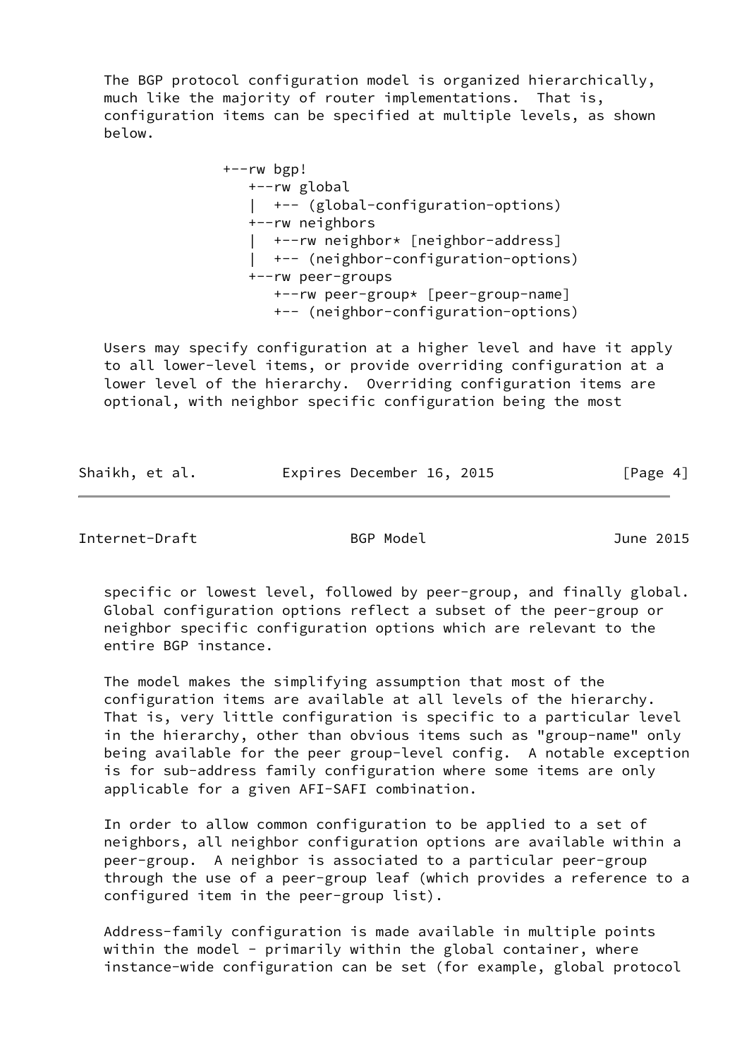The BGP protocol configuration model is organized hierarchically, much like the majority of router implementations. That is, configuration items can be specified at multiple levels, as shown below.

```
+--rw bgp!
   +--rw global
   |  +-- (global-configuration-options)
   +--rw neighbors
   |  +--rw neighbor* [neighbor-address]
   |  +-- (neighbor-configuration-options)
   +--rw peer-groups
      +--rw peer-group* [peer-group-name]
      +-- (neighbor-configuration-options)
```

Users may specify configuration at a higher level and have it apply to all lower-level items, or provide overriding configuration at a lower level of the hierarchy. Overriding configuration items are optional, with neighbor specific configuration being the most specific or lowest level, followed by peer-group, and finally global. Global configuration options reflect a subset of the peer-group or neighbor specific configuration options which are relevant to the entire BGP instance.

The model makes the simplifying assumption that most of the configuration items are available at all levels of the hierarchy. That is, very little configuration is specific to a particular level in the hierarchy, other than obvious items such as "group-name" only being available for the peer group-level config. A notable exception is for sub-address family configuration where some items are only applicable for a given AFI-SAFI combination.

In order to allow common configuration to be applied to a set of neighbors, all neighbor configuration options are available within a peer-group. A neighbor is associated to a particular peer-group through the use of a peer-group leaf (which provides a reference to a configured item in the peer-group list).

Address-family configuration is made available in multiple points within the model - primarily within the global container, where instance-wide configuration can be set (for example, global protocol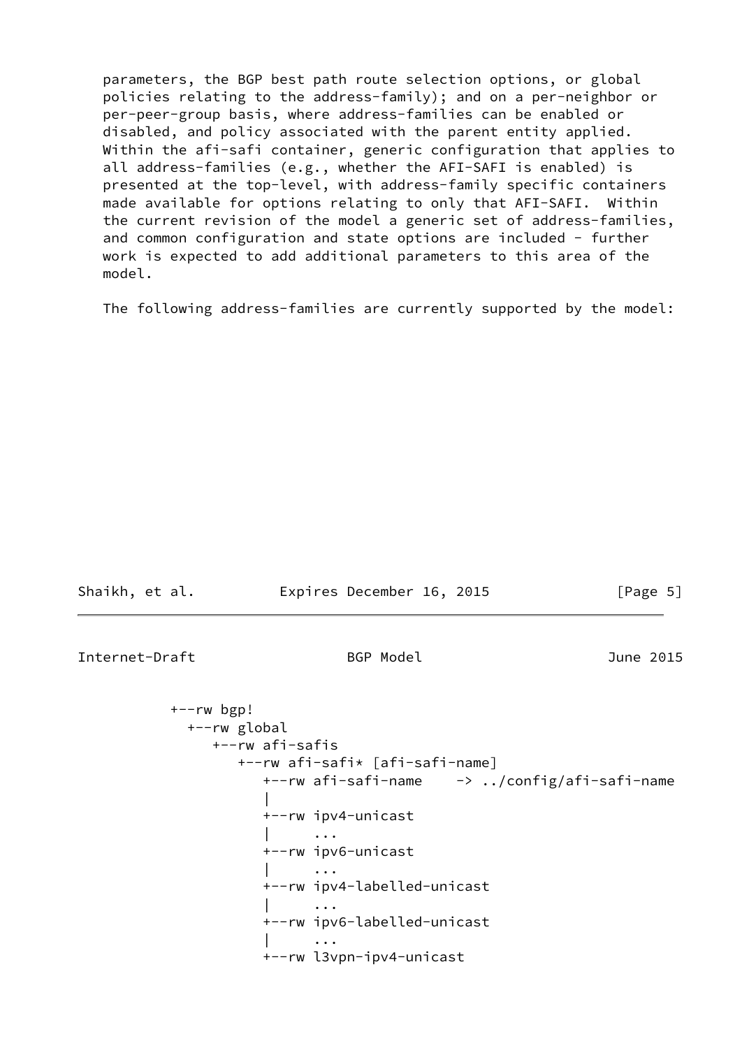parameters, the BGP best path route selection options, or global policies relating to the address-family); and on a per-neighbor or per-peer-group basis, where address-families can be enabled or disabled, and policy associated with the parent entity applied. Within the afi-safi container, generic configuration that applies to all address-families (e.g., whether the AFI-SAFI is enabled) is presented at the top-level, with address-family specific containers made available for options relating to only that AFI-SAFI. Within the current revision of the model a generic set of address-families, and common configuration and state options are included - further work is expected to add additional parameters to this area of the model.

The following address-families are currently supported by the model:

```
   +--rw bgp!
     +--rw global
        +--rw afi-safis
           +--rw afi-safi* [afi-safi-name]
              +--rw afi-safi-name    -> ../config/afi-safi-name
              |
              +--rw ipv4-unicast
              |     ...
              +--rw ipv6-unicast
              |     ...
              +--rw ipv4-labelled-unicast
              |     ...
              +--rw ipv6-labelled-unicast
              |     ...
              +--rw l3vpn-ipv4-unicast
```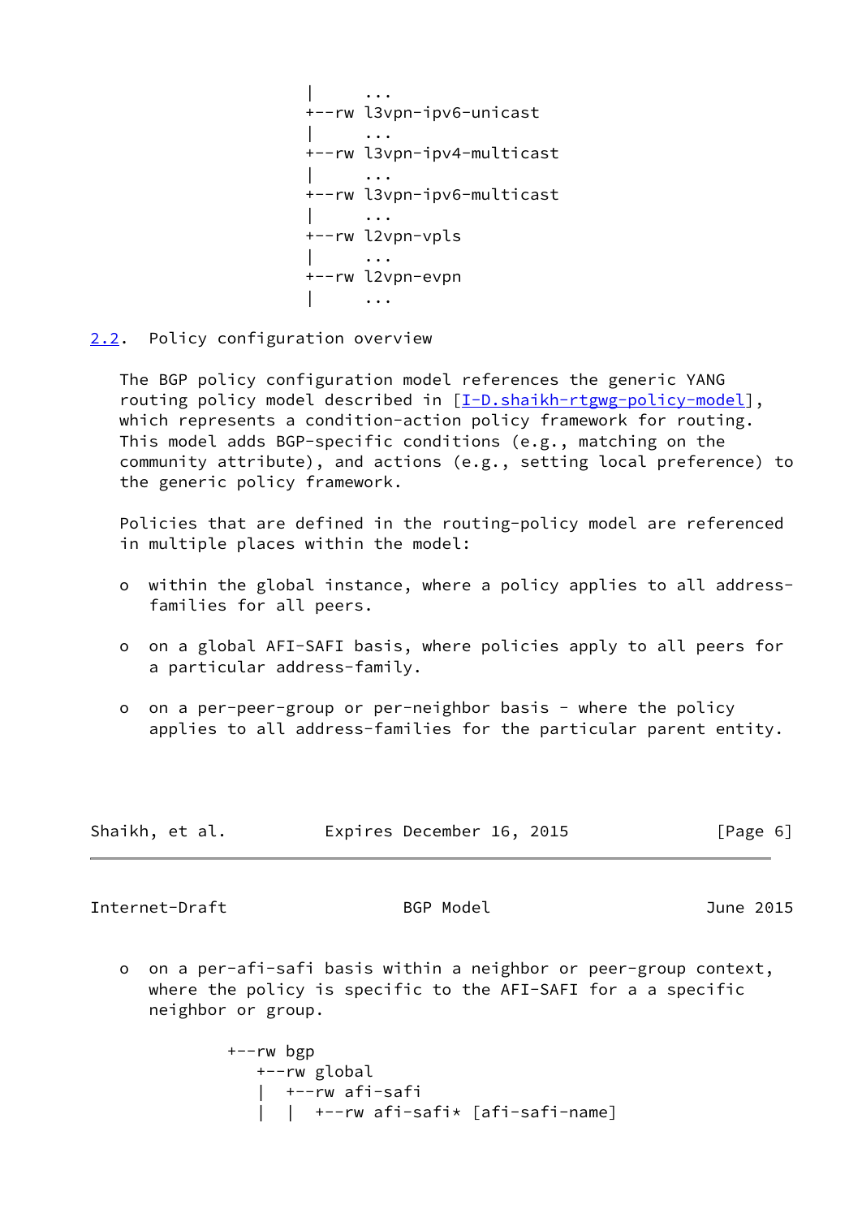```
                      |      ...
                      +--rw l3vpn-ipv6-unicast
                      |      ...
                      +--rw l3vpn-ipv4-multicast
                      |      ...
                      +--rw l3vpn-ipv6-multicast
                      |      ...
                      +--rw l2vpn-vpls
                      |      ...
                      +--rw l2vpn-evpn
                      |      ...
```

## 2.2. Policy configuration overview

The BGP policy configuration model references the generic YANG routing policy model described in [I-D.shaikh-rtgwg-policy-model], which represents a condition-action policy framework for routing. This model adds BGP-specific conditions (e.g., matching on the community attribute), and actions (e.g., setting local preference) to the generic policy framework.

Policies that are defined in the routing-policy model are referenced in multiple places within the model:

- within the global instance, where a policy applies to all address-families for all peers.
- on a global AFI-SAFI basis, where policies apply to all peers for a particular address-family.
- on a per-peer-group or per-neighbor basis - where the policy applies to all address-families for the particular parent entity.
- on a per-afi-safi basis within a neighbor or peer-group context, where the policy is specific to the AFI-SAFI for a a specific neighbor or group.

```
              +--rw bgp
                 +--rw global
                 |  +--rw afi-safi
                 |  |  +--rw afi-safi* [afi-safi-name]
```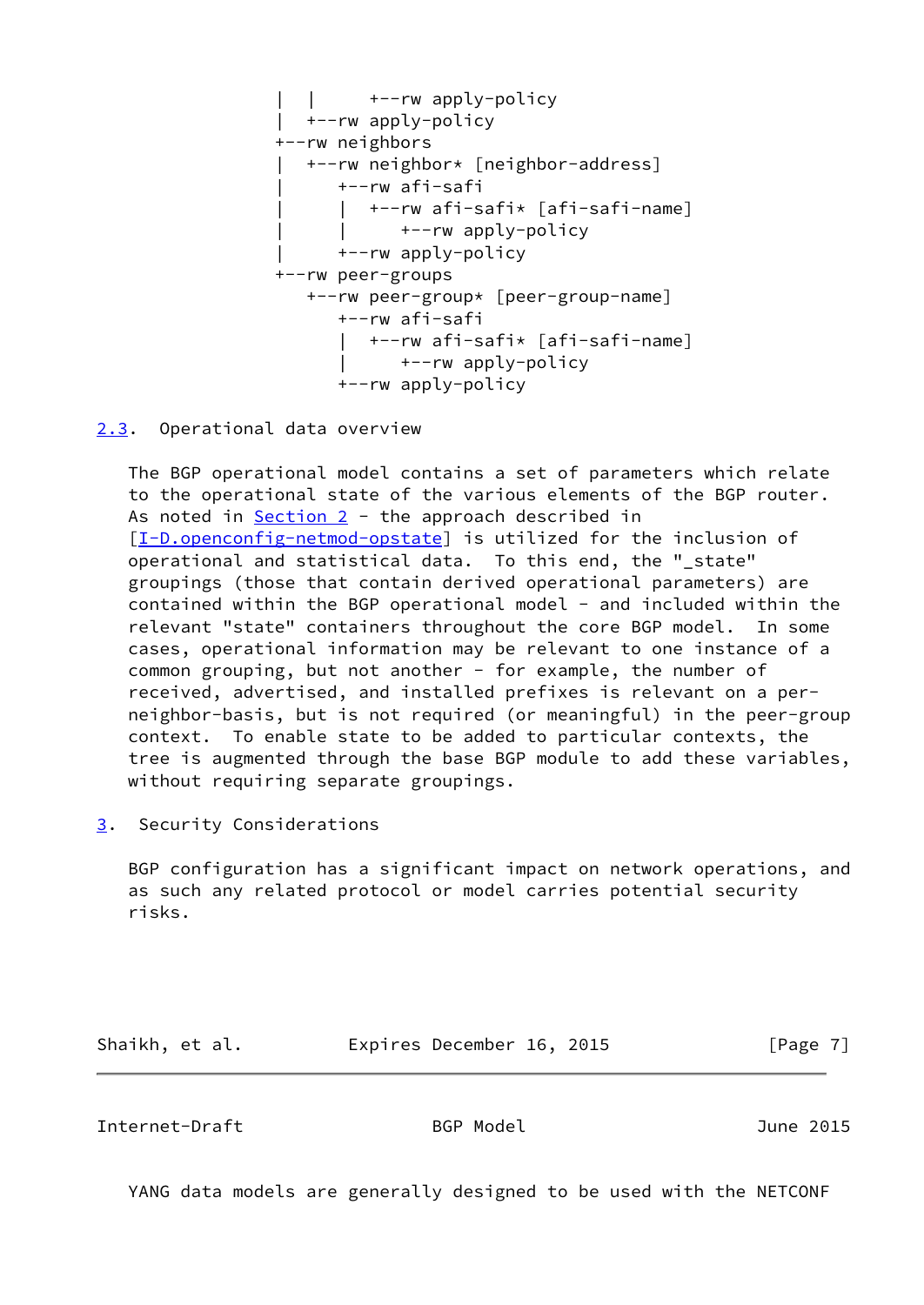```
   |  |     +--rw apply-policy
   |  +--rw apply-policy
   +--rw neighbors
   |  +--rw neighbor* [neighbor-address]
   |     +--rw afi-safi
   |     |  +--rw afi-safi* [afi-safi-name]
   |     |     +--rw apply-policy
   |     +--rw apply-policy
   +--rw peer-groups
      +--rw peer-group* [peer-group-name]
         +--rw afi-safi
         |  +--rw afi-safi* [afi-safi-name]
         |     +--rw apply-policy
         +--rw apply-policy
```

## 2.3. Operational data overview

The BGP operational model contains a set of parameters which relate to the operational state of the various elements of the BGP router. As noted in Section 2 - the approach described in [I-D.openconfig-netmod-opstate] is utilized for the inclusion of operational and statistical data. To this end, the "_state" groupings (those that contain derived operational parameters) are contained within the BGP operational model - and included within the relevant "state" containers throughout the core BGP model. In some cases, operational information may be relevant to one instance of a common grouping, but not another - for example, the number of received, advertised, and installed prefixes is relevant on a per-neighbor-basis, but is not required (or meaningful) in the peer-group context. To enable state to be added to particular contexts, the tree is augmented through the base BGP module to add these variables, without requiring separate groupings.

# 3. Security Considerations

BGP configuration has a significant impact on network operations, and as such any related protocol or model carries potential security risks.

YANG data models are generally designed to be used with the NETCONF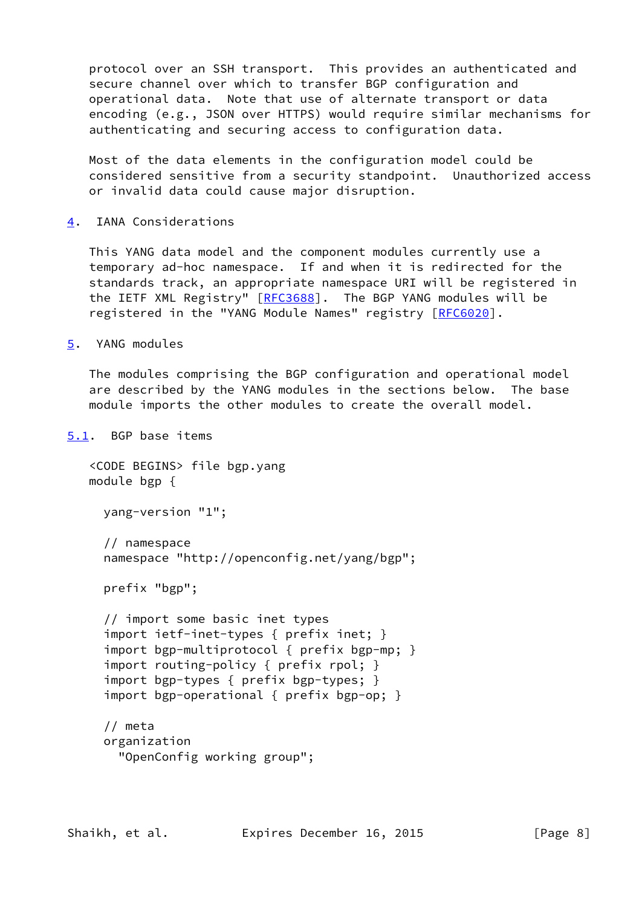protocol over an SSH transport. This provides an authenticated and secure channel over which to transfer BGP configuration and operational data. Note that use of alternate transport or data encoding (e.g., JSON over HTTPS) would require similar mechanisms for authenticating and securing access to configuration data.

Most of the data elements in the configuration model could be considered sensitive from a security standpoint. Unauthorized access or invalid data could cause major disruption.

## 4. IANA Considerations

This YANG data model and the component modules currently use a temporary ad-hoc namespace. If and when it is redirected for the standards track, an appropriate namespace URI will be registered in the IETF XML Registry" [RFC3688]. The BGP YANG modules will be registered in the "YANG Module Names" registry [RFC6020].

## 5. YANG modules

The modules comprising the BGP configuration and operational model are described by the YANG modules in the sections below. The base module imports the other modules to create the overall model.

### 5.1. BGP base items

```
<CODE BEGINS> file bgp.yang
module bgp {

  yang-version "1";

  // namespace
  namespace "http://openconfig.net/yang/bgp";

  prefix "bgp";

  // import some basic inet types
  import ietf-inet-types { prefix inet; }
  import bgp-multiprotocol { prefix bgp-mp; }
  import routing-policy { prefix rpol; }
  import bgp-types { prefix bgp-types; }
  import bgp-operational { prefix bgp-op; }

  // meta
  organization
    "OpenConfig working group";
```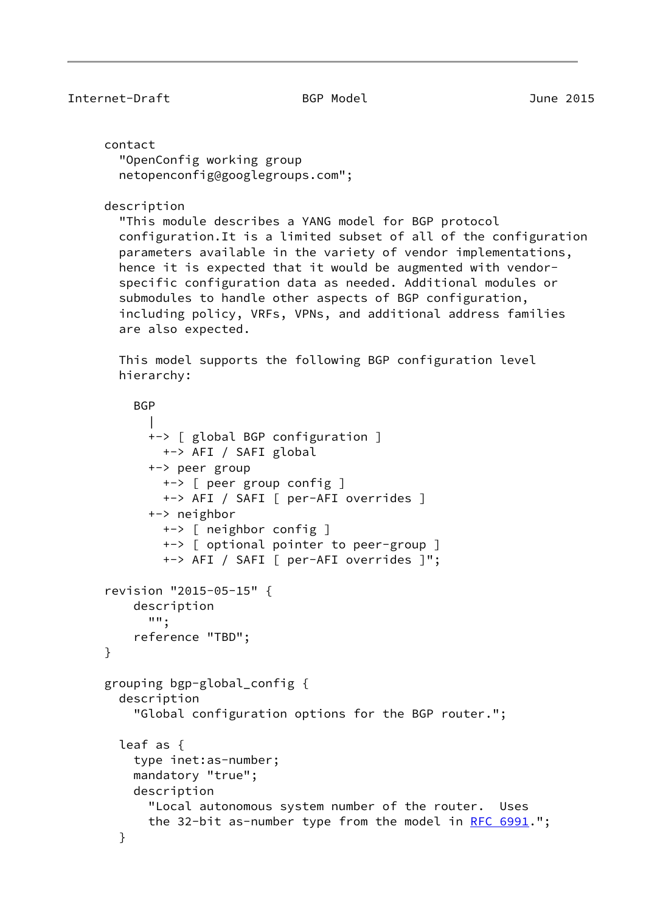```
contact
  "OpenConfig working group
  netopenconfig@googlegroups.com";

description
  "This module describes a YANG model for BGP protocol
  configuration.It is a limited subset of all of the configuration
  parameters available in the variety of vendor implementations,
  hence it is expected that it would be augmented with vendor-
  specific configuration data as needed. Additional modules or
  submodules to handle other aspects of BGP configuration,
  including policy, VRFs, VPNs, and additional address families
  are also expected.

  This model supports the following BGP configuration level
  hierarchy:

    BGP
      |
      +-> [ global BGP configuration ]
        +-> AFI / SAFI global
      +-> peer group
        +-> [ peer group config ]
        +-> AFI / SAFI [ per-AFI overrides ]
      +-> neighbor
        +-> [ neighbor config ]
        +-> [ optional pointer to peer-group ]
        +-> AFI / SAFI [ per-AFI overrides ]";

revision "2015-05-15" {
    description
      "";
    reference "TBD";
}

grouping bgp-global_config {
  description
    "Global configuration options for the BGP router.";

  leaf as {
    type inet:as-number;
    mandatory "true";
    description
      "Local autonomous system number of the router.  Uses
      the 32-bit as-number type from the model in RFC 6991.";
  }
```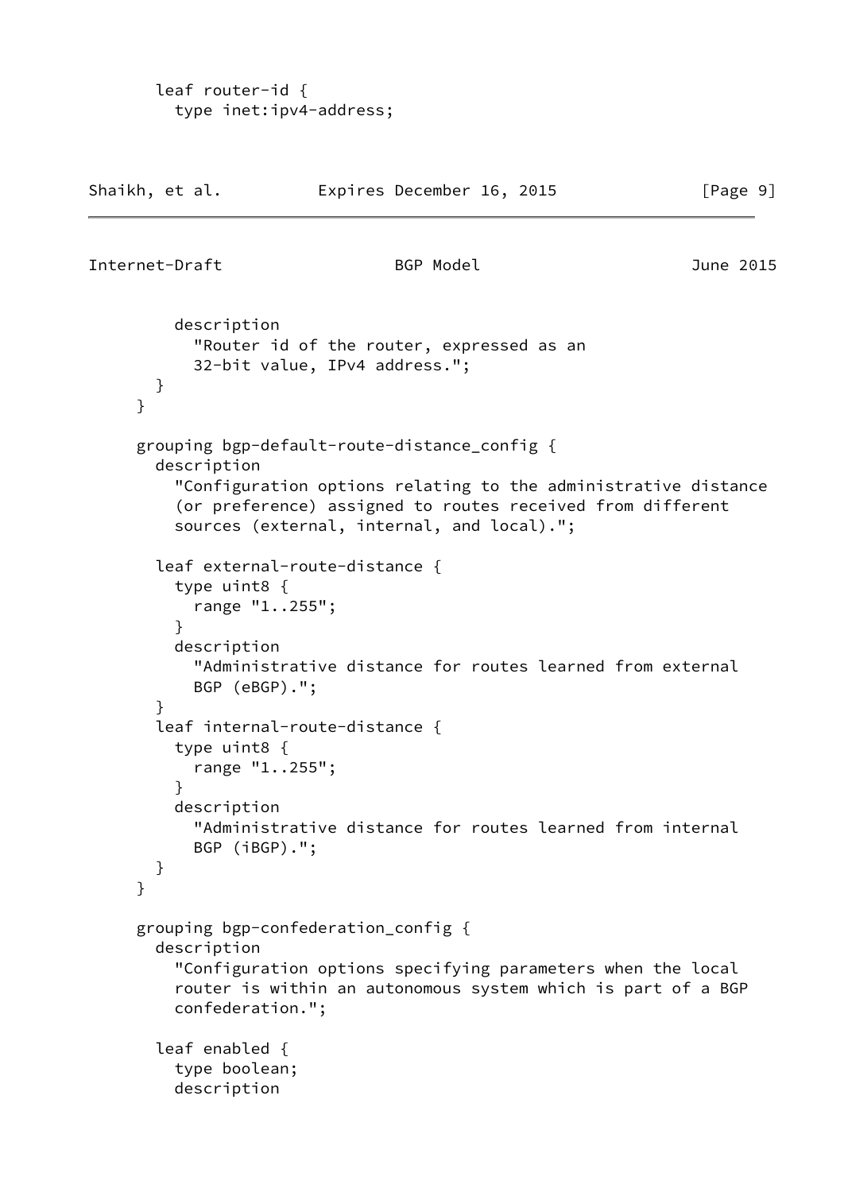```
       leaf router-id {
         type inet:ipv4-address;
         description
           "Router id of the router, expressed as an
           32-bit value, IPv4 address.";
       }
     }

     grouping bgp-default-route-distance_config {
       description
         "Configuration options relating to the administrative distance
         (or preference) assigned to routes received from different
         sources (external, internal, and local).";

       leaf external-route-distance {
         type uint8 {
           range "1..255";
         }
         description
           "Administrative distance for routes learned from external
           BGP (eBGP).";
       }
       leaf internal-route-distance {
         type uint8 {
           range "1..255";
         }
         description
           "Administrative distance for routes learned from internal
           BGP (iBGP).";
       }
     }

     grouping bgp-confederation_config {
       description
         "Configuration options specifying parameters when the local
         router is within an autonomous system which is part of a BGP
         confederation.";

       leaf enabled {
         type boolean;
         description
```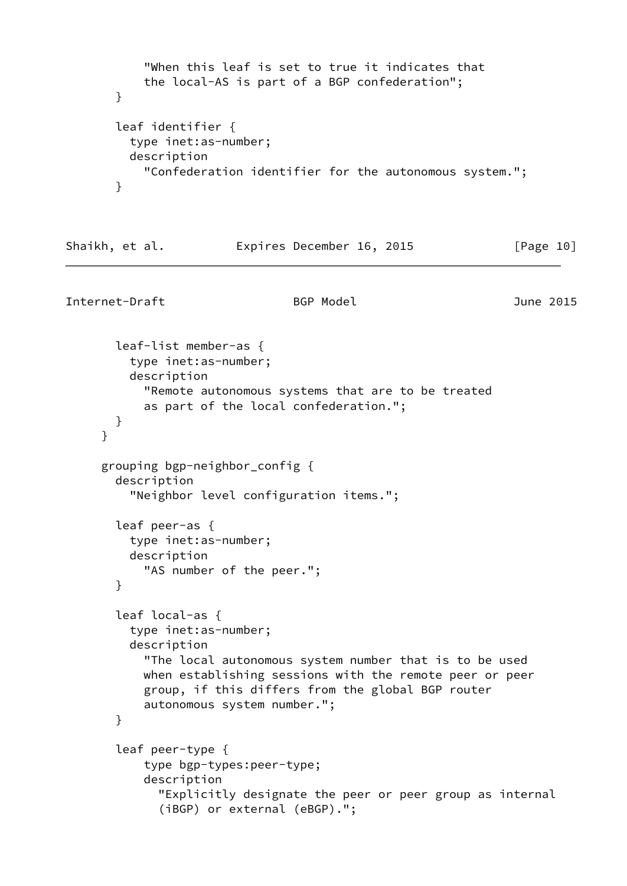```
            "When this leaf is set to true it indicates that
            the local-AS is part of a BGP confederation";
        }

        leaf identifier {
          type inet:as-number;
          description
            "Confederation identifier for the autonomous system.";
        }

        leaf-list member-as {
          type inet:as-number;
          description
            "Remote autonomous systems that are to be treated
            as part of the local confederation.";
        }
      }

      grouping bgp-neighbor_config {
        description
          "Neighbor level configuration items.";

        leaf peer-as {
          type inet:as-number;
          description
            "AS number of the peer.";
        }

        leaf local-as {
          type inet:as-number;
          description
            "The local autonomous system number that is to be used
            when establishing sessions with the remote peer or peer
            group, if this differs from the global BGP router
            autonomous system number.";
        }

        leaf peer-type {
            type bgp-types:peer-type;
            description
              "Explicitly designate the peer or peer group as internal
              (iBGP) or external (eBGP).";
```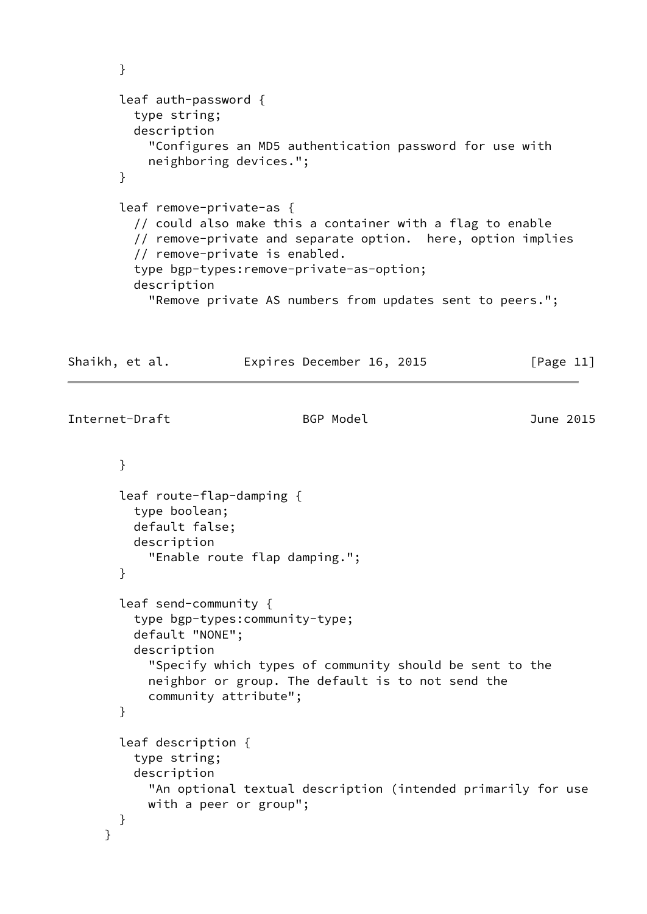```
      }

      leaf auth-password {
        type string;
        description
          "Configures an MD5 authentication password for use with
          neighboring devices.";
      }

      leaf remove-private-as {
        // could also make this a container with a flag to enable
        // remove-private and separate option.  here, option implies
        // remove-private is enabled.
        type bgp-types:remove-private-as-option;
        description
          "Remove private AS numbers from updates sent to peers.";
      }

      leaf route-flap-damping {
        type boolean;
        default false;
        description
          "Enable route flap damping.";
      }

      leaf send-community {
        type bgp-types:community-type;
        default "NONE";
        description
          "Specify which types of community should be sent to the
          neighbor or group. The default is to not send the
          community attribute";
      }

      leaf description {
        type string;
        description
          "An optional textual description (intended primarily for use
          with a peer or group";
      }
    }
```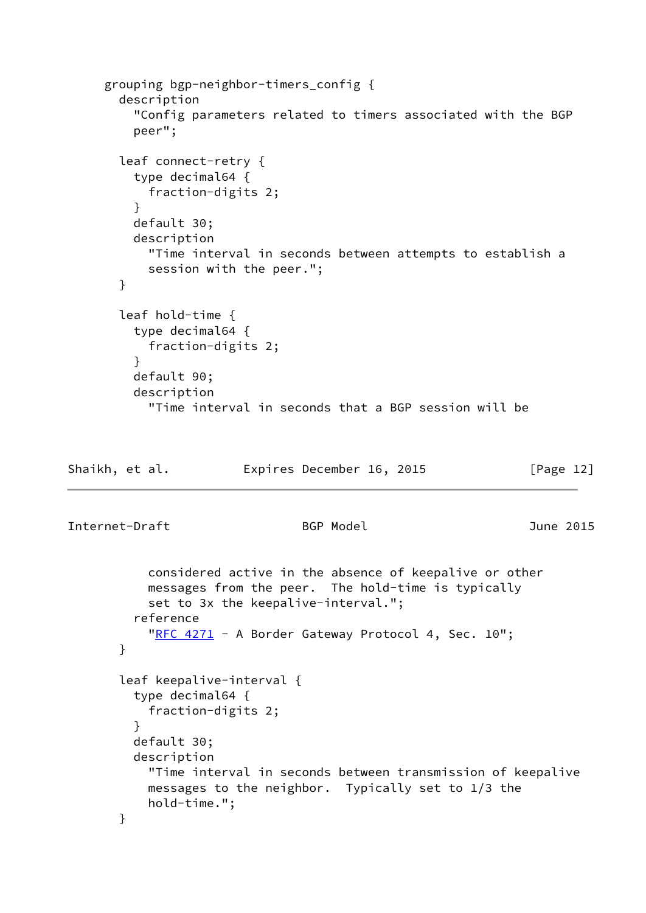```
      grouping bgp-neighbor-timers_config {
        description
          "Config parameters related to timers associated with the BGP
          peer";

        leaf connect-retry {
          type decimal64 {
            fraction-digits 2;
          }
          default 30;
          description
            "Time interval in seconds between attempts to establish a
            session with the peer.";
        }

        leaf hold-time {
          type decimal64 {
            fraction-digits 2;
          }
          default 90;
          description
            "Time interval in seconds that a BGP session will be
            considered active in the absence of keepalive or other
            messages from the peer.  The hold-time is typically
            set to 3x the keepalive-interval.";
          reference
            "RFC 4271 - A Border Gateway Protocol 4, Sec. 10";
        }

        leaf keepalive-interval {
          type decimal64 {
            fraction-digits 2;
          }
          default 30;
          description
            "Time interval in seconds between transmission of keepalive
            messages to the neighbor.  Typically set to 1/3 the
            hold-time.";
        }
```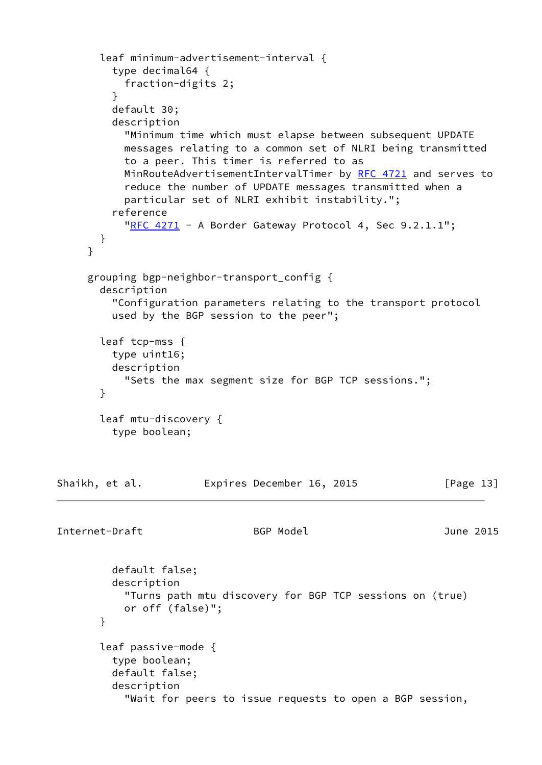```
        leaf minimum-advertisement-interval {
          type decimal64 {
            fraction-digits 2;
          }
          default 30;
          description
            "Minimum time which must elapse between subsequent UPDATE
            messages relating to a common set of NLRI being transmitted
            to a peer. This timer is referred to as
            MinRouteAdvertisementIntervalTimer by RFC 4721 and serves to
            reduce the number of UPDATE messages transmitted when a
            particular set of NLRI exhibit instability.";
          reference
            "RFC 4271 - A Border Gateway Protocol 4, Sec 9.2.1.1";
        }
      }

      grouping bgp-neighbor-transport_config {
        description
          "Configuration parameters relating to the transport protocol
          used by the BGP session to the peer";

        leaf tcp-mss {
          type uint16;
          description
            "Sets the max segment size for BGP TCP sessions.";
        }

        leaf mtu-discovery {
          type boolean;
          default false;
          description
            "Turns path mtu discovery for BGP TCP sessions on (true)
            or off (false)";
        }

        leaf passive-mode {
          type boolean;
          default false;
          description
            "Wait for peers to issue requests to open a BGP session,
```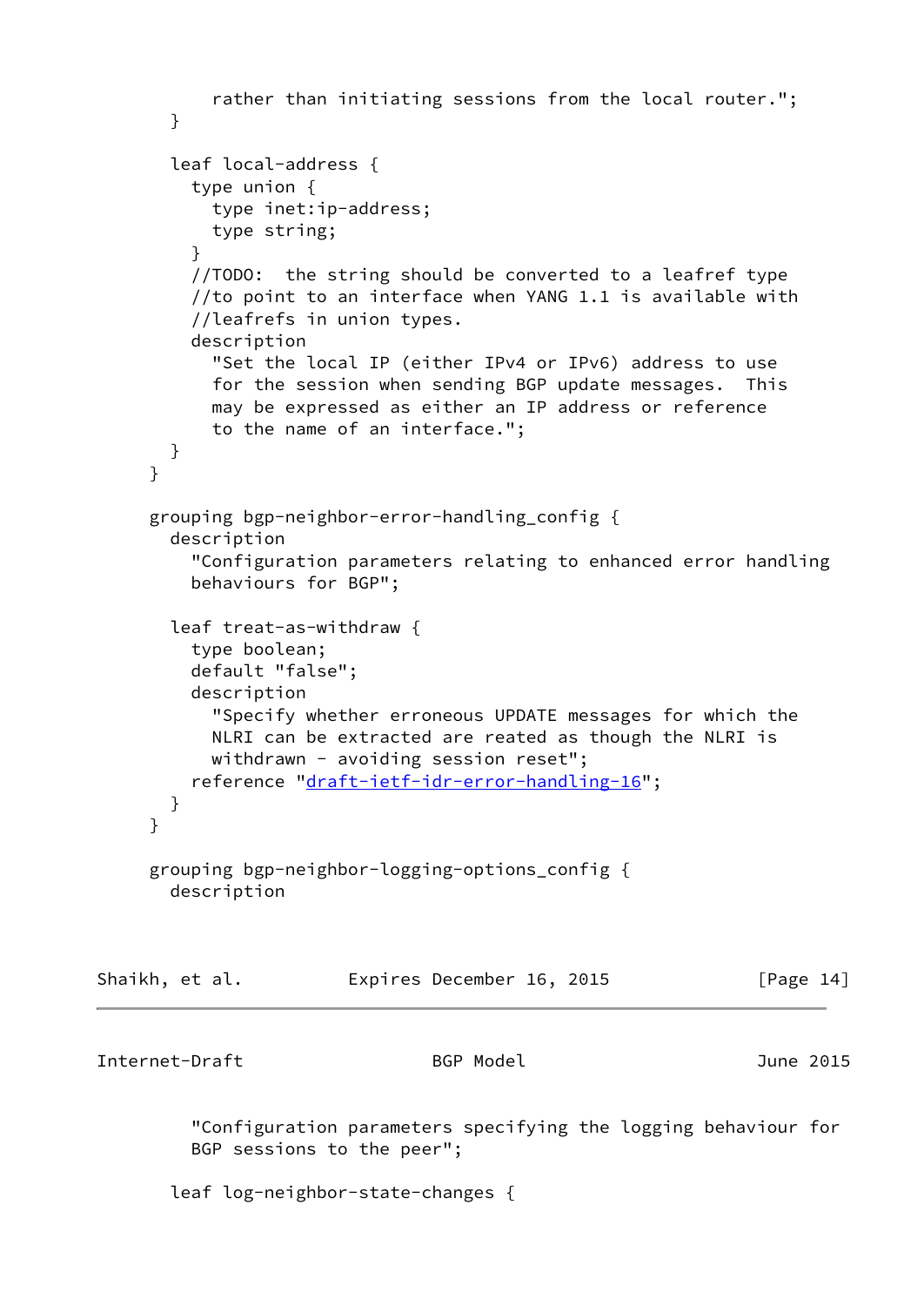```
          rather than initiating sessions from the local router.";
      }

      leaf local-address {
        type union {
          type inet:ip-address;
          type string;
        }
        //TODO:  the string should be converted to a leafref type
        //to point to an interface when YANG 1.1 is available with
        //leafrefs in union types.
        description
          "Set the local IP (either IPv4 or IPv6) address to use
          for the session when sending BGP update messages.  This
          may be expressed as either an IP address or reference
          to the name of an interface.";
      }
    }

    grouping bgp-neighbor-error-handling_config {
      description
        "Configuration parameters relating to enhanced error handling
        behaviours for BGP";

      leaf treat-as-withdraw {
        type boolean;
        default "false";
        description
          "Specify whether erroneous UPDATE messages for which the
          NLRI can be extracted are reated as though the NLRI is
          withdrawn - avoiding session reset";
        reference "draft-ietf-idr-error-handling-16";
      }
    }

    grouping bgp-neighbor-logging-options_config {
      description
        "Configuration parameters specifying the logging behaviour for
        BGP sessions to the peer";

      leaf log-neighbor-state-changes {
```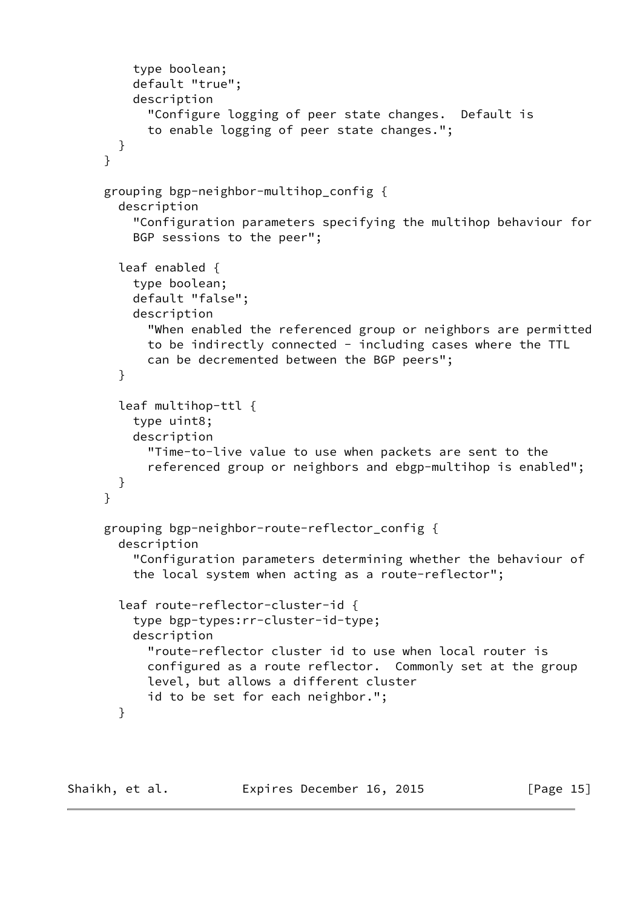```
        type boolean;
        default "true";
        description
          "Configure logging of peer state changes.  Default is
          to enable logging of peer state changes.";
      }
    }

    grouping bgp-neighbor-multihop_config {
      description
        "Configuration parameters specifying the multihop behaviour for
        BGP sessions to the peer";

      leaf enabled {
        type boolean;
        default "false";
        description
          "When enabled the referenced group or neighbors are permitted
          to be indirectly connected - including cases where the TTL
          can be decremented between the BGP peers";
      }

      leaf multihop-ttl {
        type uint8;
        description
          "Time-to-live value to use when packets are sent to the
          referenced group or neighbors and ebgp-multihop is enabled";
      }
    }

    grouping bgp-neighbor-route-reflector_config {
      description
        "Configuration parameters determining whether the behaviour of
        the local system when acting as a route-reflector";

      leaf route-reflector-cluster-id {
        type bgp-types:rr-cluster-id-type;
        description
          "route-reflector cluster id to use when local router is
          configured as a route reflector.  Commonly set at the group
          level, but allows a different cluster
          id to be set for each neighbor.";
      }
```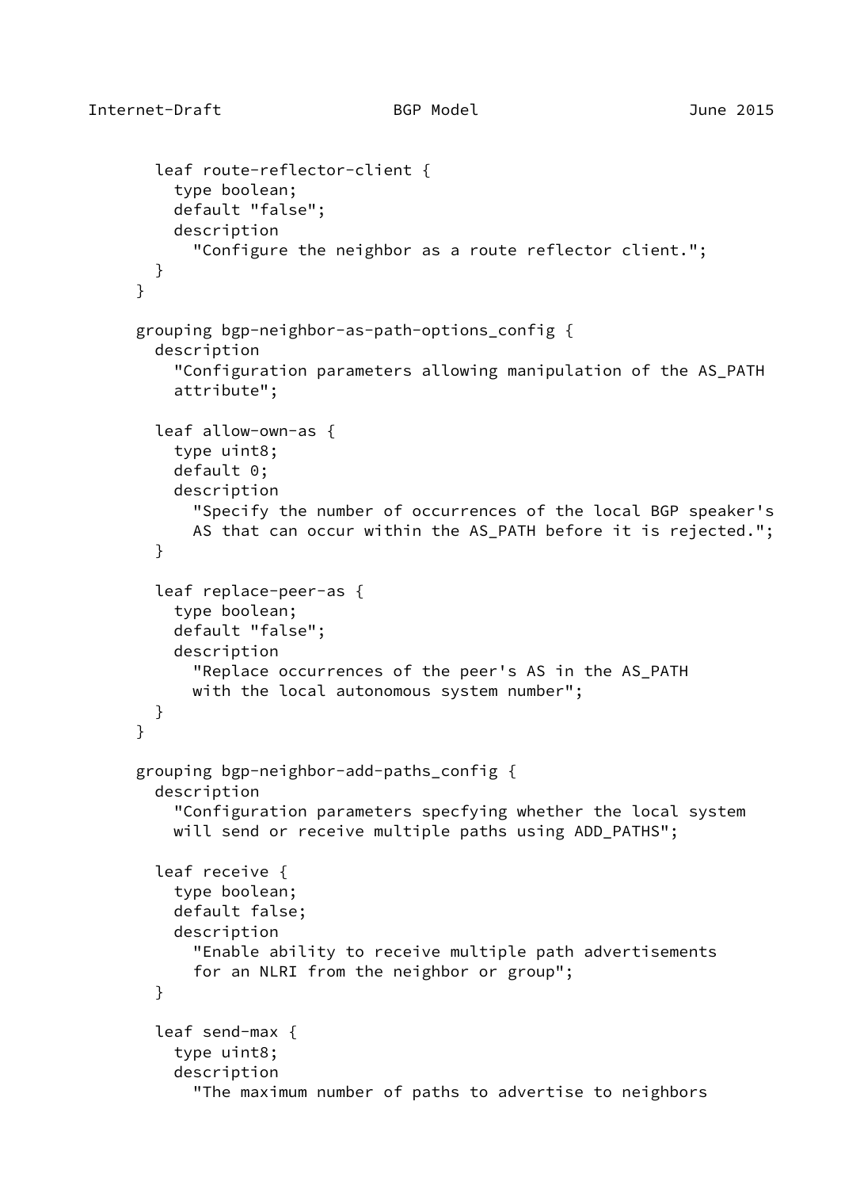```
        leaf route-reflector-client {
          type boolean;
          default "false";
          description
            "Configure the neighbor as a route reflector client.";
        }
      }

      grouping bgp-neighbor-as-path-options_config {
        description
          "Configuration parameters allowing manipulation of the AS_PATH
          attribute";

        leaf allow-own-as {
          type uint8;
          default 0;
          description
            "Specify the number of occurrences of the local BGP speaker's
            AS that can occur within the AS_PATH before it is rejected.";
        }

        leaf replace-peer-as {
          type boolean;
          default "false";
          description
            "Replace occurrences of the peer's AS in the AS_PATH
            with the local autonomous system number";
        }
      }

      grouping bgp-neighbor-add-paths_config {
        description
          "Configuration parameters specfying whether the local system
          will send or receive multiple paths using ADD_PATHS";

        leaf receive {
          type boolean;
          default false;
          description
            "Enable ability to receive multiple path advertisements
            for an NLRI from the neighbor or group";
        }

        leaf send-max {
          type uint8;
          description
            "The maximum number of paths to advertise to neighbors
```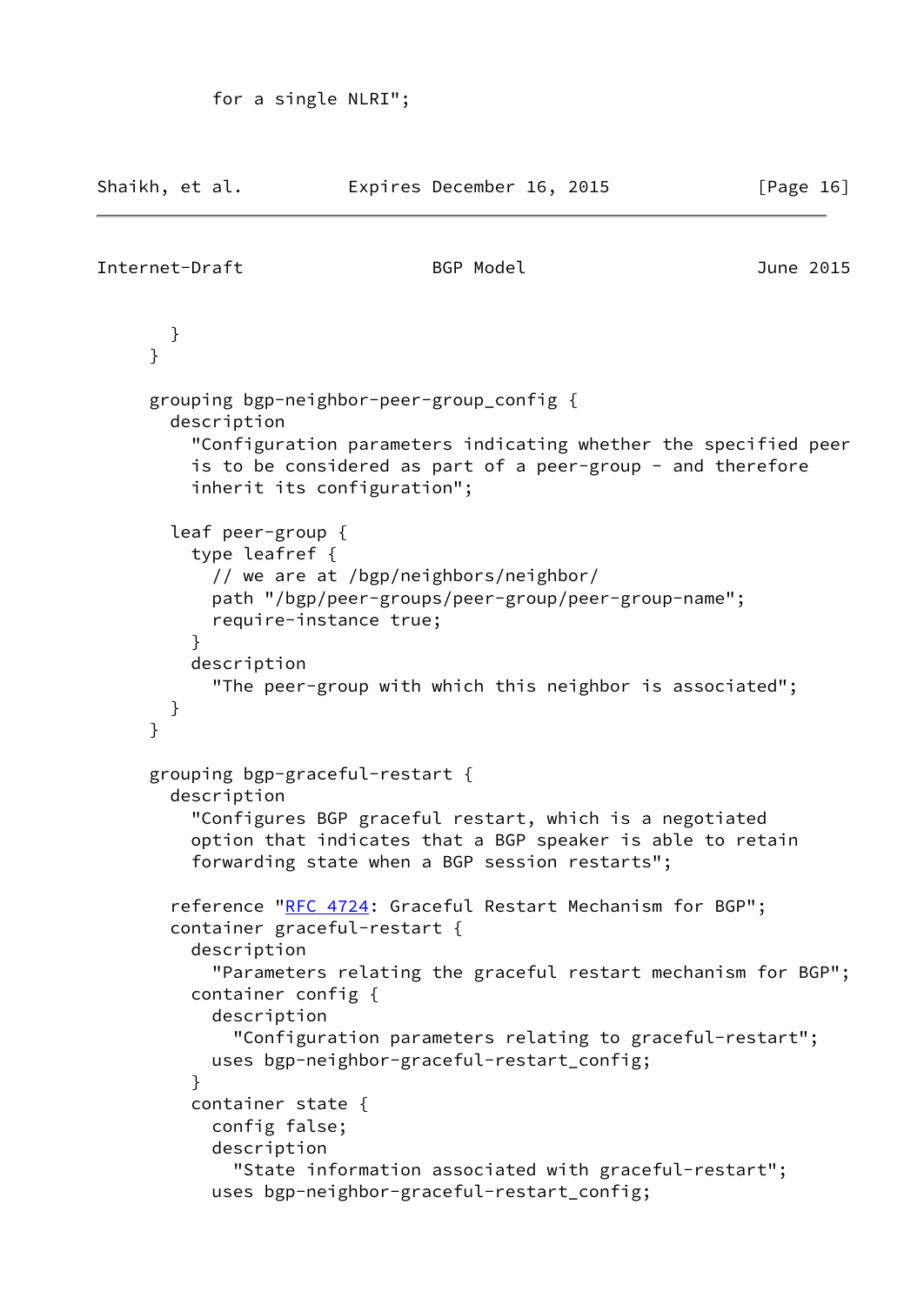```
          for a single NLRI";
```

```
        }
      }

      grouping bgp-neighbor-peer-group_config {
        description
          "Configuration parameters indicating whether the specified peer
          is to be considered as part of a peer-group - and therefore
          inherit its configuration";

        leaf peer-group {
          type leafref {
            // we are at /bgp/neighbors/neighbor/
            path "/bgp/peer-groups/peer-group/peer-group-name";
            require-instance true;
          }
          description
            "The peer-group with which this neighbor is associated";
        }
      }

      grouping bgp-graceful-restart {
        description
          "Configures BGP graceful restart, which is a negotiated
          option that indicates that a BGP speaker is able to retain
          forwarding state when a BGP session restarts";

        reference "RFC 4724: Graceful Restart Mechanism for BGP";
        container graceful-restart {
          description
            "Parameters relating the graceful restart mechanism for BGP";
          container config {
            description
              "Configuration parameters relating to graceful-restart";
            uses bgp-neighbor-graceful-restart_config;
          }
          container state {
            config false;
            description
              "State information associated with graceful-restart";
            uses bgp-neighbor-graceful-restart_config;
```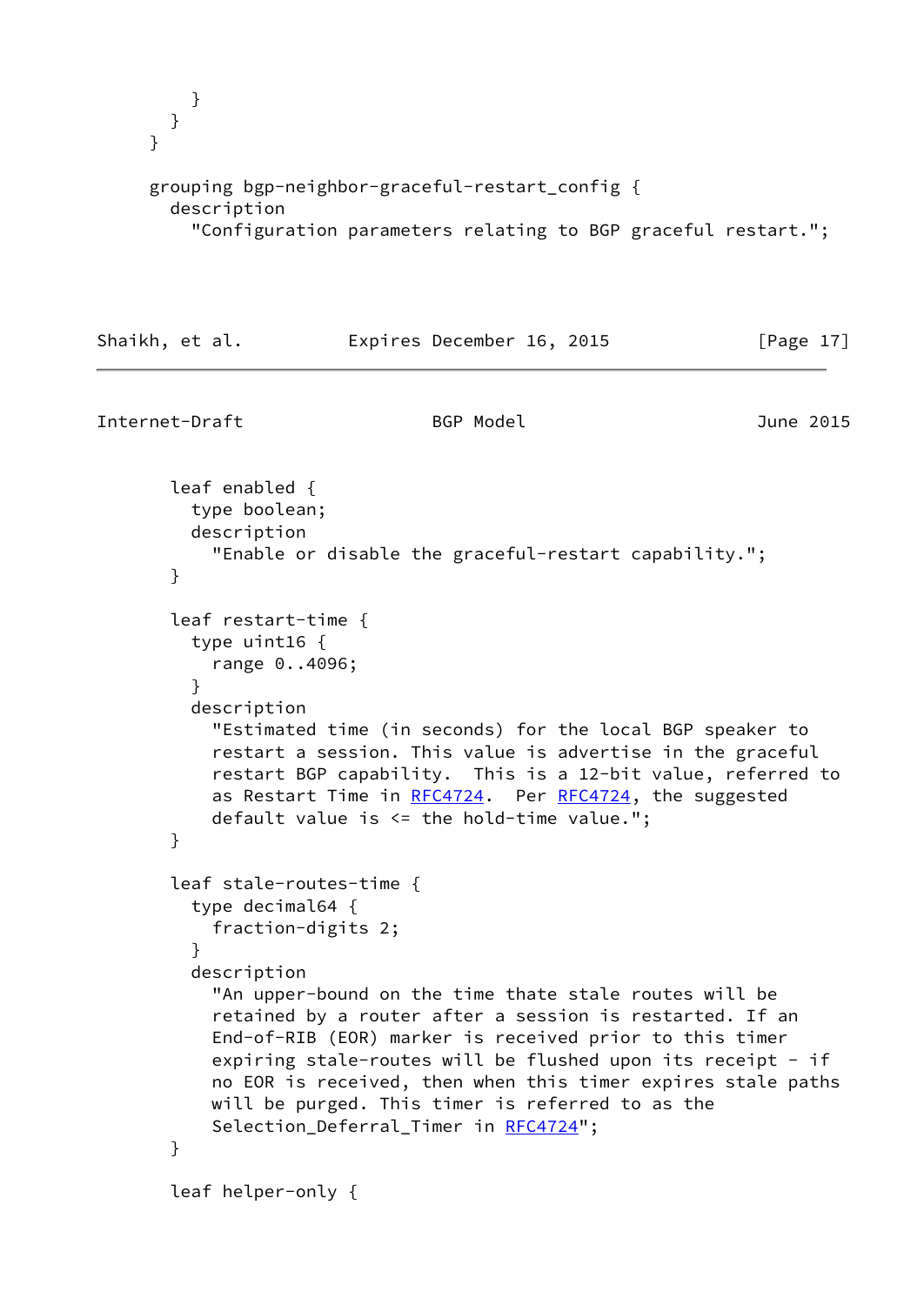```
        }
      }
    }

    grouping bgp-neighbor-graceful-restart_config {
      description
        "Configuration parameters relating to BGP graceful restart.";

      leaf enabled {
        type boolean;
        description
          "Enable or disable the graceful-restart capability.";
      }

      leaf restart-time {
        type uint16 {
          range 0..4096;
        }
        description
          "Estimated time (in seconds) for the local BGP speaker to
          restart a session. This value is advertise in the graceful
          restart BGP capability.  This is a 12-bit value, referred to
          as Restart Time in RFC4724.  Per RFC4724, the suggested
          default value is <= the hold-time value.";
      }

      leaf stale-routes-time {
        type decimal64 {
          fraction-digits 2;
        }
        description
          "An upper-bound on the time thate stale routes will be
          retained by a router after a session is restarted. If an
          End-of-RIB (EOR) marker is received prior to this timer
          expiring stale-routes will be flushed upon its receipt - if
          no EOR is received, then when this timer expires stale paths
          will be purged. This timer is referred to as the
          Selection_Deferral_Timer in RFC4724";
      }

      leaf helper-only {
```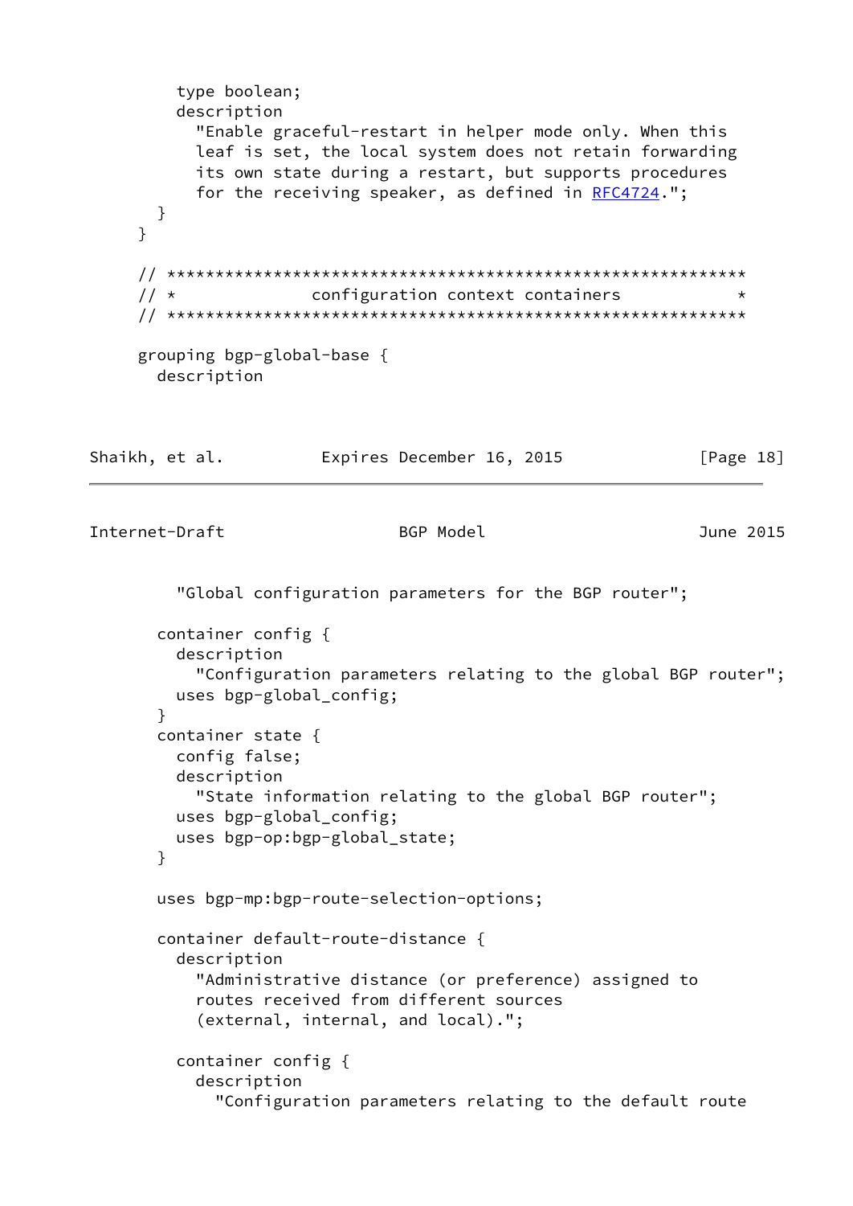```
        type boolean;
        description
          "Enable graceful-restart in helper mode only. When this
          leaf is set, the local system does not retain forwarding
          its own state during a restart, but supports procedures
          for the receiving speaker, as defined in RFC4724.";
      }
    }

    // ************************************************************
    // *              configuration context containers            *
    // ************************************************************

    grouping bgp-global-base {
      description
        "Global configuration parameters for the BGP router";

      container config {
        description
          "Configuration parameters relating to the global BGP router";
        uses bgp-global_config;
      }
      container state {
        config false;
        description
          "State information relating to the global BGP router";
        uses bgp-global_config;
        uses bgp-op:bgp-global_state;
      }

      uses bgp-mp:bgp-route-selection-options;

      container default-route-distance {
        description
          "Administrative distance (or preference) assigned to
          routes received from different sources
          (external, internal, and local).";

        container config {
          description
            "Configuration parameters relating to the default route
```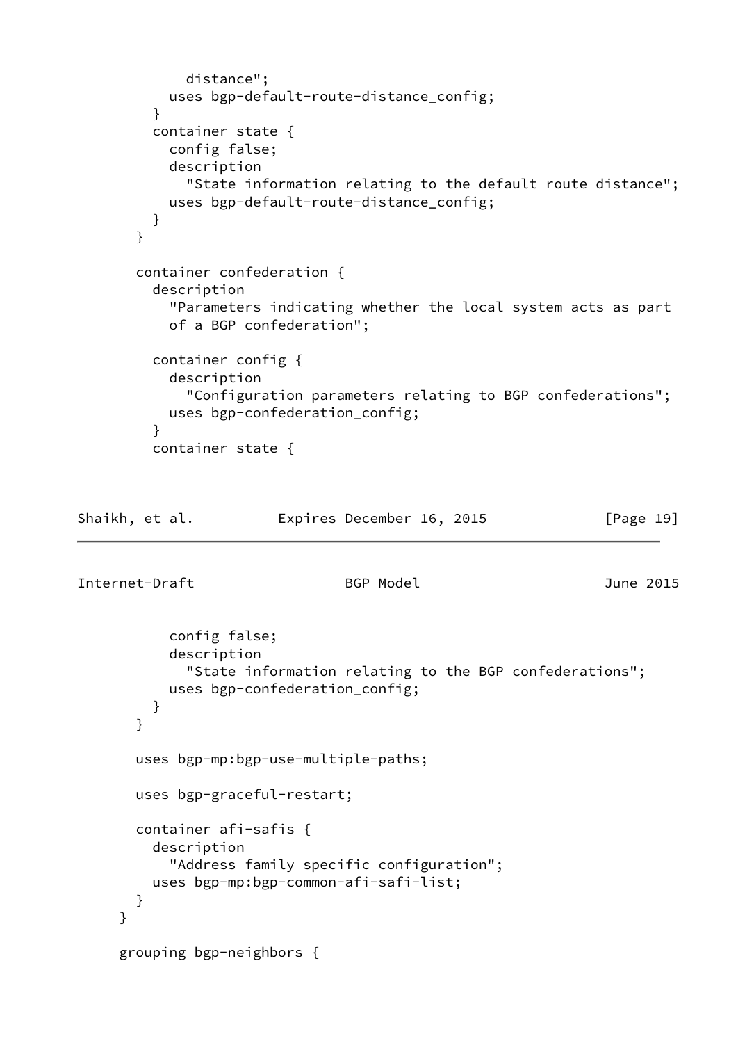```
            distance";
          uses bgp-default-route-distance_config;
        }
        container state {
          config false;
          description
            "State information relating to the default route distance";
          uses bgp-default-route-distance_config;
        }
      }

      container confederation {
        description
          "Parameters indicating whether the local system acts as part
          of a BGP confederation";

        container config {
          description
            "Configuration parameters relating to BGP confederations";
          uses bgp-confederation_config;
        }
        container state {
          config false;
          description
            "State information relating to the BGP confederations";
          uses bgp-confederation_config;
        }
      }

      uses bgp-mp:bgp-use-multiple-paths;

      uses bgp-graceful-restart;

      container afi-safis {
        description
          "Address family specific configuration";
        uses bgp-mp:bgp-common-afi-safi-list;
      }
    }

    grouping bgp-neighbors {
```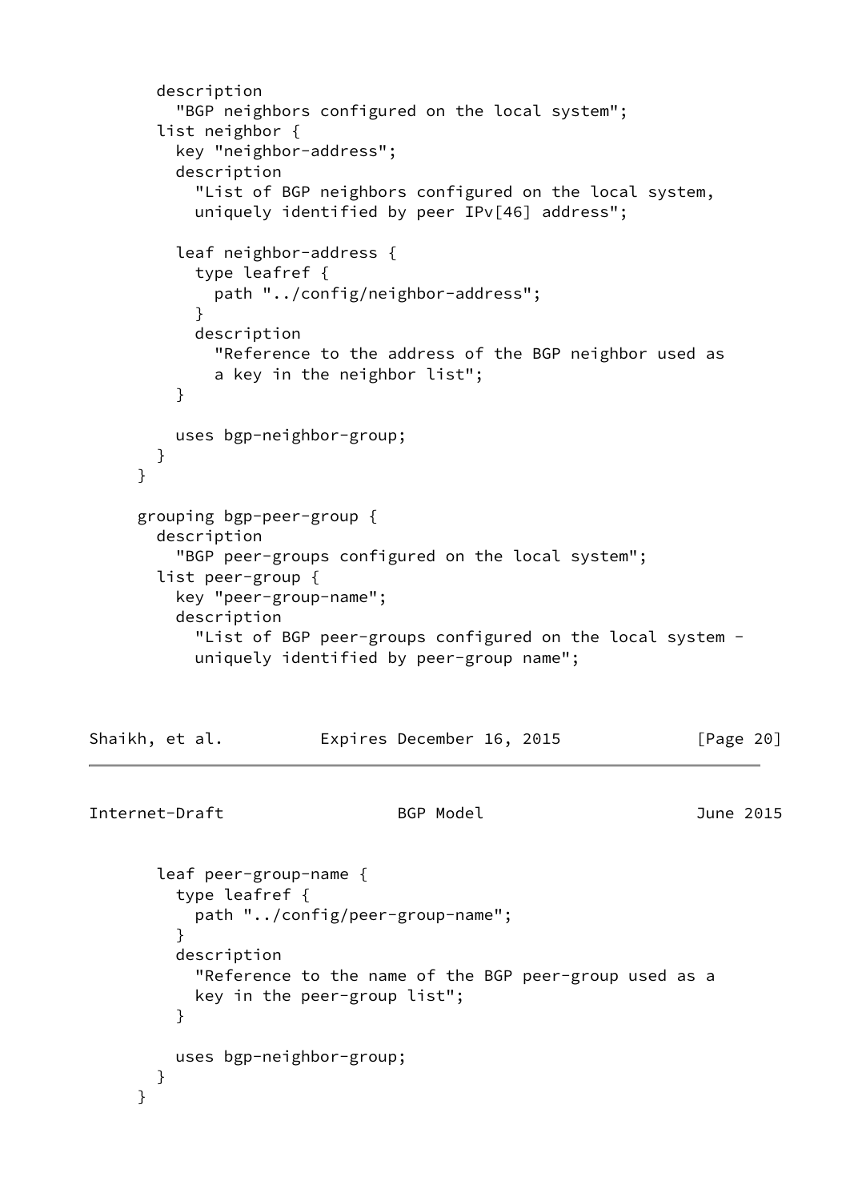```
      description
        "BGP neighbors configured on the local system";
      list neighbor {
        key "neighbor-address";
        description
          "List of BGP neighbors configured on the local system,
          uniquely identified by peer IPv[46] address";

        leaf neighbor-address {
          type leafref {
            path "../config/neighbor-address";
          }
          description
            "Reference to the address of the BGP neighbor used as
            a key in the neighbor list";
        }

        uses bgp-neighbor-group;
      }
    }

    grouping bgp-peer-group {
      description
        "BGP peer-groups configured on the local system";
      list peer-group {
        key "peer-group-name";
        description
          "List of BGP peer-groups configured on the local system -
          uniquely identified by peer-group name";

      leaf peer-group-name {
        type leafref {
          path "../config/peer-group-name";
        }
        description
          "Reference to the name of the BGP peer-group used as a
          key in the peer-group list";
        }

        uses bgp-neighbor-group;
      }
    }
```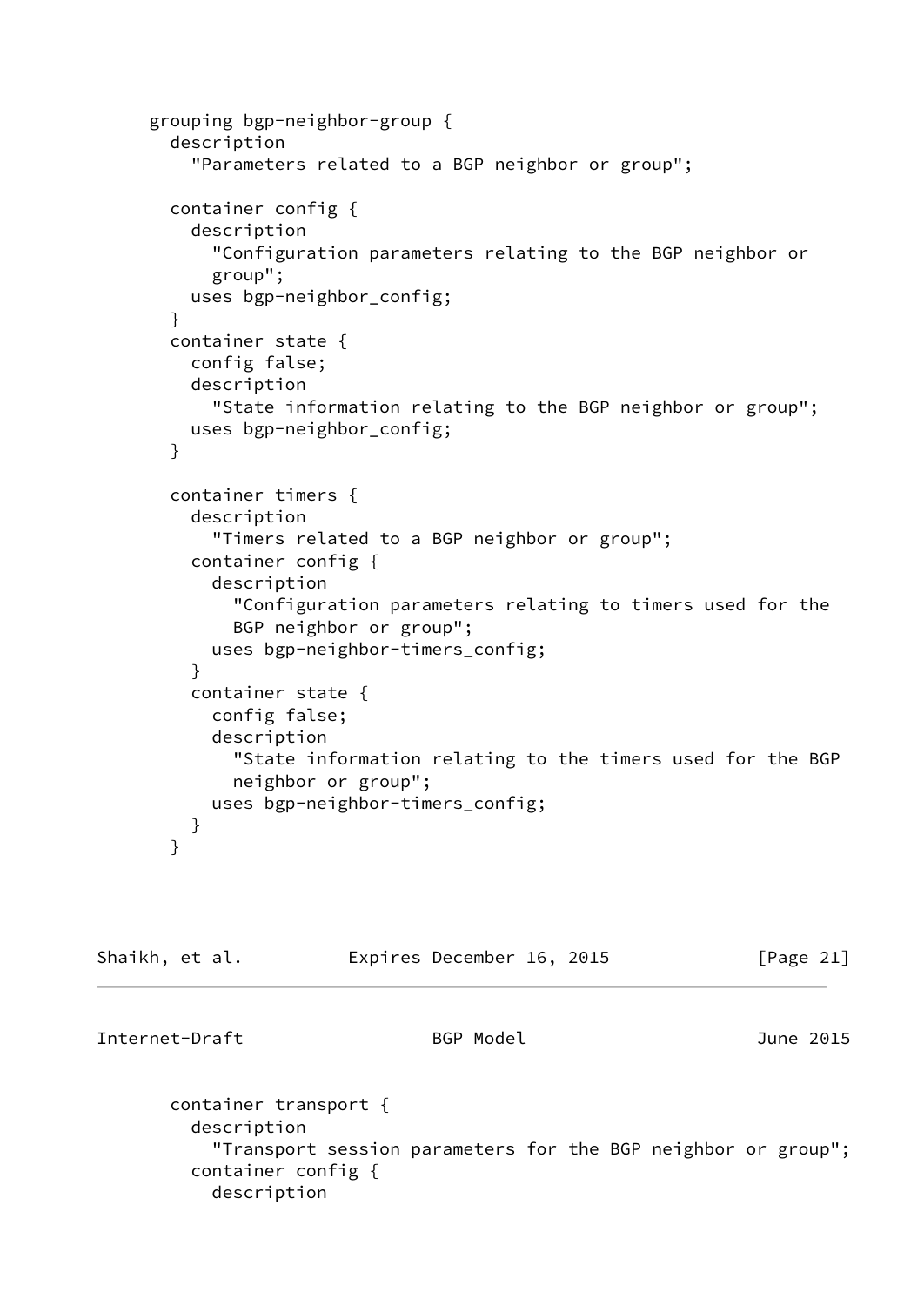```
      grouping bgp-neighbor-group {
        description
          "Parameters related to a BGP neighbor or group";

        container config {
          description
            "Configuration parameters relating to the BGP neighbor or
            group";
          uses bgp-neighbor_config;
        }
        container state {
          config false;
          description
            "State information relating to the BGP neighbor or group";
          uses bgp-neighbor_config;
        }

        container timers {
          description
            "Timers related to a BGP neighbor or group";
          container config {
            description
              "Configuration parameters relating to timers used for the
              BGP neighbor or group";
            uses bgp-neighbor-timers_config;
          }
          container state {
            config false;
            description
              "State information relating to the timers used for the BGP
              neighbor or group";
            uses bgp-neighbor-timers_config;
          }
        }
```

```
        container transport {
          description
            "Transport session parameters for the BGP neighbor or group";
          container config {
            description
```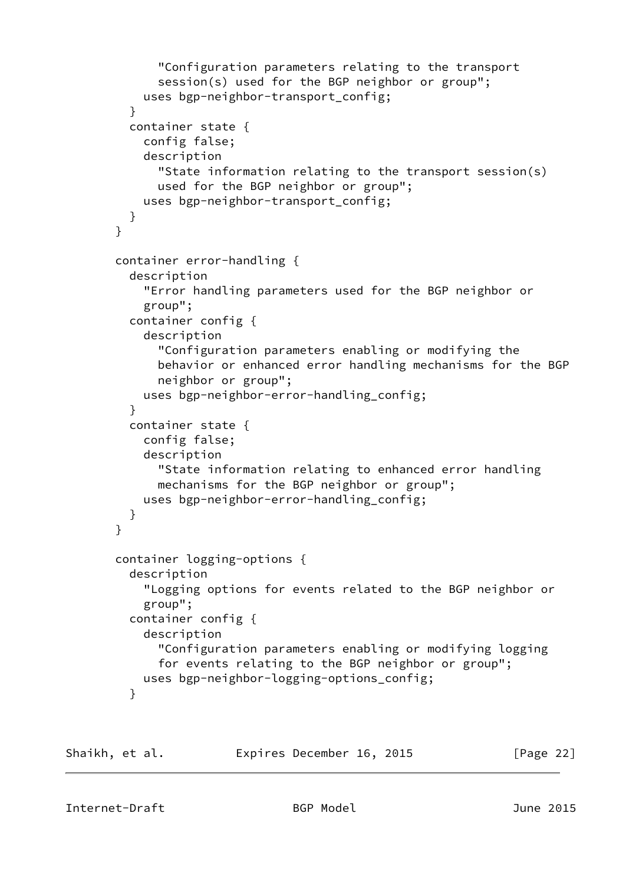```
            "Configuration parameters relating to the transport
            session(s) used for the BGP neighbor or group";
          uses bgp-neighbor-transport_config;
        }
        container state {
          config false;
          description
            "State information relating to the transport session(s)
            used for the BGP neighbor or group";
          uses bgp-neighbor-transport_config;
        }
      }

      container error-handling {
        description
          "Error handling parameters used for the BGP neighbor or
          group";
        container config {
          description
            "Configuration parameters enabling or modifying the
            behavior or enhanced error handling mechanisms for the BGP
            neighbor or group";
          uses bgp-neighbor-error-handling_config;
        }
        container state {
          config false;
          description
            "State information relating to enhanced error handling
            mechanisms for the BGP neighbor or group";
          uses bgp-neighbor-error-handling_config;
        }
      }

      container logging-options {
        description
          "Logging options for events related to the BGP neighbor or
          group";
        container config {
          description
            "Configuration parameters enabling or modifying logging
            for events relating to the BGP neighbor or group";
          uses bgp-neighbor-logging-options_config;
        }
```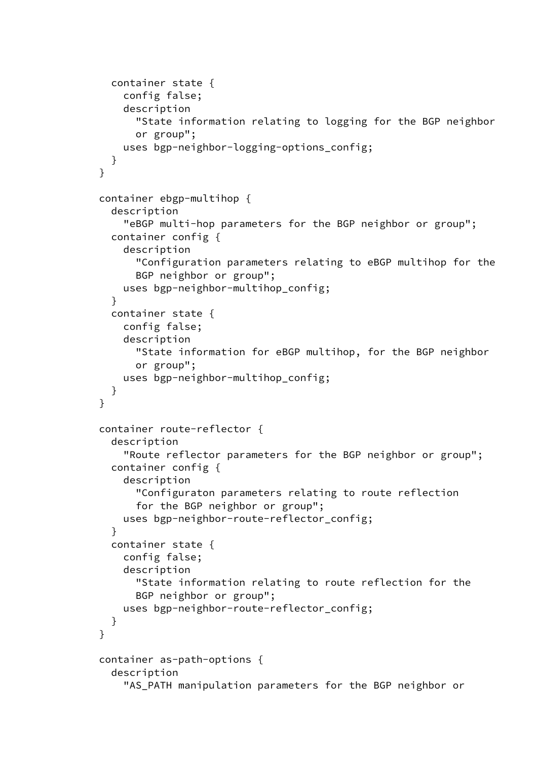```
          container state {
            config false;
            description
              "State information relating to logging for the BGP neighbor
              or group";
            uses bgp-neighbor-logging-options_config;
          }
        }

        container ebgp-multihop {
          description
            "eBGP multi-hop parameters for the BGP neighbor or group";
          container config {
            description
              "Configuration parameters relating to eBGP multihop for the
              BGP neighbor or group";
            uses bgp-neighbor-multihop_config;
          }
          container state {
            config false;
            description
              "State information for eBGP multihop, for the BGP neighbor
              or group";
            uses bgp-neighbor-multihop_config;
          }
        }

        container route-reflector {
          description
            "Route reflector parameters for the BGP neighbor or group";
          container config {
            description
              "Configuraton parameters relating to route reflection
              for the BGP neighbor or group";
            uses bgp-neighbor-route-reflector_config;
          }
          container state {
            config false;
            description
              "State information relating to route reflection for the
              BGP neighbor or group";
            uses bgp-neighbor-route-reflector_config;
          }
        }

        container as-path-options {
          description
            "AS_PATH manipulation parameters for the BGP neighbor or
```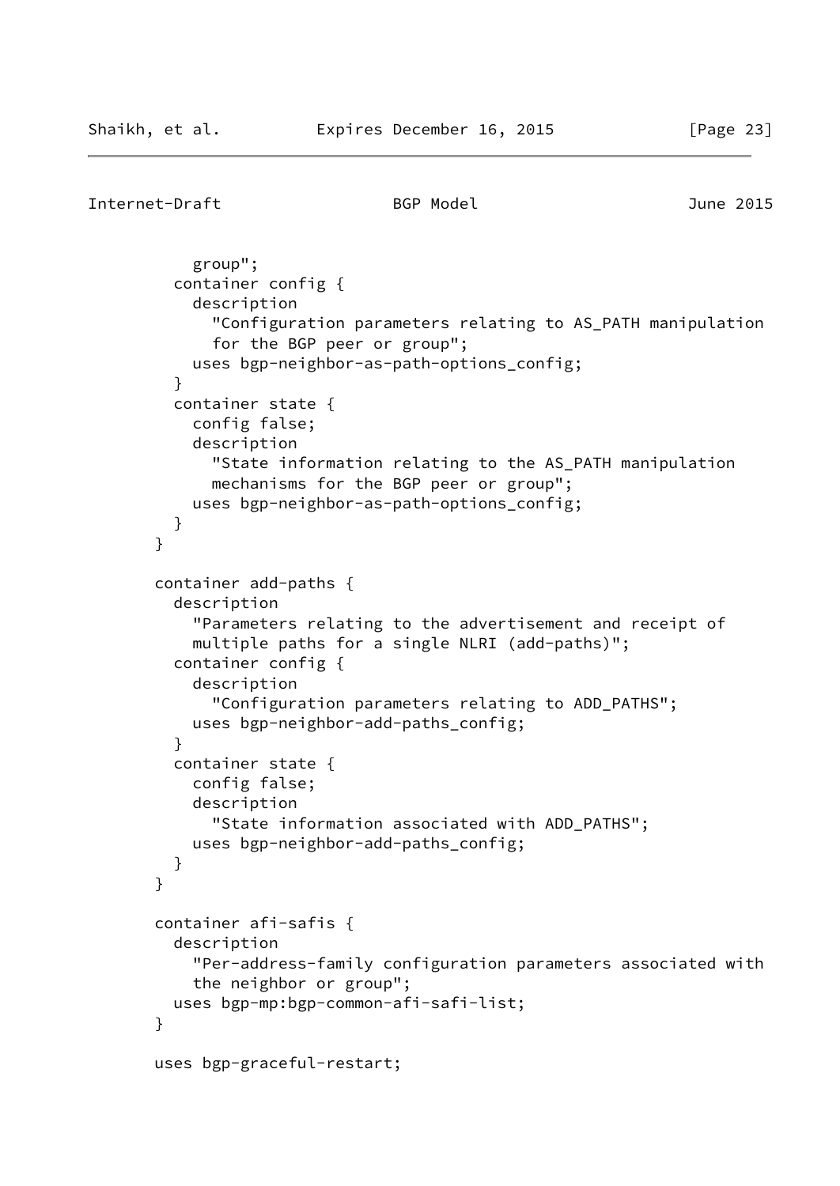```
          group";
        container config {
          description
            "Configuration parameters relating to AS_PATH manipulation
            for the BGP peer or group";
          uses bgp-neighbor-as-path-options_config;
        }
        container state {
          config false;
          description
            "State information relating to the AS_PATH manipulation
            mechanisms for the BGP peer or group";
          uses bgp-neighbor-as-path-options_config;
        }
      }

      container add-paths {
        description
          "Parameters relating to the advertisement and receipt of
          multiple paths for a single NLRI (add-paths)";
        container config {
          description
            "Configuration parameters relating to ADD_PATHS";
          uses bgp-neighbor-add-paths_config;
        }
        container state {
          config false;
          description
            "State information associated with ADD_PATHS";
          uses bgp-neighbor-add-paths_config;
        }
      }

      container afi-safis {
        description
          "Per-address-family configuration parameters associated with
          the neighbor or group";
        uses bgp-mp:bgp-common-afi-safi-list;
      }

      uses bgp-graceful-restart;
```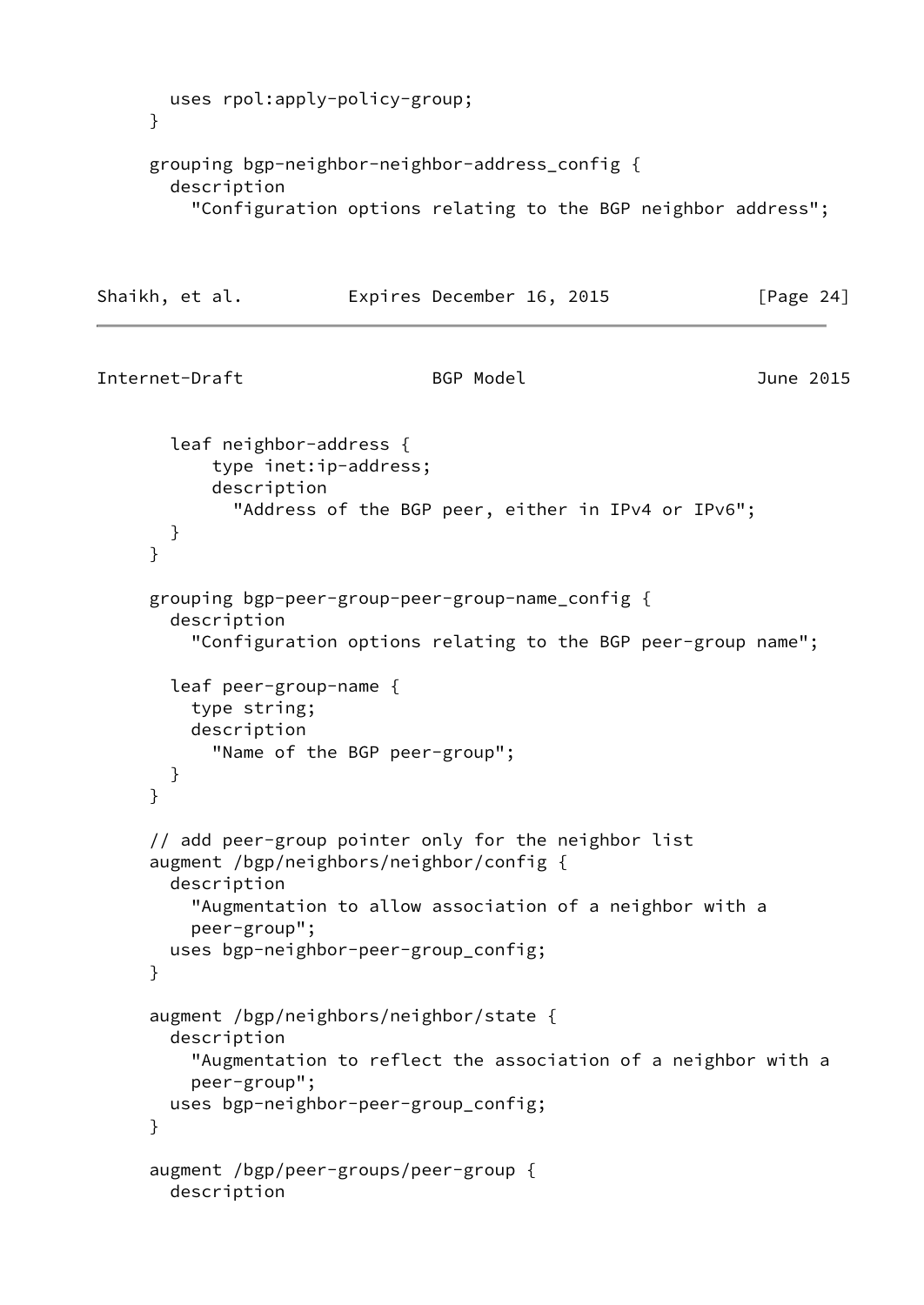```
        uses rpol:apply-policy-group;
      }

      grouping bgp-neighbor-neighbor-address_config {
        description
          "Configuration options relating to the BGP neighbor address";
```

```
        leaf neighbor-address {
            type inet:ip-address;
            description
              "Address of the BGP peer, either in IPv4 or IPv6";
        }
      }

      grouping bgp-peer-group-peer-group-name_config {
        description
          "Configuration options relating to the BGP peer-group name";

        leaf peer-group-name {
          type string;
          description
            "Name of the BGP peer-group";
        }
      }

      // add peer-group pointer only for the neighbor list
      augment /bgp/neighbors/neighbor/config {
        description
          "Augmentation to allow association of a neighbor with a
          peer-group";
        uses bgp-neighbor-peer-group_config;
      }

      augment /bgp/neighbors/neighbor/state {
        description
          "Augmentation to reflect the association of a neighbor with a
          peer-group";
        uses bgp-neighbor-peer-group_config;
      }

      augment /bgp/peer-groups/peer-group {
        description
```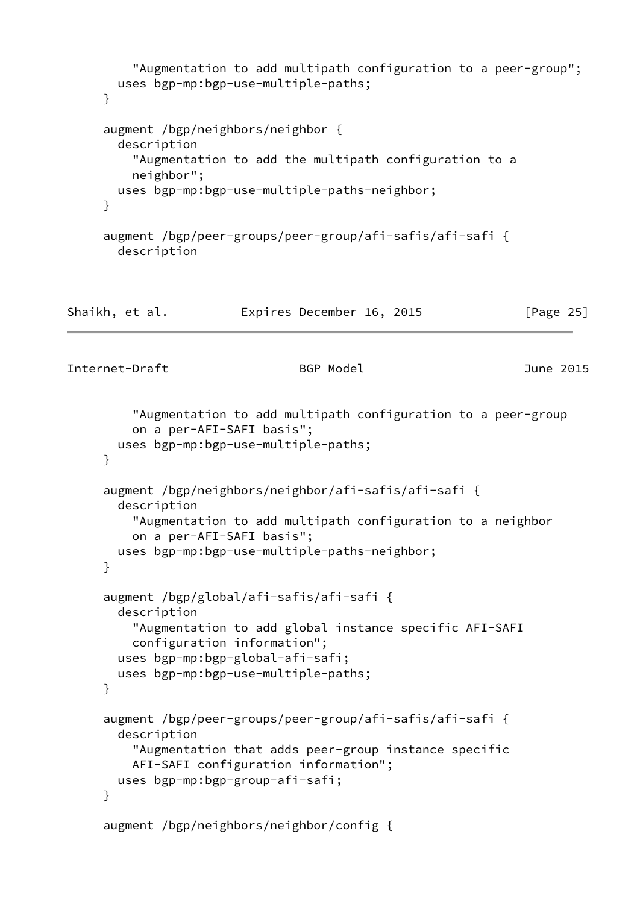```
        "Augmentation to add multipath configuration to a peer-group";
      uses bgp-mp:bgp-use-multiple-paths;
    }

    augment /bgp/neighbors/neighbor {
      description
        "Augmentation to add the multipath configuration to a
        neighbor";
      uses bgp-mp:bgp-use-multiple-paths-neighbor;
    }

    augment /bgp/peer-groups/peer-group/afi-safis/afi-safi {
      description
        "Augmentation to add multipath configuration to a peer-group
        on a per-AFI-SAFI basis";
      uses bgp-mp:bgp-use-multiple-paths;
    }

    augment /bgp/neighbors/neighbor/afi-safis/afi-safi {
      description
        "Augmentation to add multipath configuration to a neighbor
        on a per-AFI-SAFI basis";
      uses bgp-mp:bgp-use-multiple-paths-neighbor;
    }

    augment /bgp/global/afi-safis/afi-safi {
      description
        "Augmentation to add global instance specific AFI-SAFI
        configuration information";
      uses bgp-mp:bgp-global-afi-safi;
      uses bgp-mp:bgp-use-multiple-paths;
    }

    augment /bgp/peer-groups/peer-group/afi-safis/afi-safi {
      description
        "Augmentation that adds peer-group instance specific
        AFI-SAFI configuration information";
      uses bgp-mp:bgp-group-afi-safi;
    }

    augment /bgp/neighbors/neighbor/config {
```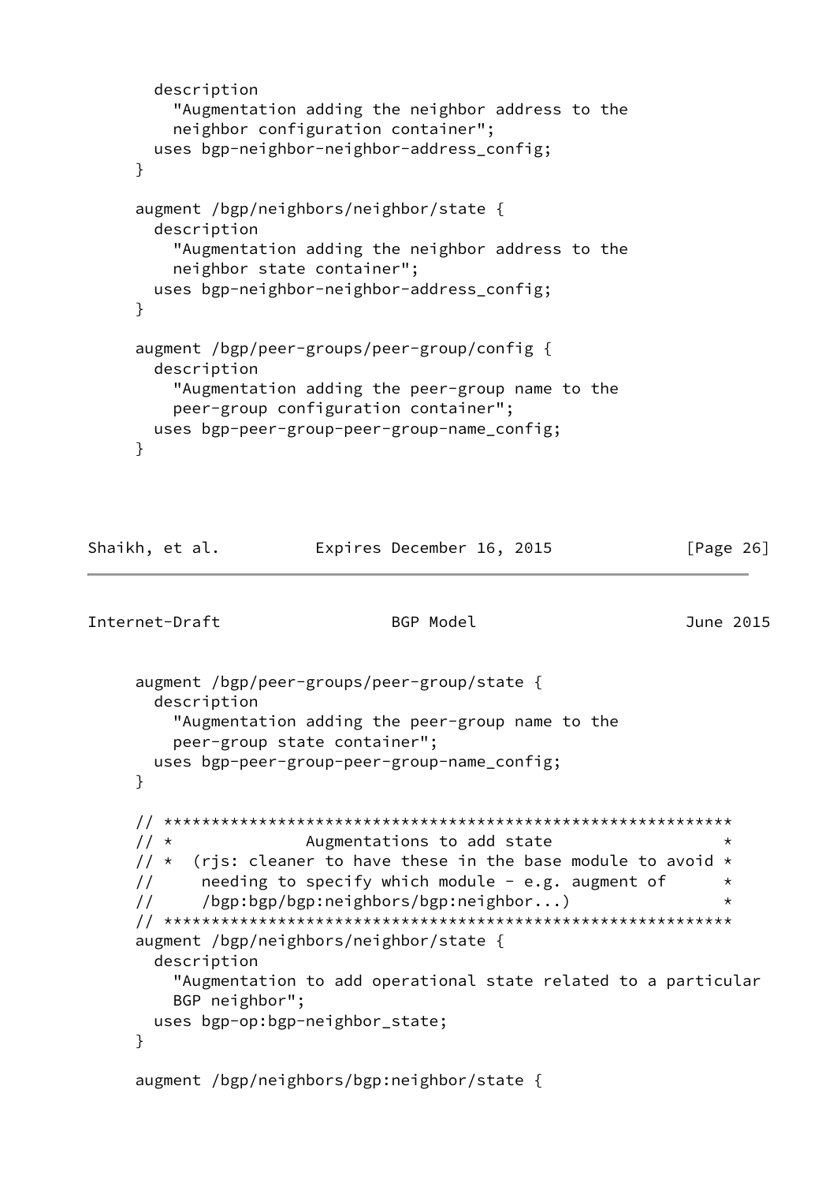```
        description
          "Augmentation adding the neighbor address to the
          neighbor configuration container";
        uses bgp-neighbor-neighbor-address_config;
      }

      augment /bgp/neighbors/neighbor/state {
        description
          "Augmentation adding the neighbor address to the
          neighbor state container";
        uses bgp-neighbor-neighbor-address_config;
      }

      augment /bgp/peer-groups/peer-group/config {
        description
          "Augmentation adding the peer-group name to the
          peer-group configuration container";
        uses bgp-peer-group-peer-group-name_config;
      }
```

```
      augment /bgp/peer-groups/peer-group/state {
        description
          "Augmentation adding the peer-group name to the
          peer-group state container";
        uses bgp-peer-group-peer-group-name_config;
      }

      // ************************************************************
      // *               Augmentations to add state                 *
      // *  (rjs: cleaner to have these in the base module to avoid *
      //      needing to specify which module - e.g. augment of      *
      //      /bgp:bgp/bgp:neighbors/bgp:neighbor...)                *
      // ************************************************************
      augment /bgp/neighbors/neighbor/state {
        description
          "Augmentation to add operational state related to a particular
          BGP neighbor";
        uses bgp-op:bgp-neighbor_state;
      }

      augment /bgp/neighbors/bgp:neighbor/state {
```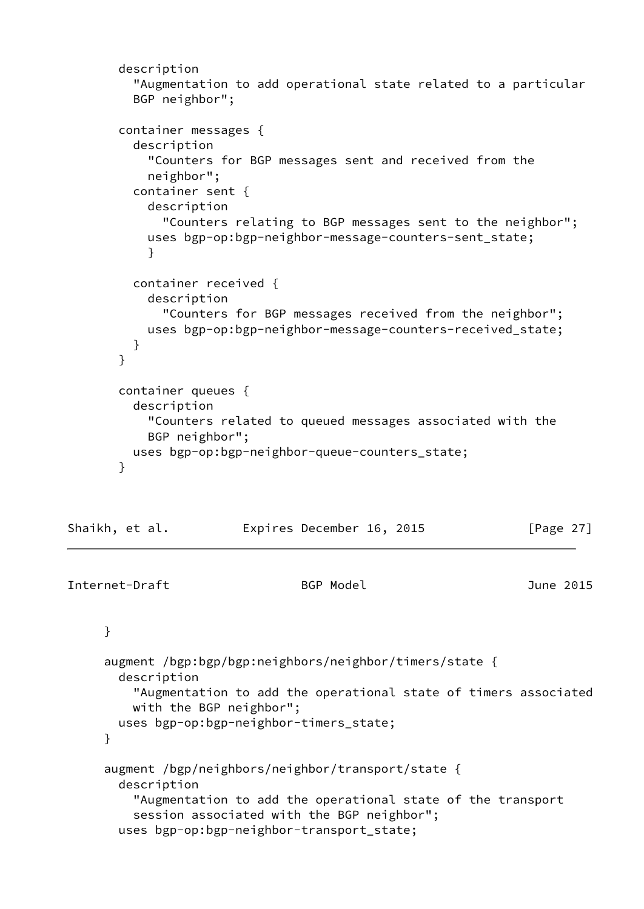```
        description
          "Augmentation to add operational state related to a particular
          BGP neighbor";

        container messages {
          description
            "Counters for BGP messages sent and received from the
            neighbor";
          container sent {
            description
              "Counters relating to BGP messages sent to the neighbor";
            uses bgp-op:bgp-neighbor-message-counters-sent_state;
            }

          container received {
            description
              "Counters for BGP messages received from the neighbor";
            uses bgp-op:bgp-neighbor-message-counters-received_state;
          }
        }

        container queues {
          description
            "Counters related to queued messages associated with the
            BGP neighbor";
          uses bgp-op:bgp-neighbor-queue-counters_state;
        }
```

```
      }

      augment /bgp:bgp/bgp:neighbors/neighbor/timers/state {
        description
          "Augmentation to add the operational state of timers associated
          with the BGP neighbor";
        uses bgp-op:bgp-neighbor-timers_state;
      }

      augment /bgp/neighbors/neighbor/transport/state {
        description
          "Augmentation to add the operational state of the transport
          session associated with the BGP neighbor";
        uses bgp-op:bgp-neighbor-transport_state;
```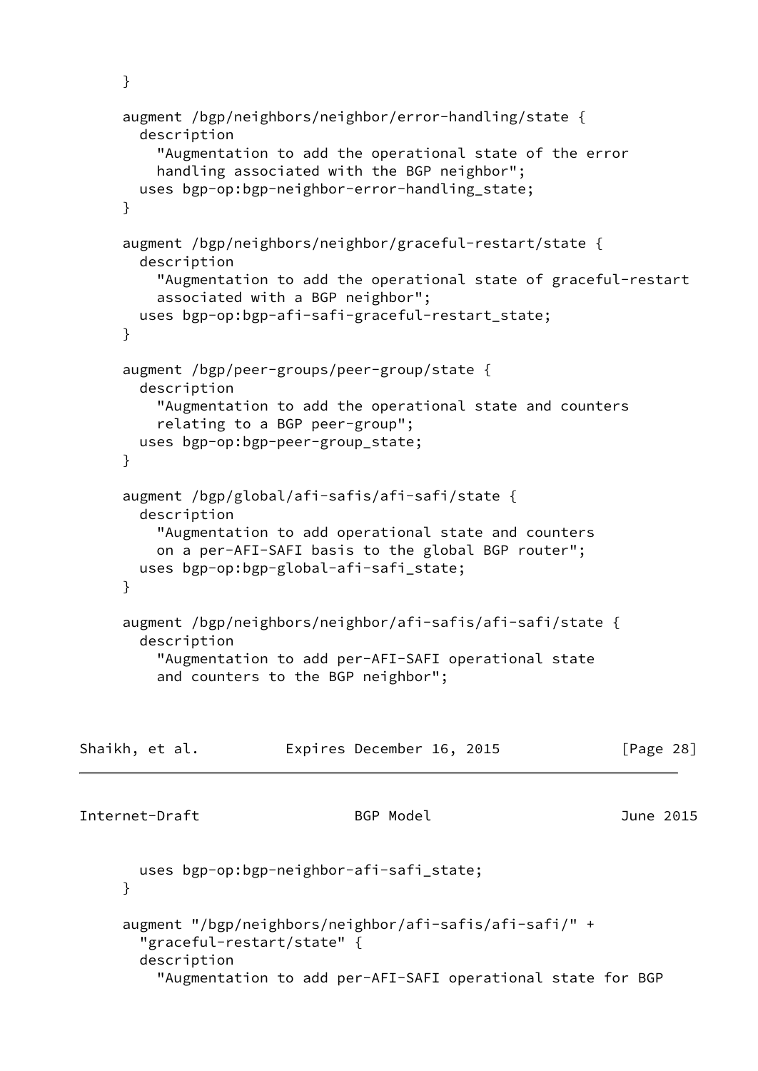```
     }

     augment /bgp/neighbors/neighbor/error-handling/state {
       description
         "Augmentation to add the operational state of the error
         handling associated with the BGP neighbor";
       uses bgp-op:bgp-neighbor-error-handling_state;
     }

     augment /bgp/neighbors/neighbor/graceful-restart/state {
       description
         "Augmentation to add the operational state of graceful-restart
         associated with a BGP neighbor";
       uses bgp-op:bgp-afi-safi-graceful-restart_state;
     }

     augment /bgp/peer-groups/peer-group/state {
       description
         "Augmentation to add the operational state and counters
         relating to a BGP peer-group";
       uses bgp-op:bgp-peer-group_state;
     }

     augment /bgp/global/afi-safis/afi-safi/state {
       description
         "Augmentation to add operational state and counters
         on a per-AFI-SAFI basis to the global BGP router";
       uses bgp-op:bgp-global-afi-safi_state;
     }

     augment /bgp/neighbors/neighbor/afi-safis/afi-safi/state {
       description
         "Augmentation to add per-AFI-SAFI operational state
         and counters to the BGP neighbor";
       uses bgp-op:bgp-neighbor-afi-safi_state;
     }

     augment "/bgp/neighbors/neighbor/afi-safis/afi-safi/" +
       "graceful-restart/state" {
       description
         "Augmentation to add per-AFI-SAFI operational state for BGP
```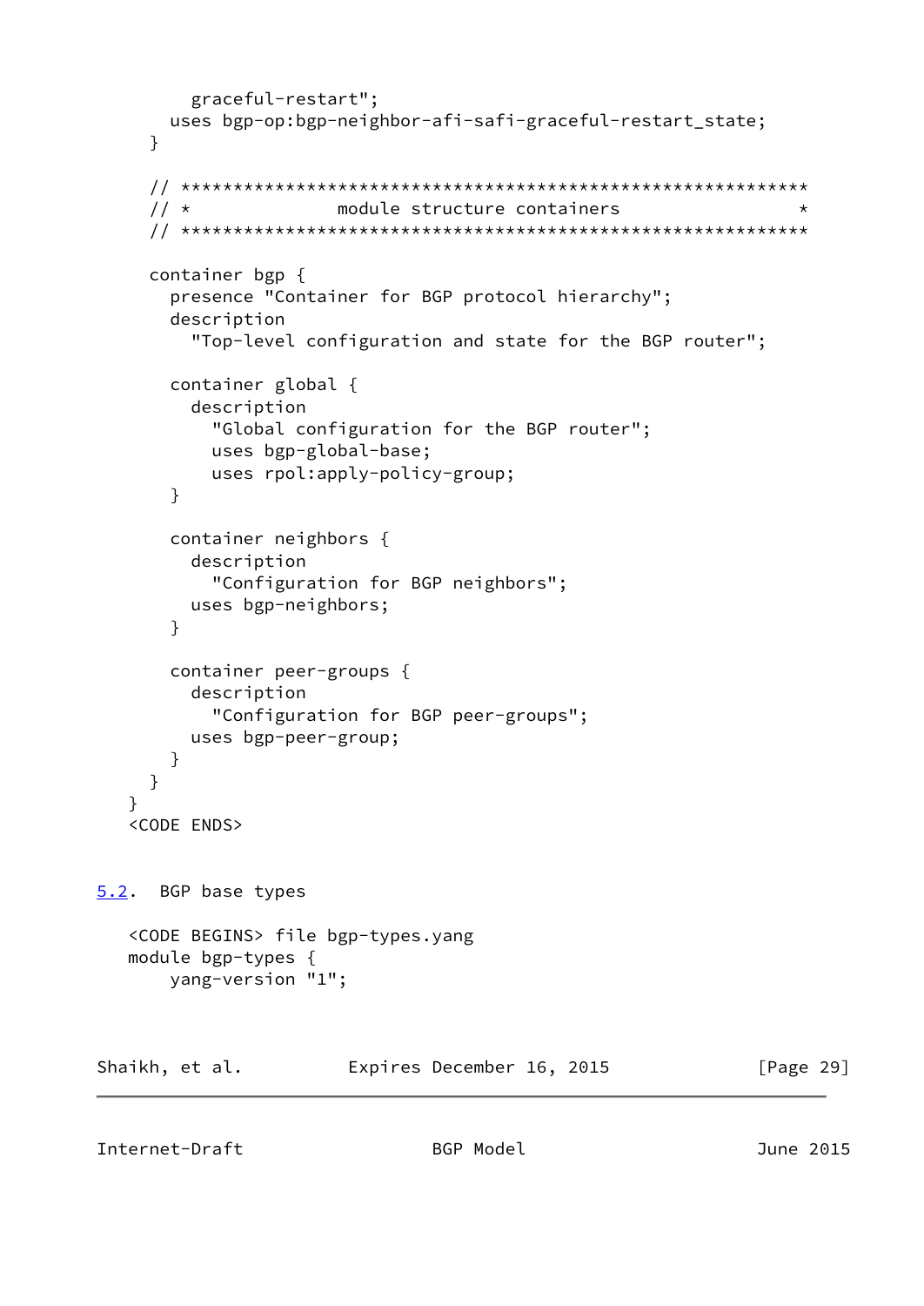```
        graceful-restart";
      uses bgp-op:bgp-neighbor-afi-safi-graceful-restart_state;
    }

    // ************************************************************
    // *              module structure containers                 *
    // ************************************************************

    container bgp {
      presence "Container for BGP protocol hierarchy";
      description
        "Top-level configuration and state for the BGP router";

      container global {
        description
          "Global configuration for the BGP router";
          uses bgp-global-base;
          uses rpol:apply-policy-group;
      }

      container neighbors {
        description
          "Configuration for BGP neighbors";
        uses bgp-neighbors;
      }

      container peer-groups {
        description
          "Configuration for BGP peer-groups";
        uses bgp-peer-group;
      }
    }
  }
  <CODE ENDS>
```

## 5.2. BGP base types

```
  <CODE BEGINS> file bgp-types.yang
  module bgp-types {
      yang-version "1";
```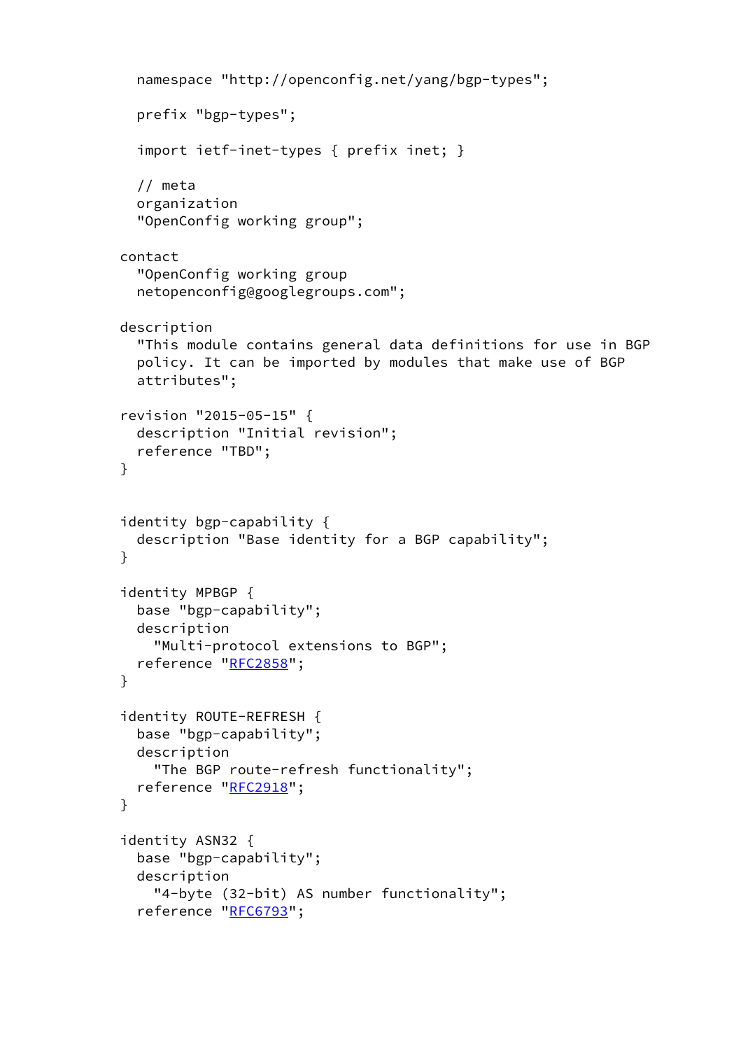```
  namespace "http://openconfig.net/yang/bgp-types";

  prefix "bgp-types";

  import ietf-inet-types { prefix inet; }

  // meta
  organization
  "OpenConfig working group";

contact
  "OpenConfig working group
  netopenconfig@googlegroups.com";

description
  "This module contains general data definitions for use in BGP
  policy. It can be imported by modules that make use of BGP
  attributes";

revision "2015-05-15" {
  description "Initial revision";
  reference "TBD";
}


identity bgp-capability {
  description "Base identity for a BGP capability";
}

identity MPBGP {
  base "bgp-capability";
  description
    "Multi-protocol extensions to BGP";
  reference "RFC2858";
}

identity ROUTE-REFRESH {
  base "bgp-capability";
  description
    "The BGP route-refresh functionality";
  reference "RFC2918";
}

identity ASN32 {
  base "bgp-capability";
  description
    "4-byte (32-bit) AS number functionality";
  reference "RFC6793";
```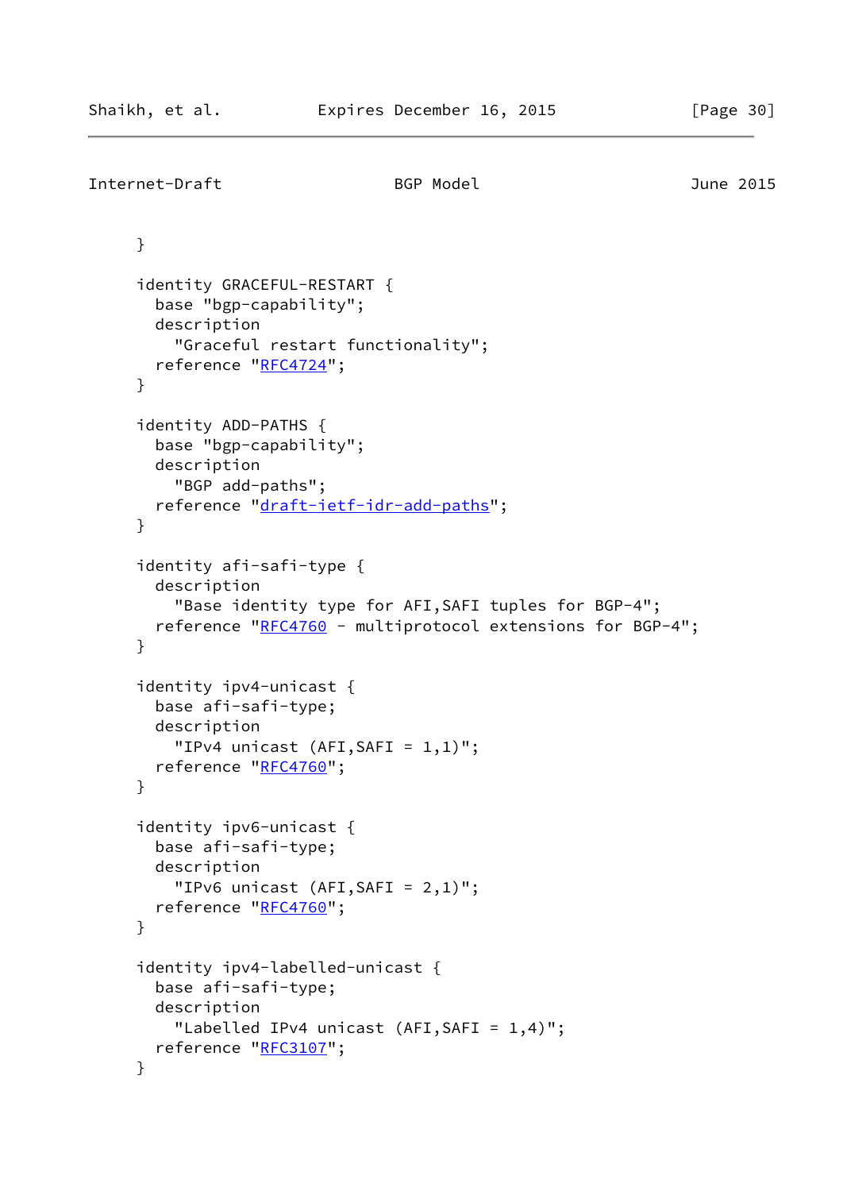```
     }

     identity GRACEFUL-RESTART {
       base "bgp-capability";
       description
         "Graceful restart functionality";
       reference "RFC4724";
     }

     identity ADD-PATHS {
       base "bgp-capability";
       description
         "BGP add-paths";
       reference "draft-ietf-idr-add-paths";
     }

     identity afi-safi-type {
       description
         "Base identity type for AFI,SAFI tuples for BGP-4";
       reference "RFC4760 - multiprotocol extensions for BGP-4";
     }

     identity ipv4-unicast {
       base afi-safi-type;
       description
         "IPv4 unicast (AFI,SAFI = 1,1)";
       reference "RFC4760";
     }

     identity ipv6-unicast {
       base afi-safi-type;
       description
         "IPv6 unicast (AFI,SAFI = 2,1)";
       reference "RFC4760";
     }

     identity ipv4-labelled-unicast {
       base afi-safi-type;
       description
         "Labelled IPv4 unicast (AFI,SAFI = 1,4)";
       reference "RFC3107";
     }
```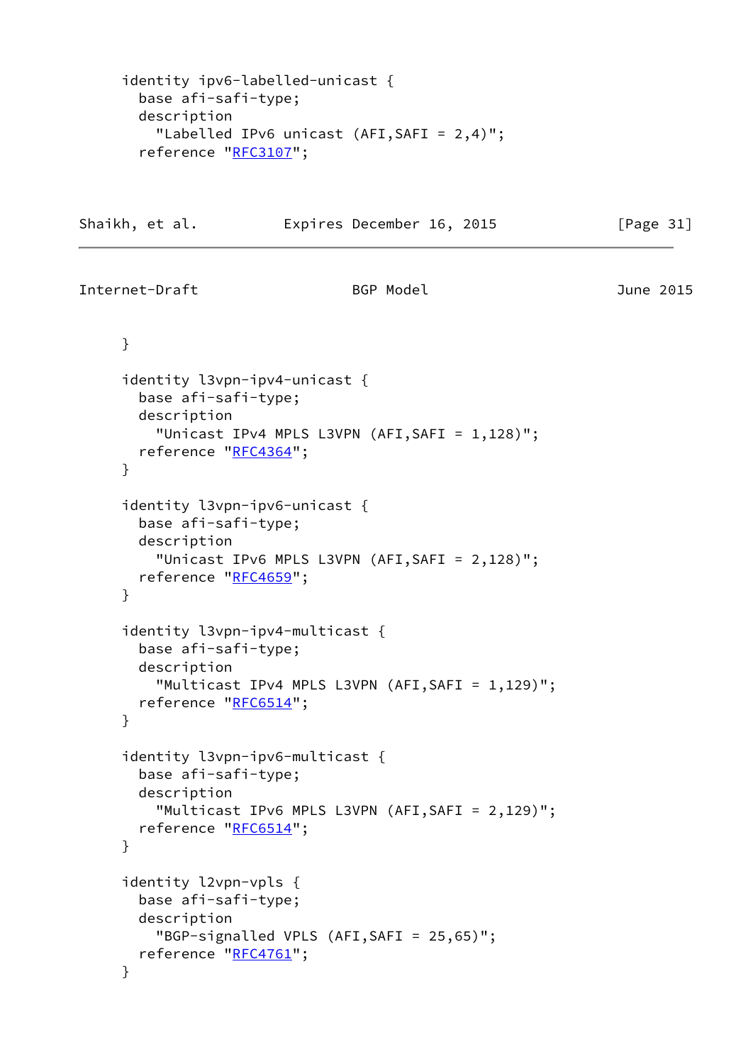```
     identity ipv6-labelled-unicast {
       base afi-safi-type;
       description
         "Labelled IPv6 unicast (AFI,SAFI = 2,4)";
       reference "RFC3107";
     }

     identity l3vpn-ipv4-unicast {
       base afi-safi-type;
       description
         "Unicast IPv4 MPLS L3VPN (AFI,SAFI = 1,128)";
       reference "RFC4364";
     }

     identity l3vpn-ipv6-unicast {
       base afi-safi-type;
       description
         "Unicast IPv6 MPLS L3VPN (AFI,SAFI = 2,128)";
       reference "RFC4659";
     }

     identity l3vpn-ipv4-multicast {
       base afi-safi-type;
       description
         "Multicast IPv4 MPLS L3VPN (AFI,SAFI = 1,129)";
       reference "RFC6514";
     }

     identity l3vpn-ipv6-multicast {
       base afi-safi-type;
       description
         "Multicast IPv6 MPLS L3VPN (AFI,SAFI = 2,129)";
       reference "RFC6514";
     }

     identity l2vpn-vpls {
       base afi-safi-type;
       description
         "BGP-signalled VPLS (AFI,SAFI = 25,65)";
       reference "RFC4761";
     }
```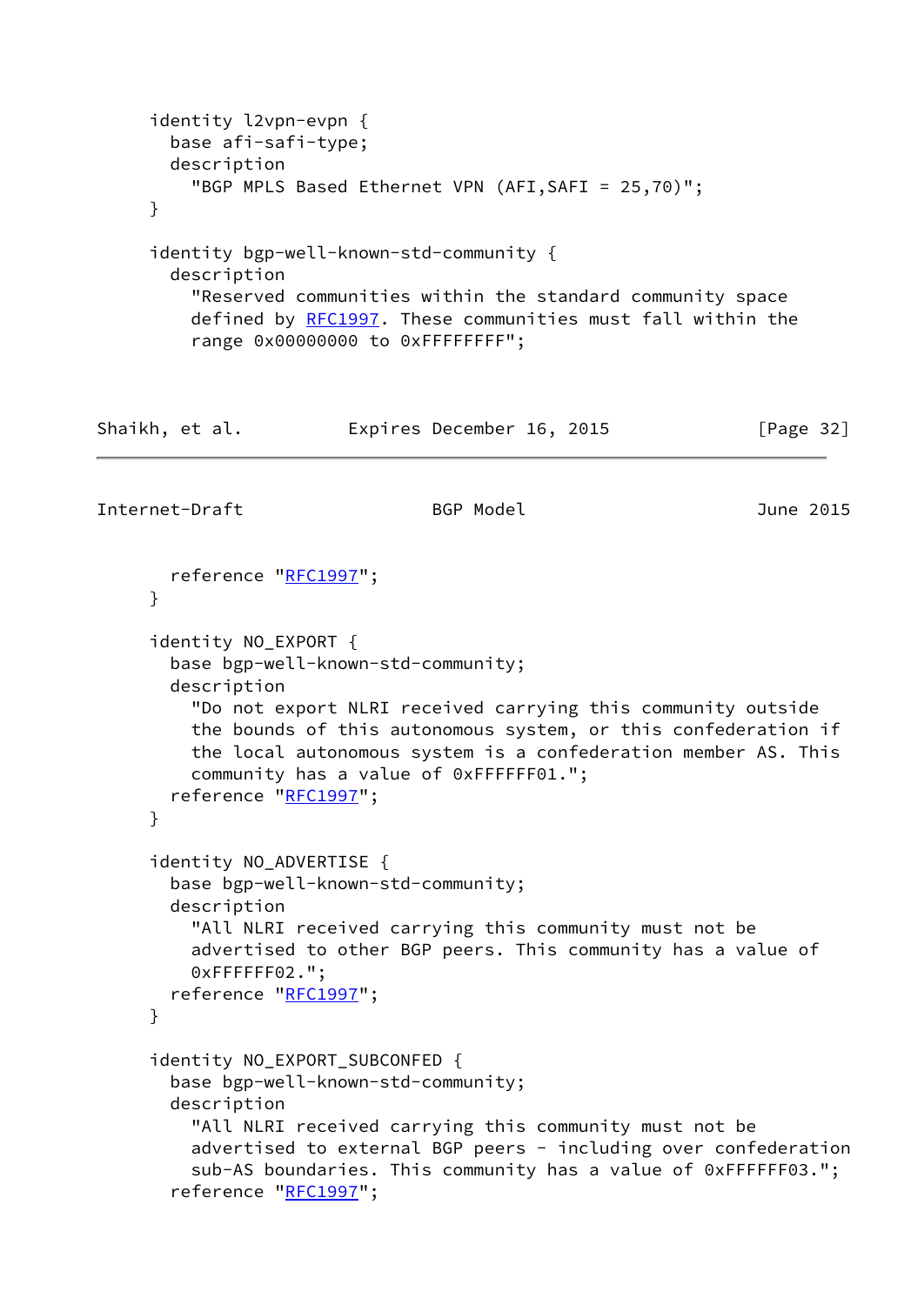```
     identity l2vpn-evpn {
       base afi-safi-type;
       description
         "BGP MPLS Based Ethernet VPN (AFI,SAFI = 25,70)";
     }

     identity bgp-well-known-std-community {
       description
         "Reserved communities within the standard community space
         defined by RFC1997. These communities must fall within the
         range 0x00000000 to 0xFFFFFFFF";
       reference "RFC1997";
     }

     identity NO_EXPORT {
       base bgp-well-known-std-community;
       description
         "Do not export NLRI received carrying this community outside
         the bounds of this autonomous system, or this confederation if
         the local autonomous system is a confederation member AS. This
         community has a value of 0xFFFFFF01.";
       reference "RFC1997";
     }

     identity NO_ADVERTISE {
       base bgp-well-known-std-community;
       description
         "All NLRI received carrying this community must not be
         advertised to other BGP peers. This community has a value of
         0xFFFFFF02.";
       reference "RFC1997";
     }

     identity NO_EXPORT_SUBCONFED {
       base bgp-well-known-std-community;
       description
         "All NLRI received carrying this community must not be
         advertised to external BGP peers - including over confederation
         sub-AS boundaries. This community has a value of 0xFFFFFF03.";
       reference "RFC1997";
```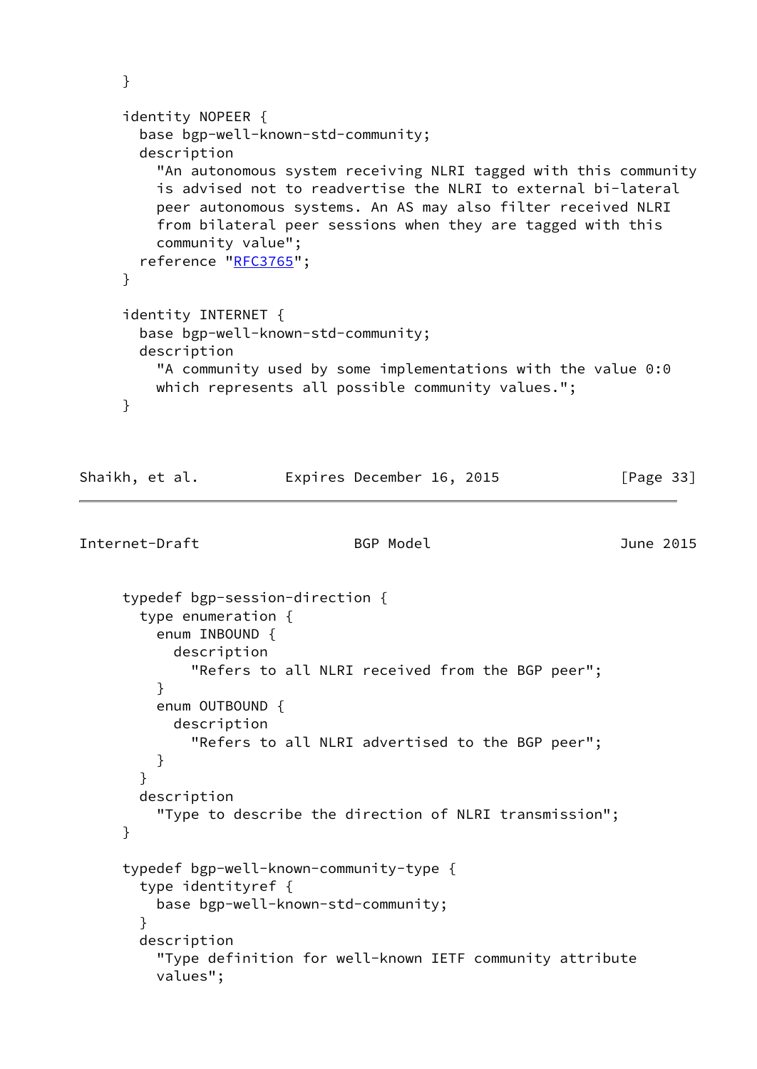```
     }

     identity NOPEER {
       base bgp-well-known-std-community;
       description
         "An autonomous system receiving NLRI tagged with this community
         is advised not to readvertise the NLRI to external bi-lateral
         peer autonomous systems. An AS may also filter received NLRI
         from bilateral peer sessions when they are tagged with this
         community value";
       reference "RFC3765";
     }

     identity INTERNET {
       base bgp-well-known-std-community;
       description
         "A community used by some implementations with the value 0:0
         which represents all possible community values.";
     }
```

```
     typedef bgp-session-direction {
       type enumeration {
         enum INBOUND {
           description
             "Refers to all NLRI received from the BGP peer";
         }
         enum OUTBOUND {
           description
             "Refers to all NLRI advertised to the BGP peer";
         }
       }
       description
         "Type to describe the direction of NLRI transmission";
     }

     typedef bgp-well-known-community-type {
       type identityref {
         base bgp-well-known-std-community;
       }
       description
         "Type definition for well-known IETF community attribute
         values";
```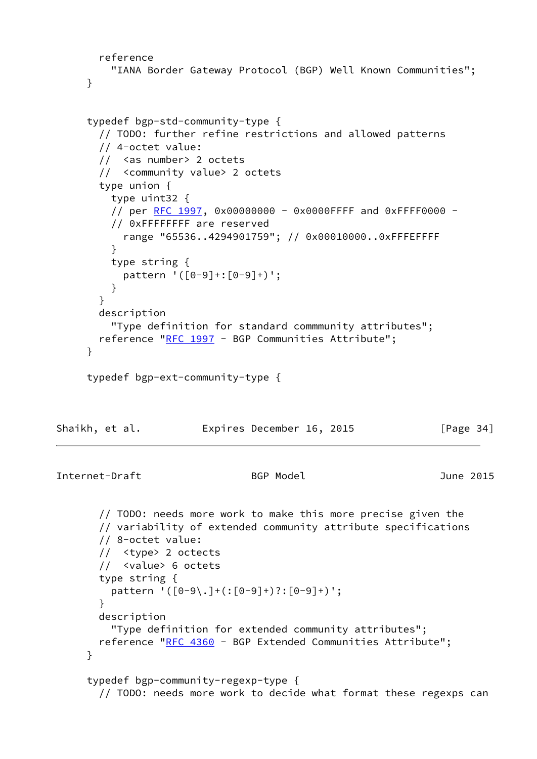```
    reference
      "IANA Border Gateway Protocol (BGP) Well Known Communities";
  }


  typedef bgp-std-community-type {
    // TODO: further refine restrictions and allowed patterns
    // 4-octet value:
    //  <as number> 2 octets
    //  <community value> 2 octets
    type union {
      type uint32 {
      // per RFC 1997, 0x00000000 - 0x0000FFFF and 0xFFFF0000 -
      // 0xFFFFFFFF are reserved
        range "65536..4294901759"; // 0x00010000..0xFFFEFFFF
      }
      type string {
        pattern '([0-9]+:[0-9]+)';
      }
    }
    description
      "Type definition for standard commmunity attributes";
    reference "RFC 1997 - BGP Communities Attribute";
  }

  typedef bgp-ext-community-type {
    // TODO: needs more work to make this more precise given the
    // variability of extended community attribute specifications
    // 8-octet value:
    //  <type> 2 octects
    //  <value> 6 octets
    type string {
      pattern '([0-9\.]+(:[0-9]+)?:[0-9]+)';
    }
    description
      "Type definition for extended community attributes";
    reference "RFC 4360 - BGP Extended Communities Attribute";
  }

  typedef bgp-community-regexp-type {
    // TODO: needs more work to decide what format these regexps can
```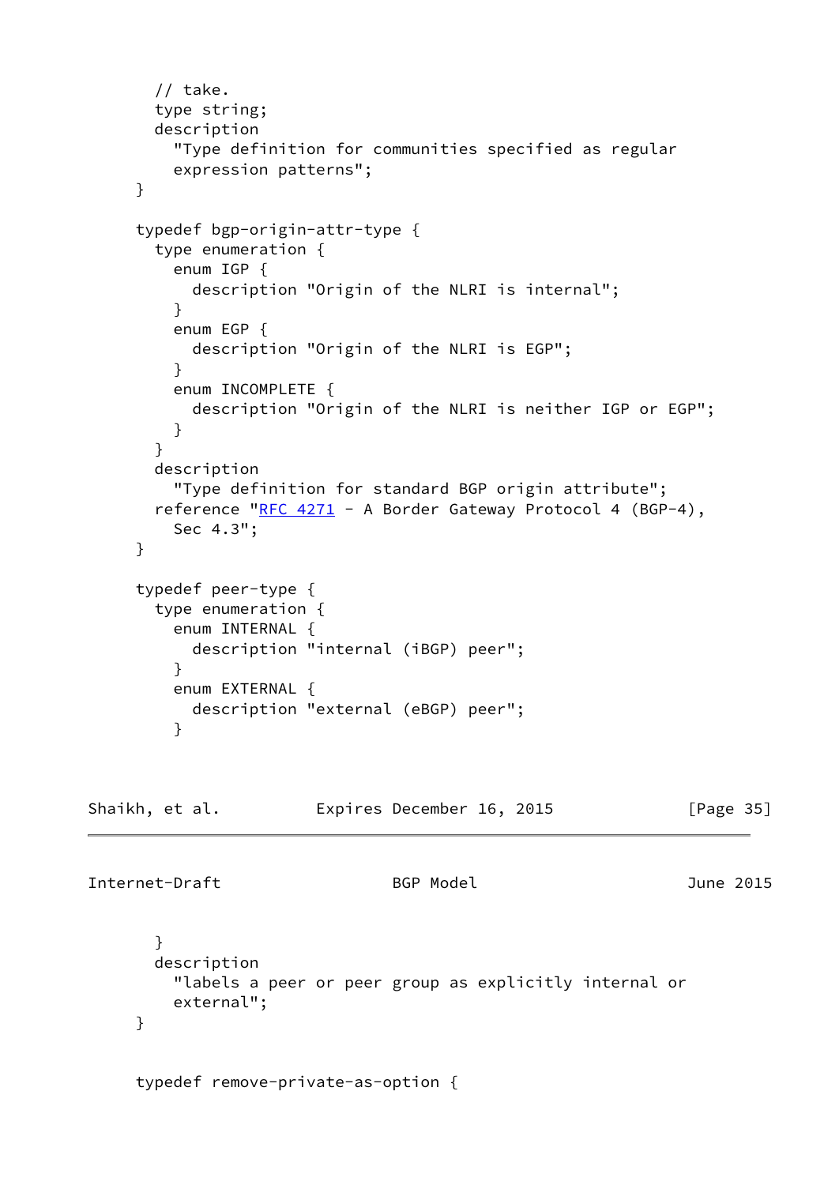```
       // take.
       type string;
       description
         "Type definition for communities specified as regular
         expression patterns";
     }

     typedef bgp-origin-attr-type {
       type enumeration {
         enum IGP {
           description "Origin of the NLRI is internal";
         }
         enum EGP {
           description "Origin of the NLRI is EGP";
         }
         enum INCOMPLETE {
           description "Origin of the NLRI is neither IGP or EGP";
         }
       }
       description
         "Type definition for standard BGP origin attribute";
       reference "RFC 4271 - A Border Gateway Protocol 4 (BGP-4),
         Sec 4.3";
     }

     typedef peer-type {
       type enumeration {
         enum INTERNAL {
           description "internal (iBGP) peer";
         }
         enum EXTERNAL {
           description "external (eBGP) peer";
         }
       }
       description
         "labels a peer or peer group as explicitly internal or
         external";
     }


     typedef remove-private-as-option {
```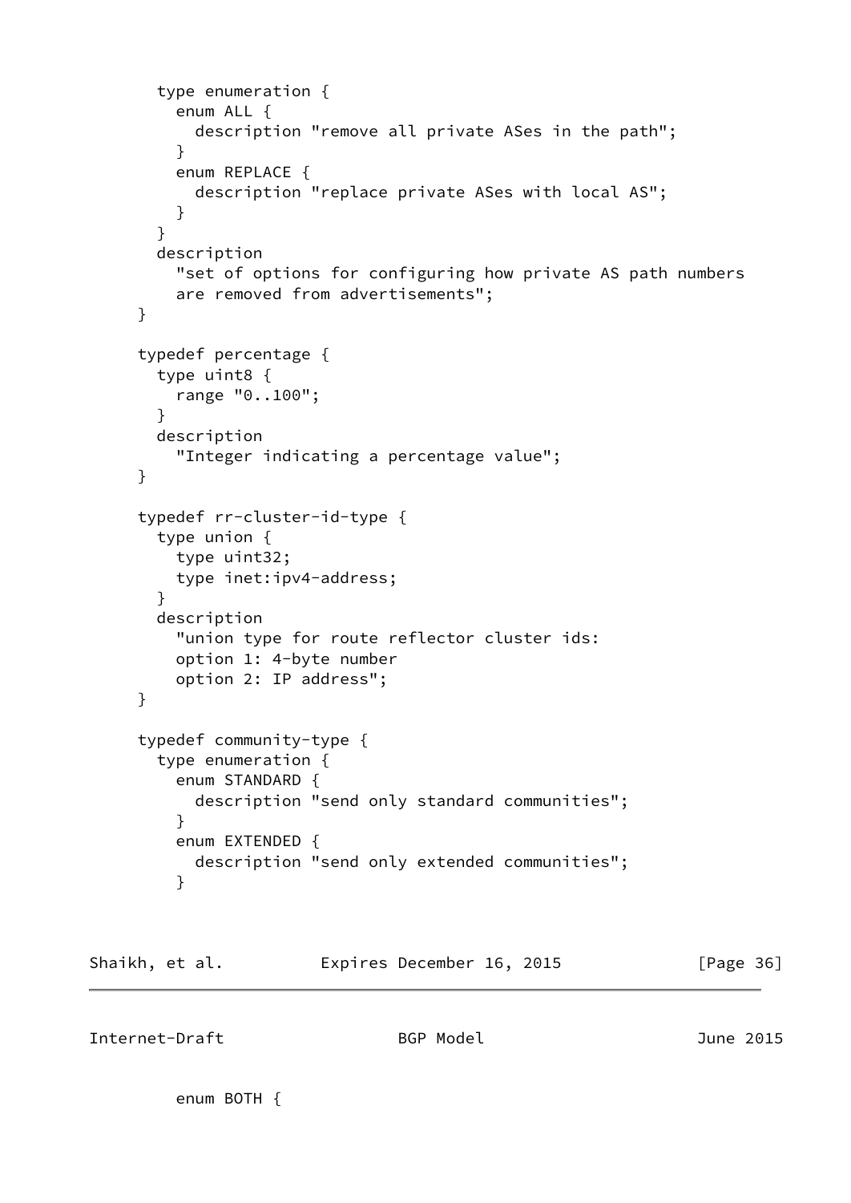```
        type enumeration {
          enum ALL {
            description "remove all private ASes in the path";
          }
          enum REPLACE {
            description "replace private ASes with local AS";
          }
        }
        description
          "set of options for configuring how private AS path numbers
          are removed from advertisements";
      }

      typedef percentage {
        type uint8 {
          range "0..100";
        }
        description
          "Integer indicating a percentage value";
      }

      typedef rr-cluster-id-type {
        type union {
          type uint32;
          type inet:ipv4-address;
        }
        description
          "union type for route reflector cluster ids:
          option 1: 4-byte number
          option 2: IP address";
      }

      typedef community-type {
        type enumeration {
          enum STANDARD {
            description "send only standard communities";
          }
          enum EXTENDED {
            description "send only extended communities";
          }
```

```
          enum BOTH {
```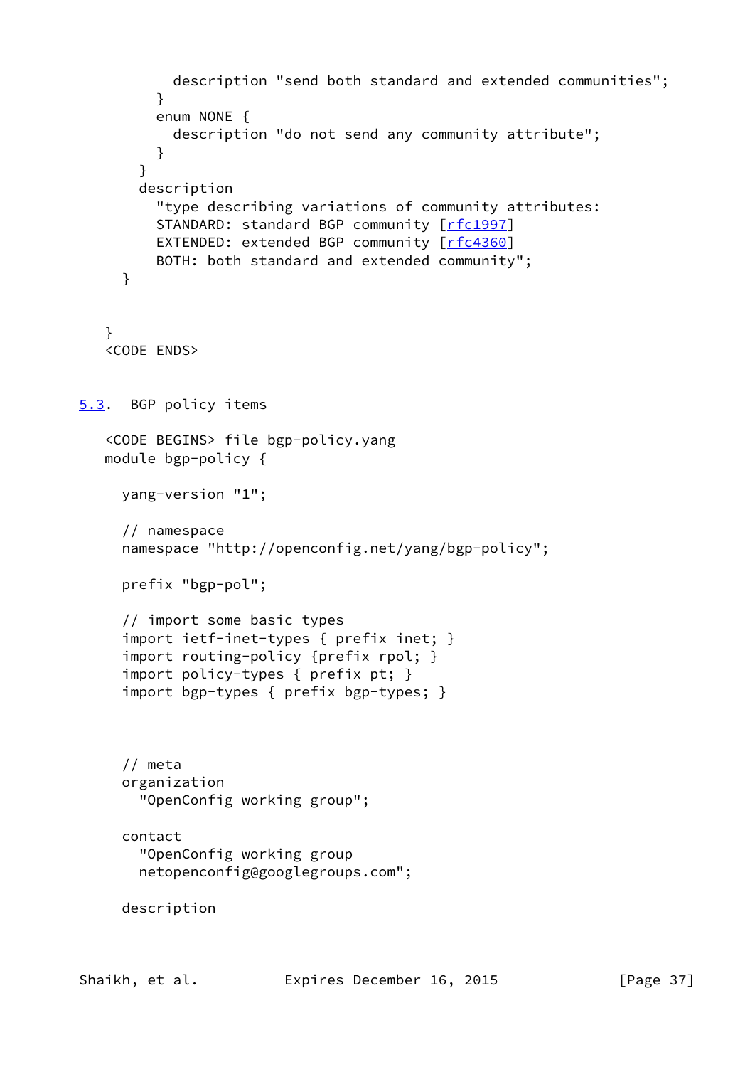```
          description "send both standard and extended communities";
        }
        enum NONE {
          description "do not send any community attribute";
        }
      }
      description
        "type describing variations of community attributes:
        STANDARD: standard BGP community [rfc1997]
        EXTENDED: extended BGP community [rfc4360]
        BOTH: both standard and extended community";
    }


  }
  <CODE ENDS>
```

### 5.3. BGP policy items

```
  <CODE BEGINS> file bgp-policy.yang
  module bgp-policy {

    yang-version "1";

    // namespace
    namespace "http://openconfig.net/yang/bgp-policy";

    prefix "bgp-pol";

    // import some basic types
    import ietf-inet-types { prefix inet; }
    import routing-policy {prefix rpol; }
    import policy-types { prefix pt; }
    import bgp-types { prefix bgp-types; }



    // meta
    organization
      "OpenConfig working group";

    contact
      "OpenConfig working group
      netopenconfig@googlegroups.com";

    description
```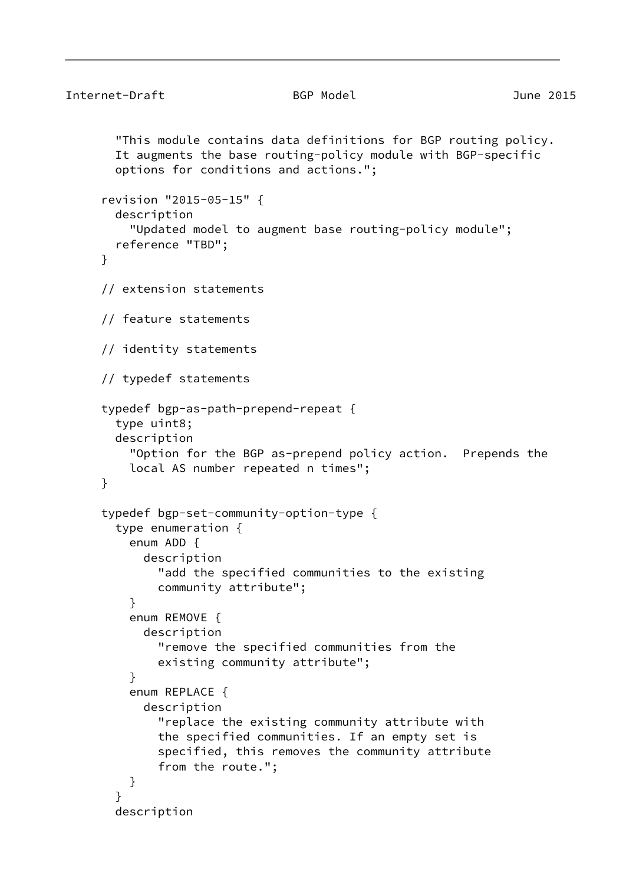```
        "This module contains data definitions for BGP routing policy.
        It augments the base routing-policy module with BGP-specific
        options for conditions and actions.";

      revision "2015-05-15" {
        description
          "Updated model to augment base routing-policy module";
        reference "TBD";
      }

      // extension statements

      // feature statements

      // identity statements

      // typedef statements

      typedef bgp-as-path-prepend-repeat {
        type uint8;
        description
          "Option for the BGP as-prepend policy action.  Prepends the
          local AS number repeated n times";
      }

      typedef bgp-set-community-option-type {
        type enumeration {
          enum ADD {
            description
              "add the specified communities to the existing
              community attribute";
          }
          enum REMOVE {
            description
              "remove the specified communities from the
              existing community attribute";
          }
          enum REPLACE {
            description
              "replace the existing community attribute with
              the specified communities. If an empty set is
              specified, this removes the community attribute
              from the route.";
          }
        }
        description
```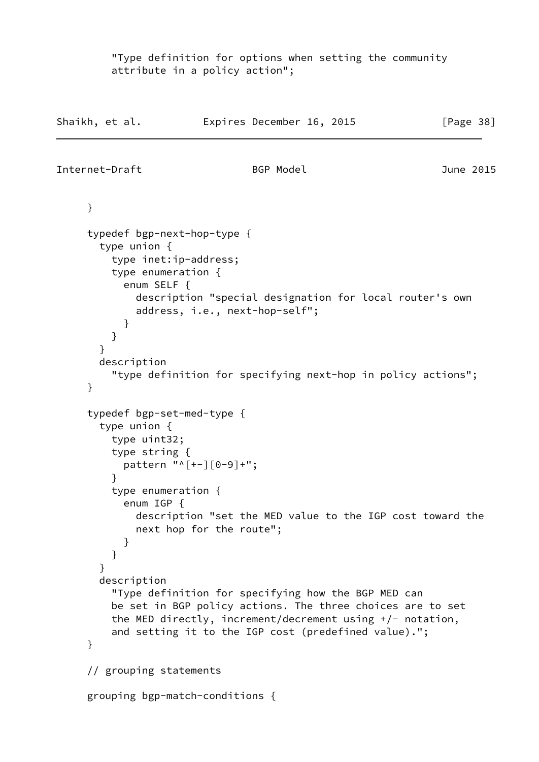```
        "Type definition for options when setting the community
        attribute in a policy action";
    }

    typedef bgp-next-hop-type {
      type union {
        type inet:ip-address;
        type enumeration {
          enum SELF {
            description "special designation for local router's own
            address, i.e., next-hop-self";
          }
        }
      }
      description
        "type definition for specifying next-hop in policy actions";
    }

    typedef bgp-set-med-type {
      type union {
        type uint32;
        type string {
          pattern "^[+-][0-9]+";
        }
        type enumeration {
          enum IGP {
            description "set the MED value to the IGP cost toward the
            next hop for the route";
          }
        }
      }
      description
        "Type definition for specifying how the BGP MED can
        be set in BGP policy actions. The three choices are to set
        the MED directly, increment/decrement using +/- notation,
        and setting it to the IGP cost (predefined value).";
    }

    // grouping statements

    grouping bgp-match-conditions {
```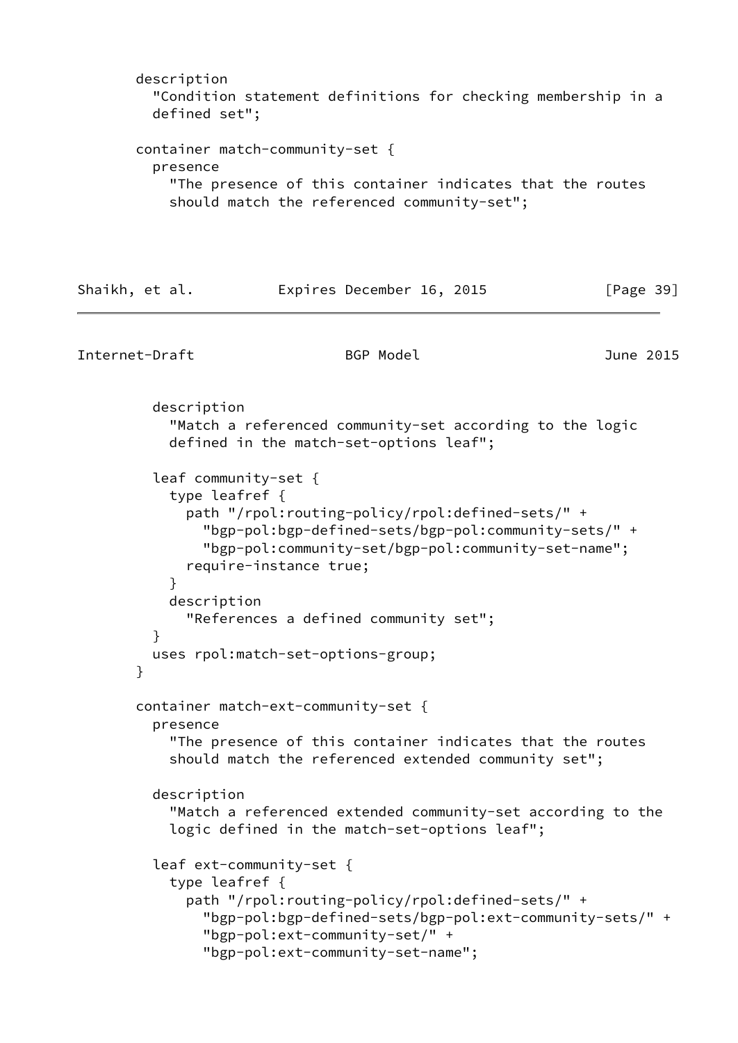```
      description
        "Condition statement definitions for checking membership in a
        defined set";

      container match-community-set {
        presence
          "The presence of this container indicates that the routes
          should match the referenced community-set";

        description
          "Match a referenced community-set according to the logic
          defined in the match-set-options leaf";

        leaf community-set {
          type leafref {
            path "/rpol:routing-policy/rpol:defined-sets/" +
              "bgp-pol:bgp-defined-sets/bgp-pol:community-sets/" +
              "bgp-pol:community-set/bgp-pol:community-set-name";
            require-instance true;
          }
          description
            "References a defined community set";
        }
        uses rpol:match-set-options-group;
      }

      container match-ext-community-set {
        presence
          "The presence of this container indicates that the routes
          should match the referenced extended community set";

        description
          "Match a referenced extended community-set according to the
          logic defined in the match-set-options leaf";

        leaf ext-community-set {
          type leafref {
            path "/rpol:routing-policy/rpol:defined-sets/" +
              "bgp-pol:bgp-defined-sets/bgp-pol:ext-community-sets/" +
              "bgp-pol:ext-community-set/" +
              "bgp-pol:ext-community-set-name";
```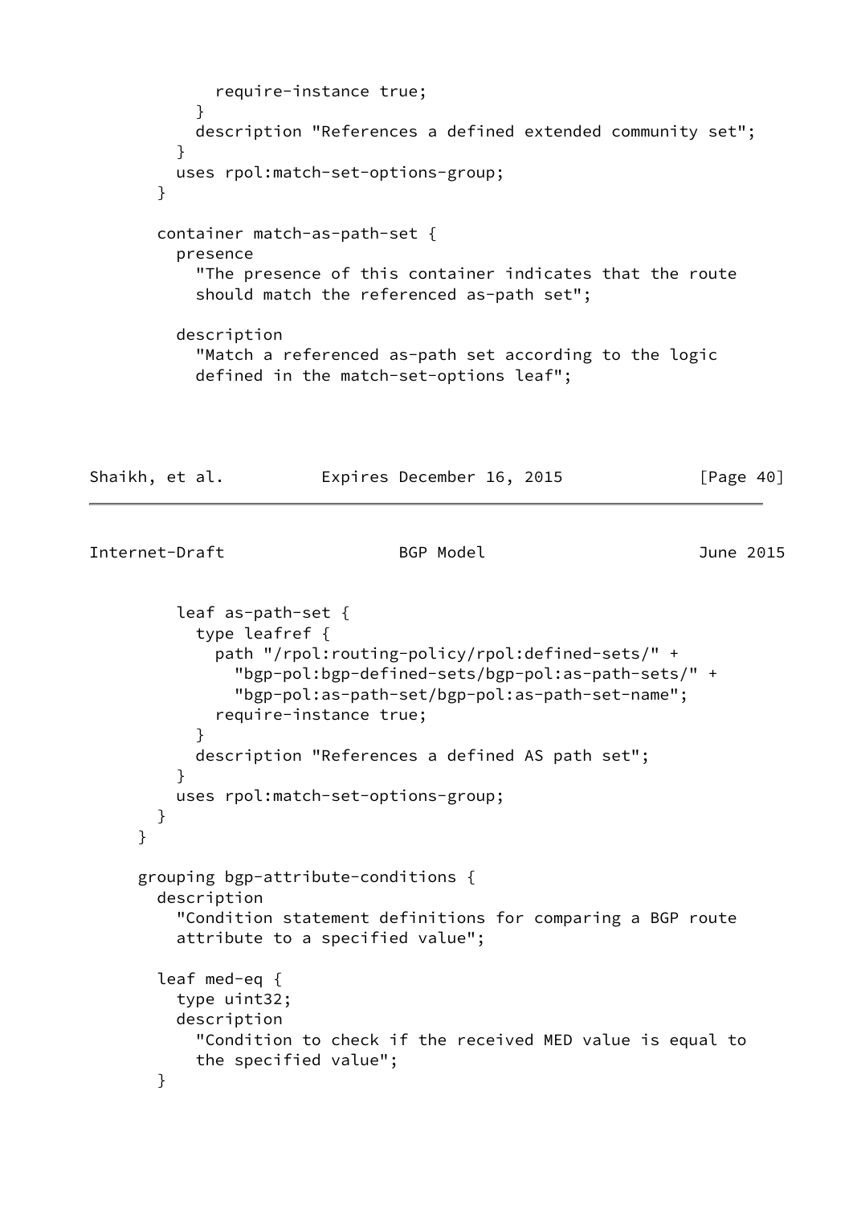```
            require-instance true;
          }
          description "References a defined extended community set";
        }
        uses rpol:match-set-options-group;
      }

      container match-as-path-set {
        presence
          "The presence of this container indicates that the route
          should match the referenced as-path set";

        description
          "Match a referenced as-path set according to the logic
          defined in the match-set-options leaf";

        leaf as-path-set {
          type leafref {
            path "/rpol:routing-policy/rpol:defined-sets/" +
              "bgp-pol:bgp-defined-sets/bgp-pol:as-path-sets/" +
              "bgp-pol:as-path-set/bgp-pol:as-path-set-name";
            require-instance true;
          }
          description "References a defined AS path set";
        }
        uses rpol:match-set-options-group;
      }
    }

    grouping bgp-attribute-conditions {
      description
        "Condition statement definitions for comparing a BGP route
        attribute to a specified value";

      leaf med-eq {
        type uint32;
        description
          "Condition to check if the received MED value is equal to
          the specified value";
      }
```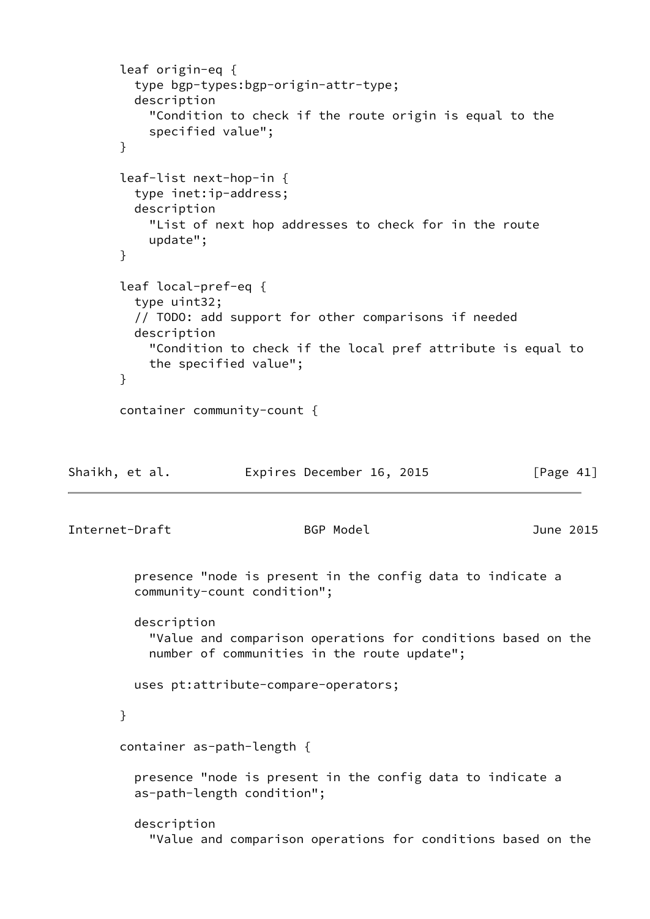```
        leaf origin-eq {
          type bgp-types:bgp-origin-attr-type;
          description
            "Condition to check if the route origin is equal to the
            specified value";
        }

        leaf-list next-hop-in {
          type inet:ip-address;
          description
            "List of next hop addresses to check for in the route
            update";
        }

        leaf local-pref-eq {
          type uint32;
          // TODO: add support for other comparisons if needed
          description
            "Condition to check if the local pref attribute is equal to
            the specified value";
        }

        container community-count {
```

```
          presence "node is present in the config data to indicate a
          community-count condition";

          description
            "Value and comparison operations for conditions based on the
            number of communities in the route update";

          uses pt:attribute-compare-operators;

        }

        container as-path-length {

          presence "node is present in the config data to indicate a
          as-path-length condition";

          description
            "Value and comparison operations for conditions based on the
```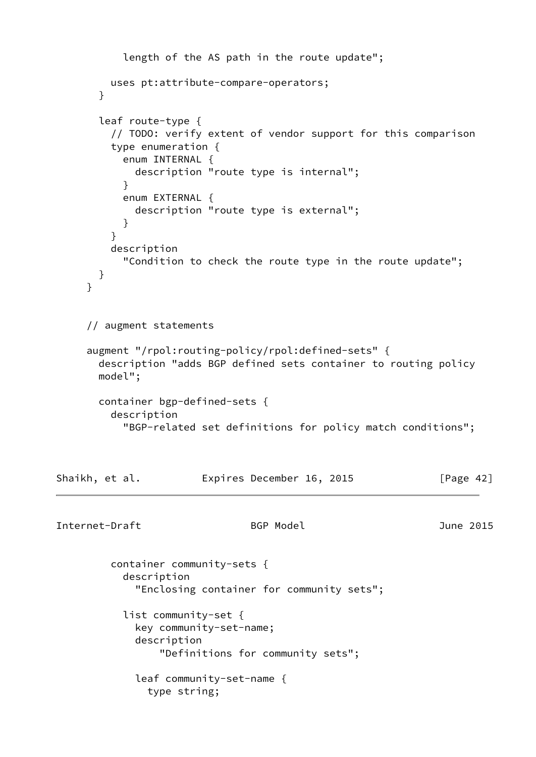```
          length of the AS path in the route update";

        uses pt:attribute-compare-operators;
      }

      leaf route-type {
        // TODO: verify extent of vendor support for this comparison
        type enumeration {
          enum INTERNAL {
            description "route type is internal";
          }
          enum EXTERNAL {
            description "route type is external";
          }
        }
        description
          "Condition to check the route type in the route update";
      }
    }


    // augment statements

    augment "/rpol:routing-policy/rpol:defined-sets" {
      description "adds BGP defined sets container to routing policy
      model";

      container bgp-defined-sets {
        description
          "BGP-related set definitions for policy match conditions";

        container community-sets {
          description
            "Enclosing container for community sets";

          list community-set {
            key community-set-name;
            description
                "Definitions for community sets";

            leaf community-set-name {
              type string;
```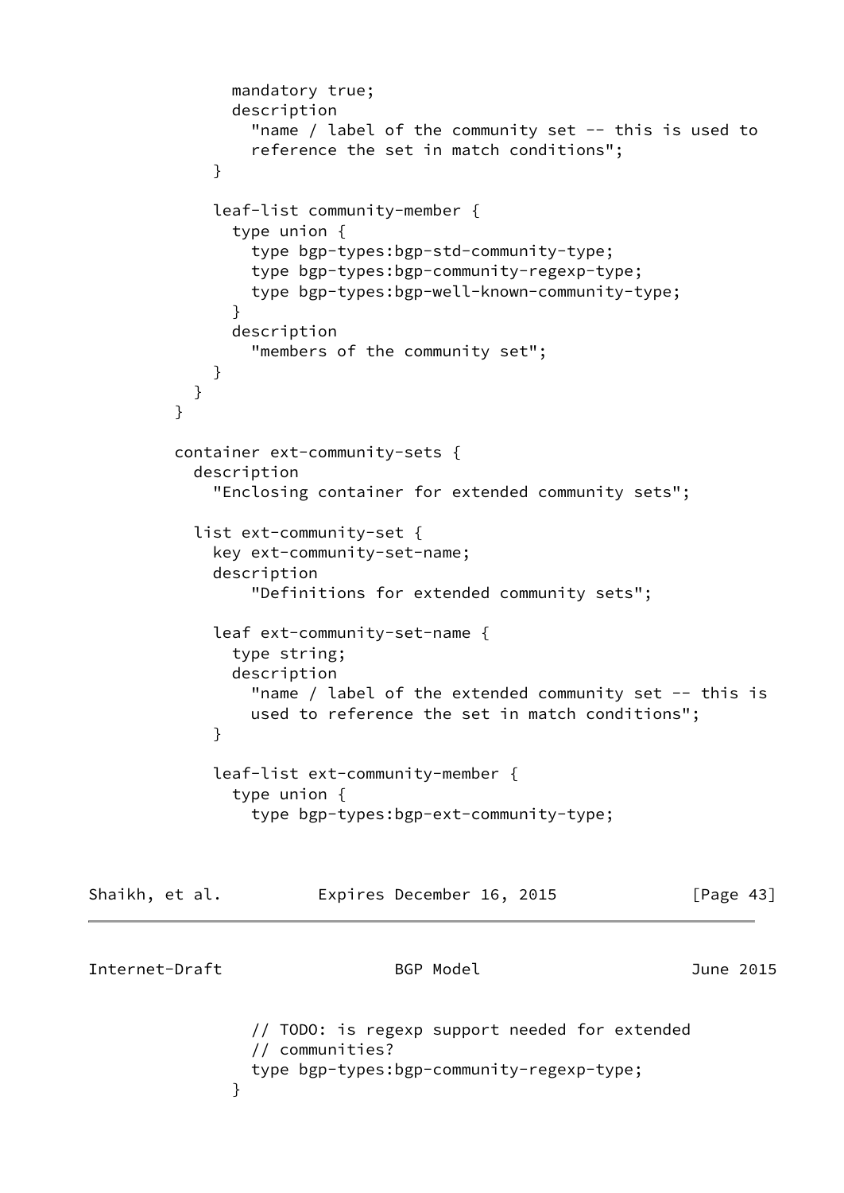```
            mandatory true;
            description
              "name / label of the community set -- this is used to
              reference the set in match conditions";
          }

          leaf-list community-member {
            type union {
              type bgp-types:bgp-std-community-type;
              type bgp-types:bgp-community-regexp-type;
              type bgp-types:bgp-well-known-community-type;
            }
            description
              "members of the community set";
          }
        }
      }

      container ext-community-sets {
        description
          "Enclosing container for extended community sets";

        list ext-community-set {
          key ext-community-set-name;
          description
              "Definitions for extended community sets";

          leaf ext-community-set-name {
            type string;
            description
              "name / label of the extended community set -- this is
              used to reference the set in match conditions";
          }

          leaf-list ext-community-member {
            type union {
              type bgp-types:bgp-ext-community-type;
              // TODO: is regexp support needed for extended
              // communities?
              type bgp-types:bgp-community-regexp-type;
            }
```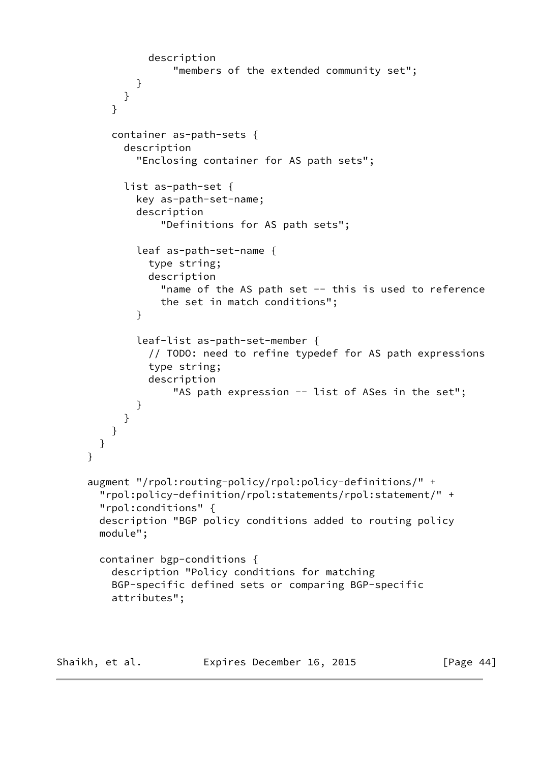```
              description
                  "members of the extended community set";
            }
          }
        }

        container as-path-sets {
          description
            "Enclosing container for AS path sets";

          list as-path-set {
            key as-path-set-name;
            description
                "Definitions for AS path sets";

            leaf as-path-set-name {
              type string;
              description
                "name of the AS path set -- this is used to reference
                the set in match conditions";
            }

            leaf-list as-path-set-member {
              // TODO: need to refine typedef for AS path expressions
              type string;
              description
                  "AS path expression -- list of ASes in the set";
            }
          }
        }
      }
    }

    augment "/rpol:routing-policy/rpol:policy-definitions/" +
      "rpol:policy-definition/rpol:statements/rpol:statement/" +
      "rpol:conditions" {
      description "BGP policy conditions added to routing policy
      module";

      container bgp-conditions {
        description "Policy conditions for matching
        BGP-specific defined sets or comparing BGP-specific
        attributes";
```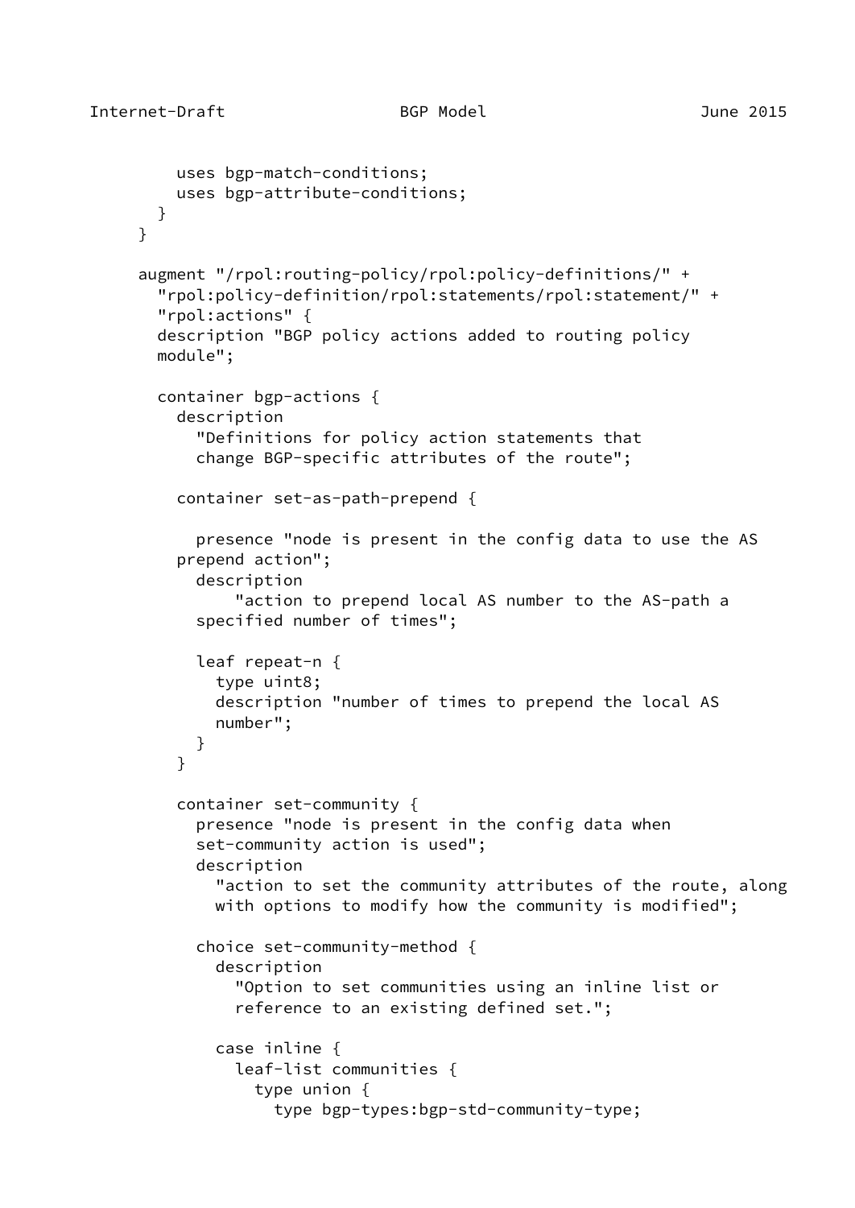```
          uses bgp-match-conditions;
          uses bgp-attribute-conditions;
        }
      }

      augment "/rpol:routing-policy/rpol:policy-definitions/" +
        "rpol:policy-definition/rpol:statements/rpol:statement/" +
        "rpol:actions" {
        description "BGP policy actions added to routing policy
        module";

        container bgp-actions {
          description
            "Definitions for policy action statements that
            change BGP-specific attributes of the route";

          container set-as-path-prepend {

            presence "node is present in the config data to use the AS
          prepend action";
            description
                "action to prepend local AS number to the AS-path a
            specified number of times";

            leaf repeat-n {
              type uint8;
              description "number of times to prepend the local AS
              number";
            }
          }

          container set-community {
            presence "node is present in the config data when
            set-community action is used";
            description
              "action to set the community attributes of the route, along
              with options to modify how the community is modified";

            choice set-community-method {
              description
                "Option to set communities using an inline list or
                reference to an existing defined set.";

              case inline {
                leaf-list communities {
                  type union {
                    type bgp-types:bgp-std-community-type;
```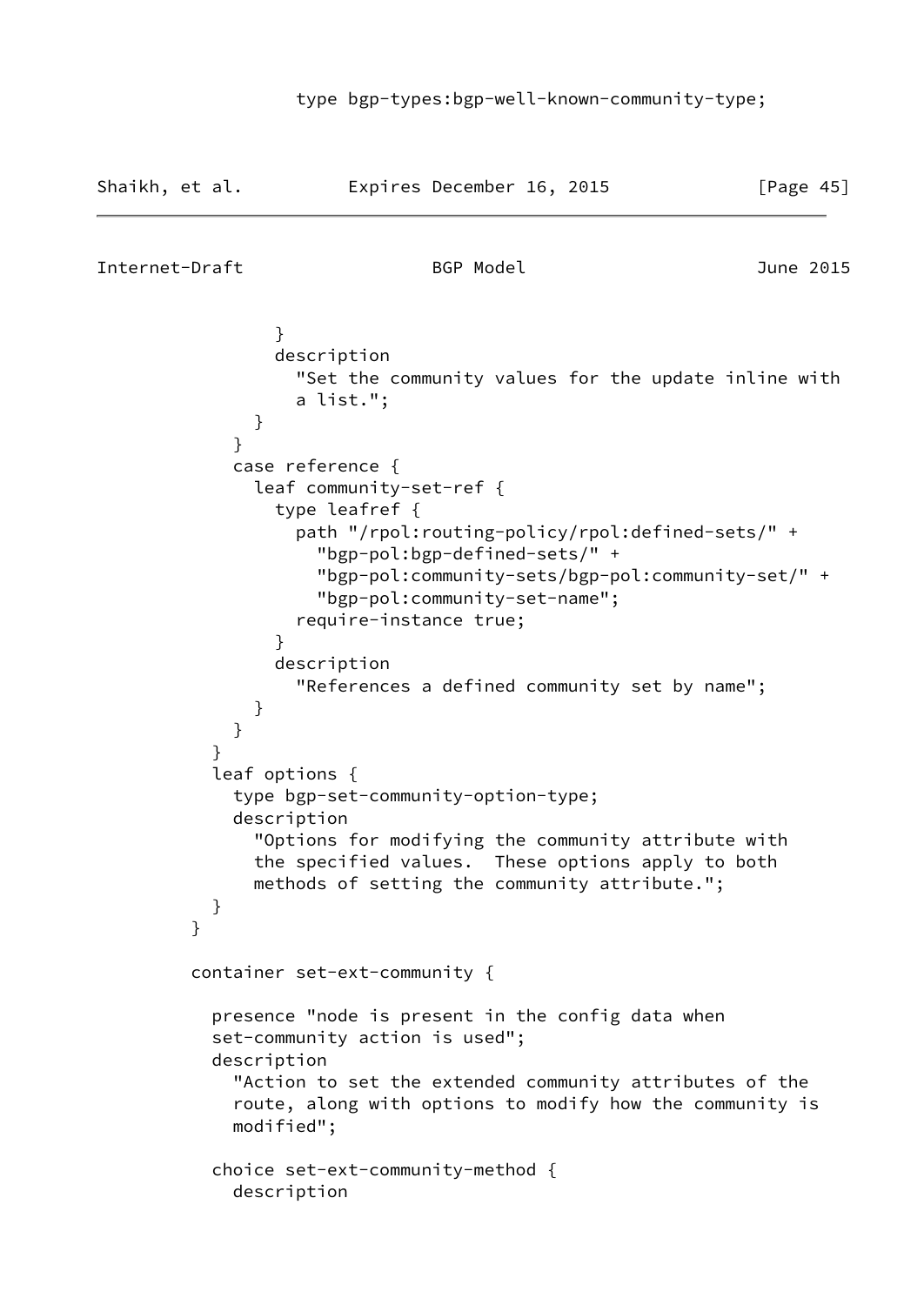```
                type bgp-types:bgp-well-known-community-type;
```

```
                }
                description
                  "Set the community values for the update inline with
                  a list.";
              }
            }
            case reference {
              leaf community-set-ref {
                type leafref {
                  path "/rpol:routing-policy/rpol:defined-sets/" +
                    "bgp-pol:bgp-defined-sets/" +
                    "bgp-pol:community-sets/bgp-pol:community-set/" +
                    "bgp-pol:community-set-name";
                  require-instance true;
                }
                description
                  "References a defined community set by name";
              }
            }
          }
          leaf options {
            type bgp-set-community-option-type;
            description
              "Options for modifying the community attribute with
              the specified values.  These options apply to both
              methods of setting the community attribute.";
          }
        }

        container set-ext-community {

          presence "node is present in the config data when
          set-community action is used";
          description
            "Action to set the extended community attributes of the
            route, along with options to modify how the community is
            modified";

          choice set-ext-community-method {
            description
```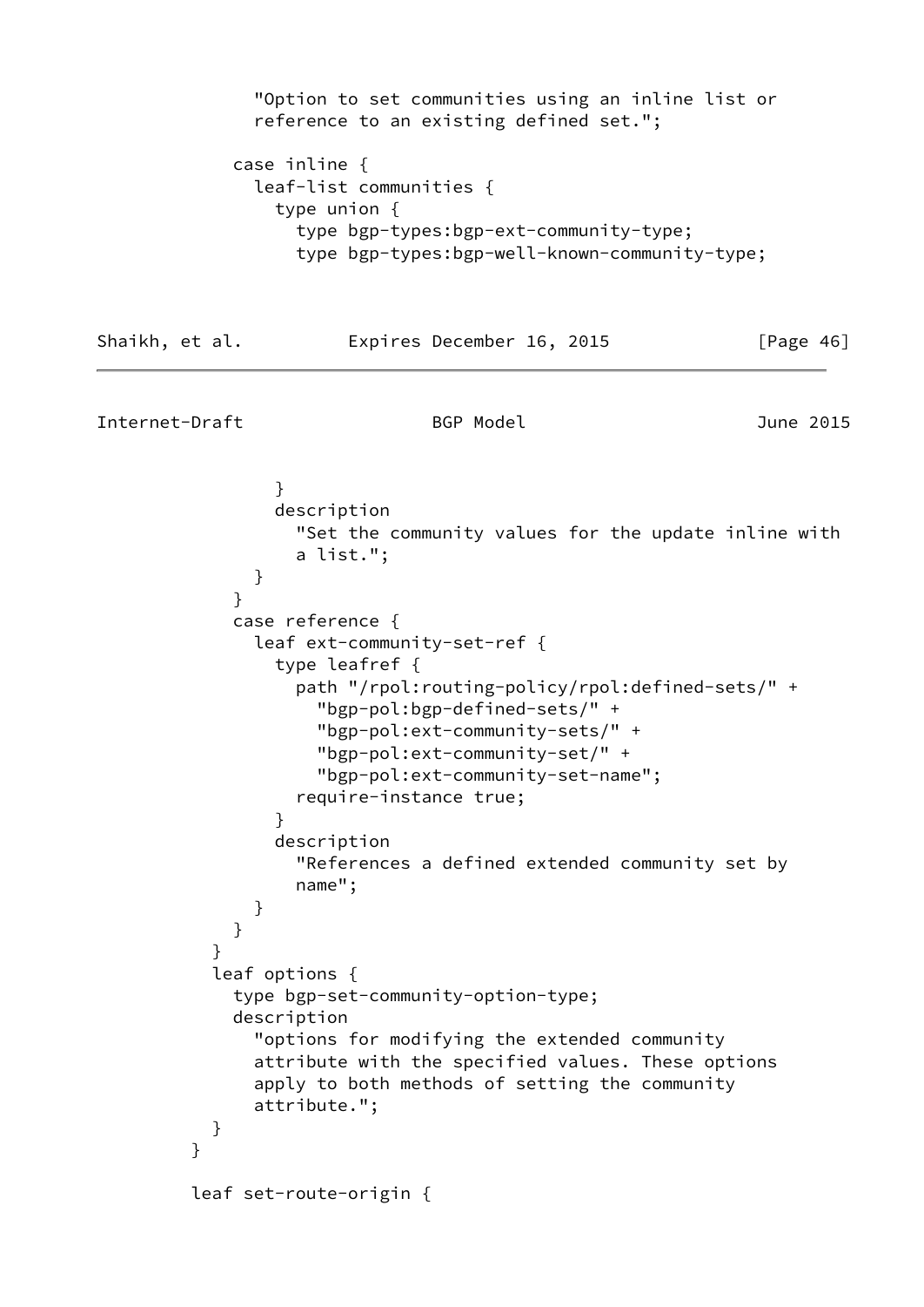```
            "Option to set communities using an inline list or
            reference to an existing defined set.";

          case inline {
            leaf-list communities {
              type union {
                type bgp-types:bgp-ext-community-type;
                type bgp-types:bgp-well-known-community-type;
              }
              description
                "Set the community values for the update inline with
                a list.";
            }
          }
          case reference {
            leaf ext-community-set-ref {
              type leafref {
                path "/rpol:routing-policy/rpol:defined-sets/" +
                  "bgp-pol:bgp-defined-sets/" +
                  "bgp-pol:ext-community-sets/" +
                  "bgp-pol:ext-community-set/" +
                  "bgp-pol:ext-community-set-name";
                require-instance true;
              }
              description
                "References a defined extended community set by
                name";
            }
          }
        }
        leaf options {
          type bgp-set-community-option-type;
          description
            "options for modifying the extended community
            attribute with the specified values. These options
            apply to both methods of setting the community
            attribute.";
        }
      }

      leaf set-route-origin {
```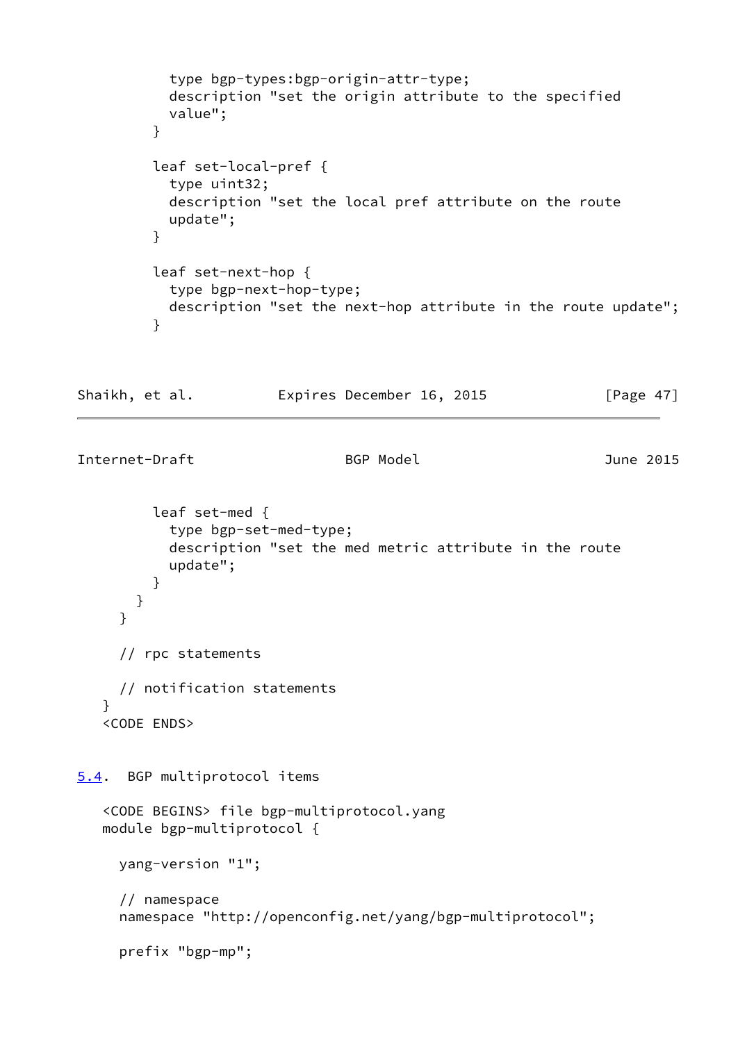```
          type bgp-types:bgp-origin-attr-type;
          description "set the origin attribute to the specified
          value";
        }

        leaf set-local-pref {
          type uint32;
          description "set the local pref attribute on the route
          update";
        }

        leaf set-next-hop {
          type bgp-next-hop-type;
          description "set the next-hop attribute in the route update";
        }
```

```
        leaf set-med {
          type bgp-set-med-type;
          description "set the med metric attribute in the route
          update";
        }
      }
    }

    // rpc statements

    // notification statements
  }
  <CODE ENDS>
```

## 5.4. BGP multiprotocol items

```
  <CODE BEGINS> file bgp-multiprotocol.yang
  module bgp-multiprotocol {

    yang-version "1";

    // namespace
    namespace "http://openconfig.net/yang/bgp-multiprotocol";

    prefix "bgp-mp";
```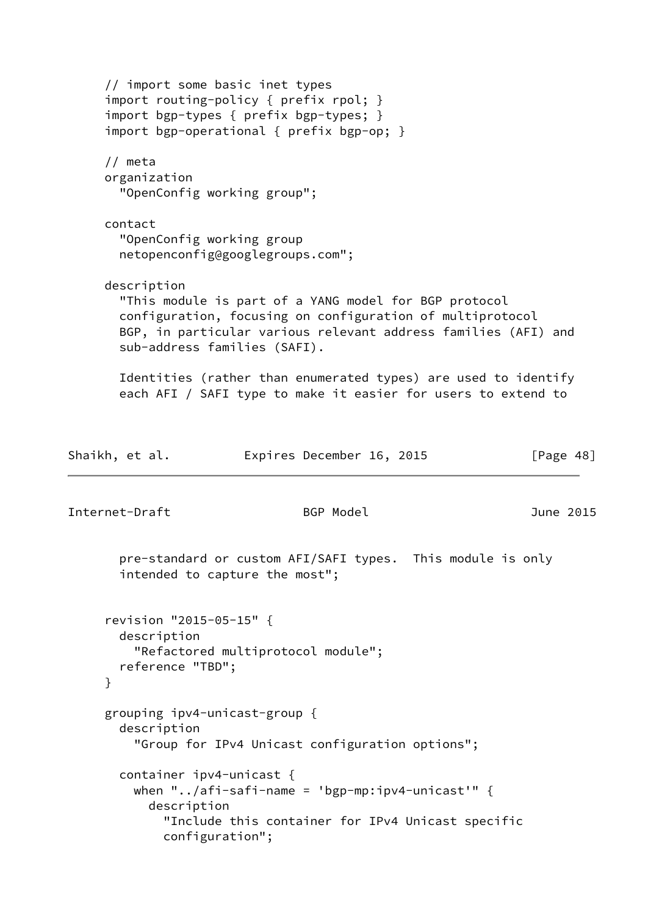```
     // import some basic inet types
     import routing-policy { prefix rpol; }
     import bgp-types { prefix bgp-types; }
     import bgp-operational { prefix bgp-op; }

     // meta
     organization
       "OpenConfig working group";

     contact
       "OpenConfig working group
       netopenconfig@googlegroups.com";

     description
       "This module is part of a YANG model for BGP protocol
       configuration, focusing on configuration of multiprotocol
       BGP, in particular various relevant address families (AFI) and
       sub-address families (SAFI).

       Identities (rather than enumerated types) are used to identify
       each AFI / SAFI type to make it easier for users to extend to
       pre-standard or custom AFI/SAFI types.  This module is only
       intended to capture the most";


     revision "2015-05-15" {
       description
         "Refactored multiprotocol module";
       reference "TBD";
     }

     grouping ipv4-unicast-group {
       description
         "Group for IPv4 Unicast configuration options";

       container ipv4-unicast {
         when "../afi-safi-name = 'bgp-mp:ipv4-unicast'" {
           description
             "Include this container for IPv4 Unicast specific
             configuration";
```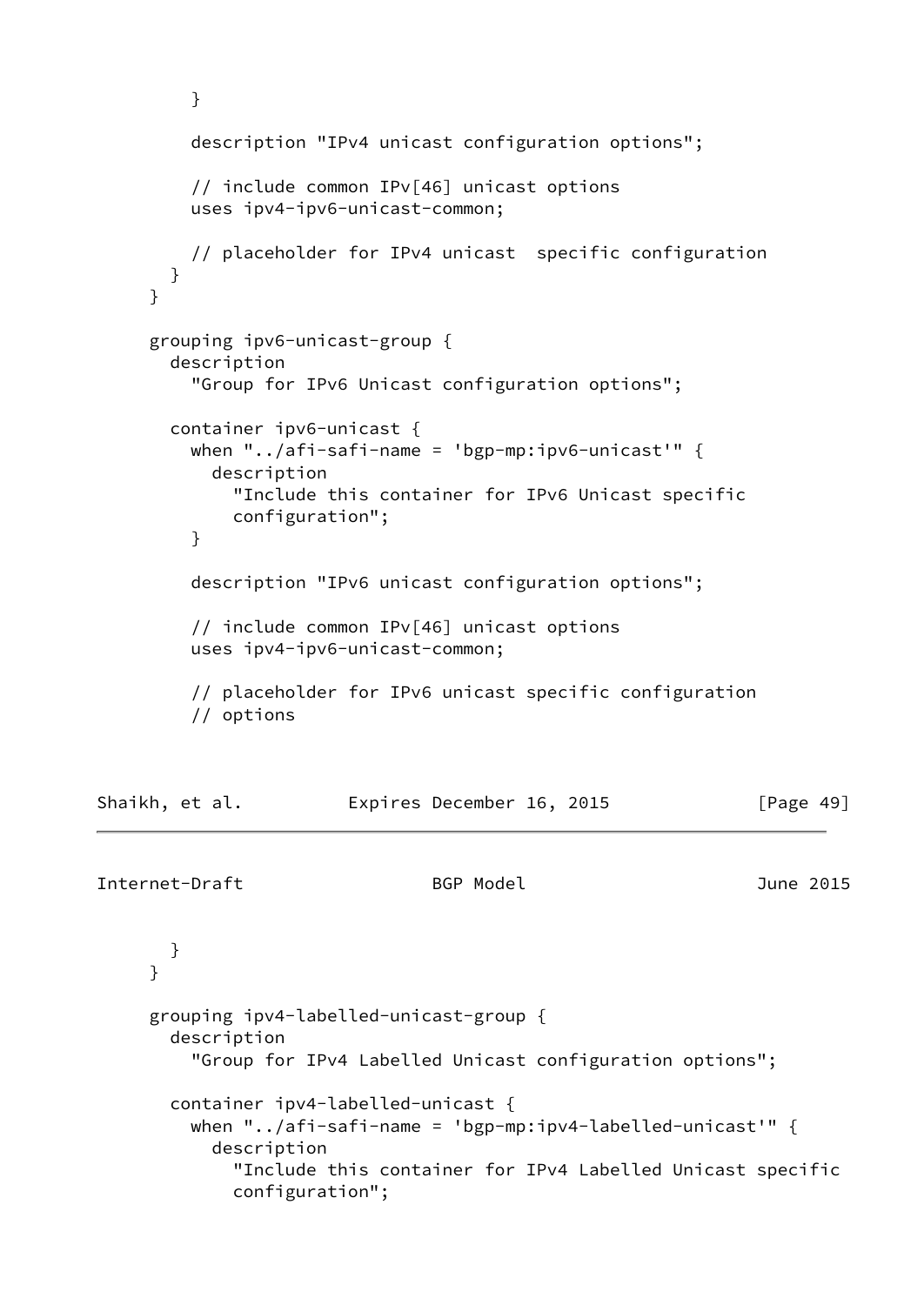```
        }

        description "IPv4 unicast configuration options";

        // include common IPv[46] unicast options
        uses ipv4-ipv6-unicast-common;

        // placeholder for IPv4 unicast  specific configuration
      }
    }

    grouping ipv6-unicast-group {
      description
        "Group for IPv6 Unicast configuration options";

      container ipv6-unicast {
        when "../afi-safi-name = 'bgp-mp:ipv6-unicast'" {
          description
            "Include this container for IPv6 Unicast specific
            configuration";
        }

        description "IPv6 unicast configuration options";

        // include common IPv[46] unicast options
        uses ipv4-ipv6-unicast-common;

        // placeholder for IPv6 unicast specific configuration
        // options
```

```
      }
    }

    grouping ipv4-labelled-unicast-group {
      description
        "Group for IPv4 Labelled Unicast configuration options";

      container ipv4-labelled-unicast {
        when "../afi-safi-name = 'bgp-mp:ipv4-labelled-unicast'" {
          description
            "Include this container for IPv4 Labelled Unicast specific
            configuration";
```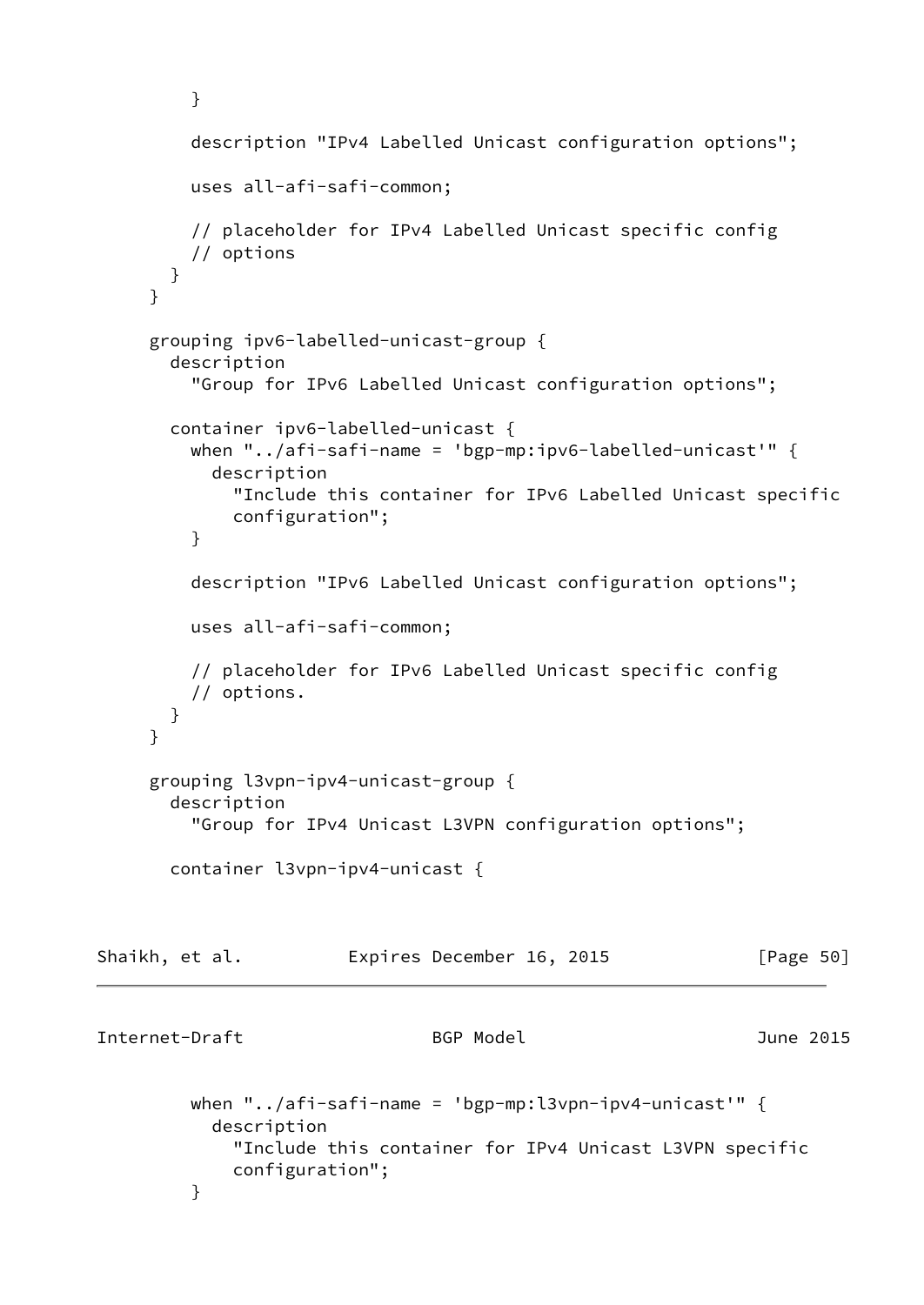```
          }

          description "IPv4 Labelled Unicast configuration options";

          uses all-afi-safi-common;

          // placeholder for IPv4 Labelled Unicast specific config
          // options
        }
      }

      grouping ipv6-labelled-unicast-group {
        description
          "Group for IPv6 Labelled Unicast configuration options";

        container ipv6-labelled-unicast {
          when "../afi-safi-name = 'bgp-mp:ipv6-labelled-unicast'" {
            description
              "Include this container for IPv6 Labelled Unicast specific
              configuration";
          }

          description "IPv6 Labelled Unicast configuration options";

          uses all-afi-safi-common;

          // placeholder for IPv6 Labelled Unicast specific config
          // options.
        }
      }

      grouping l3vpn-ipv4-unicast-group {
        description
          "Group for IPv4 Unicast L3VPN configuration options";

        container l3vpn-ipv4-unicast {
```

```
          when "../afi-safi-name = 'bgp-mp:l3vpn-ipv4-unicast'" {
            description
              "Include this container for IPv4 Unicast L3VPN specific
              configuration";
          }
```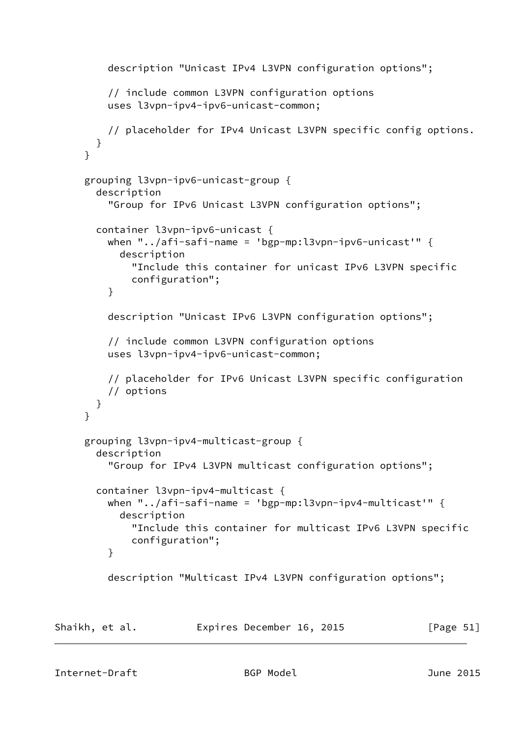```
          description "Unicast IPv4 L3VPN configuration options";

          // include common L3VPN configuration options
          uses l3vpn-ipv4-ipv6-unicast-common;

          // placeholder for IPv4 Unicast L3VPN specific config options.
        }
      }

      grouping l3vpn-ipv6-unicast-group {
        description
          "Group for IPv6 Unicast L3VPN configuration options";

        container l3vpn-ipv6-unicast {
          when "../afi-safi-name = 'bgp-mp:l3vpn-ipv6-unicast'" {
            description
              "Include this container for unicast IPv6 L3VPN specific
              configuration";
          }

          description "Unicast IPv6 L3VPN configuration options";

          // include common L3VPN configuration options
          uses l3vpn-ipv4-ipv6-unicast-common;

          // placeholder for IPv6 Unicast L3VPN specific configuration
          // options
        }
      }

      grouping l3vpn-ipv4-multicast-group {
        description
          "Group for IPv4 L3VPN multicast configuration options";

        container l3vpn-ipv4-multicast {
          when "../afi-safi-name = 'bgp-mp:l3vpn-ipv4-multicast'" {
            description
              "Include this container for multicast IPv6 L3VPN specific
              configuration";
          }

          description "Multicast IPv4 L3VPN configuration options";
```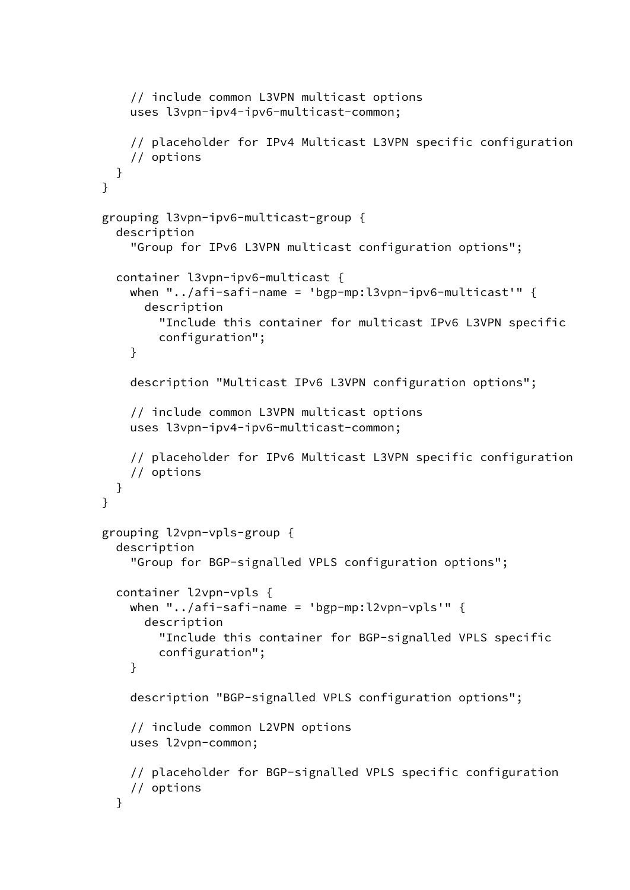```
      // include common L3VPN multicast options
      uses l3vpn-ipv4-ipv6-multicast-common;

      // placeholder for IPv4 Multicast L3VPN specific configuration
      // options
    }
  }

  grouping l3vpn-ipv6-multicast-group {
    description
      "Group for IPv6 L3VPN multicast configuration options";

    container l3vpn-ipv6-multicast {
      when "../afi-safi-name = 'bgp-mp:l3vpn-ipv6-multicast'" {
        description
          "Include this container for multicast IPv6 L3VPN specific
          configuration";
      }

      description "Multicast IPv6 L3VPN configuration options";

      // include common L3VPN multicast options
      uses l3vpn-ipv4-ipv6-multicast-common;

      // placeholder for IPv6 Multicast L3VPN specific configuration
      // options
    }
  }

  grouping l2vpn-vpls-group {
    description
      "Group for BGP-signalled VPLS configuration options";

    container l2vpn-vpls {
      when "../afi-safi-name = 'bgp-mp:l2vpn-vpls'" {
        description
          "Include this container for BGP-signalled VPLS specific
          configuration";
      }

      description "BGP-signalled VPLS configuration options";

      // include common L2VPN options
      uses l2vpn-common;

      // placeholder for BGP-signalled VPLS specific configuration
      // options
    }
```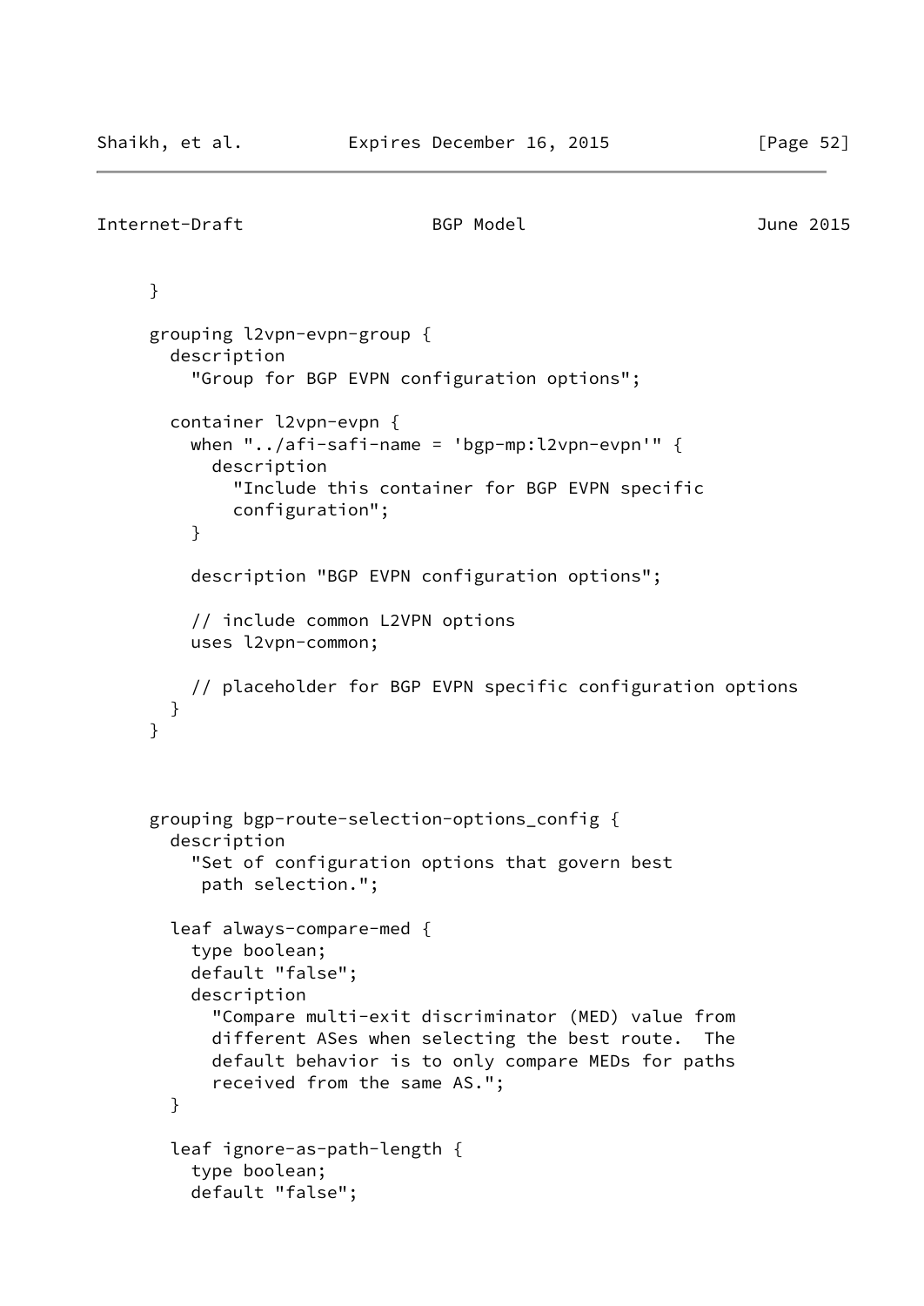```
     }

     grouping l2vpn-evpn-group {
       description
         "Group for BGP EVPN configuration options";

       container l2vpn-evpn {
         when "../afi-safi-name = 'bgp-mp:l2vpn-evpn'" {
           description
             "Include this container for BGP EVPN specific
             configuration";
         }

         description "BGP EVPN configuration options";

         // include common L2VPN options
         uses l2vpn-common;

         // placeholder for BGP EVPN specific configuration options
       }
     }



     grouping bgp-route-selection-options_config {
       description
         "Set of configuration options that govern best
          path selection.";

       leaf always-compare-med {
         type boolean;
         default "false";
         description
           "Compare multi-exit discriminator (MED) value from
           different ASes when selecting the best route.  The
           default behavior is to only compare MEDs for paths
           received from the same AS.";
       }

       leaf ignore-as-path-length {
         type boolean;
         default "false";
```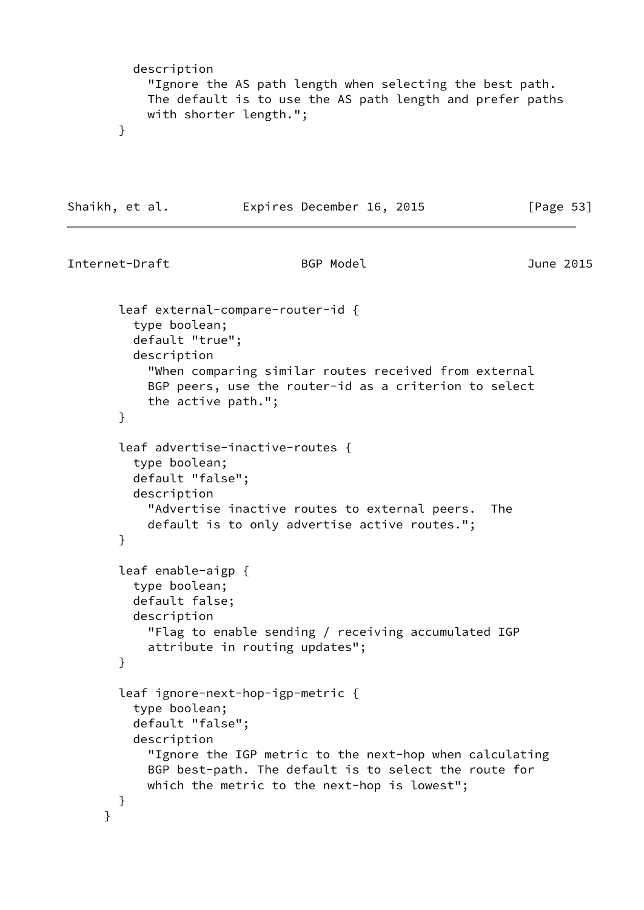```
          description
            "Ignore the AS path length when selecting the best path.
            The default is to use the AS path length and prefer paths
            with shorter length.";
        }
```

```
        leaf external-compare-router-id {
          type boolean;
          default "true";
          description
            "When comparing similar routes received from external
            BGP peers, use the router-id as a criterion to select
            the active path.";
        }

        leaf advertise-inactive-routes {
          type boolean;
          default "false";
          description
            "Advertise inactive routes to external peers.  The
            default is to only advertise active routes.";
        }

        leaf enable-aigp {
          type boolean;
          default false;
          description
            "Flag to enable sending / receiving accumulated IGP
            attribute in routing updates";
        }

        leaf ignore-next-hop-igp-metric {
          type boolean;
          default "false";
          description
            "Ignore the IGP metric to the next-hop when calculating
            BGP best-path. The default is to select the route for
            which the metric to the next-hop is lowest";
        }
      }
```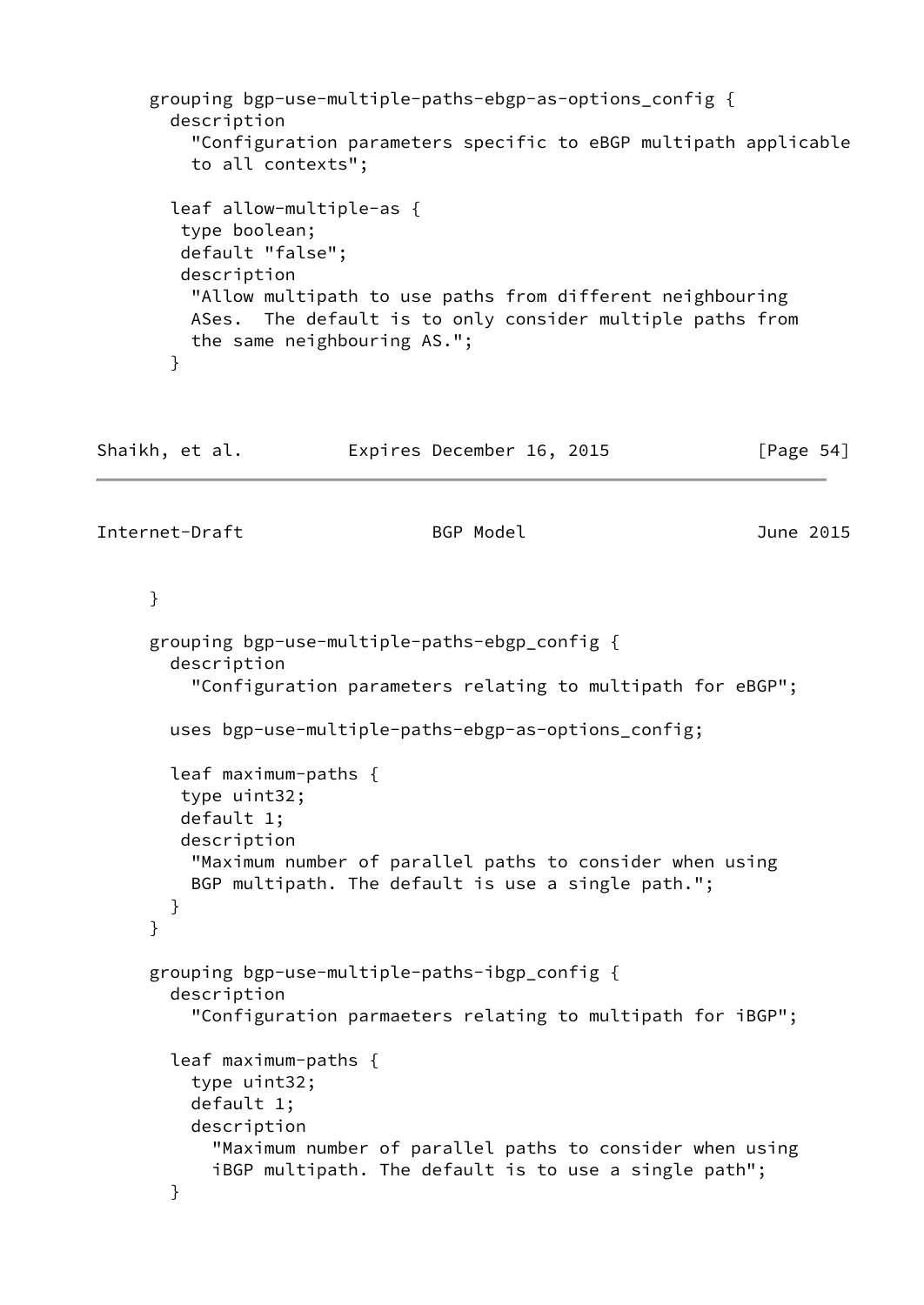```
grouping bgp-use-multiple-paths-ebgp-as-options_config {
  description
    "Configuration parameters specific to eBGP multipath applicable
    to all contexts";

  leaf allow-multiple-as {
   type boolean;
   default "false";
   description
    "Allow multipath to use paths from different neighbouring
    ASes.  The default is to only consider multiple paths from
    the same neighbouring AS.";
  }
```

```
}

grouping bgp-use-multiple-paths-ebgp_config {
  description
    "Configuration parameters relating to multipath for eBGP";

  uses bgp-use-multiple-paths-ebgp-as-options_config;

  leaf maximum-paths {
   type uint32;
   default 1;
   description
    "Maximum number of parallel paths to consider when using
    BGP multipath. The default is use a single path.";
  }
}

grouping bgp-use-multiple-paths-ibgp_config {
  description
    "Configuration parmaeters relating to multipath for iBGP";

  leaf maximum-paths {
    type uint32;
    default 1;
    description
      "Maximum number of parallel paths to consider when using
      iBGP multipath. The default is to use a single path";
  }
```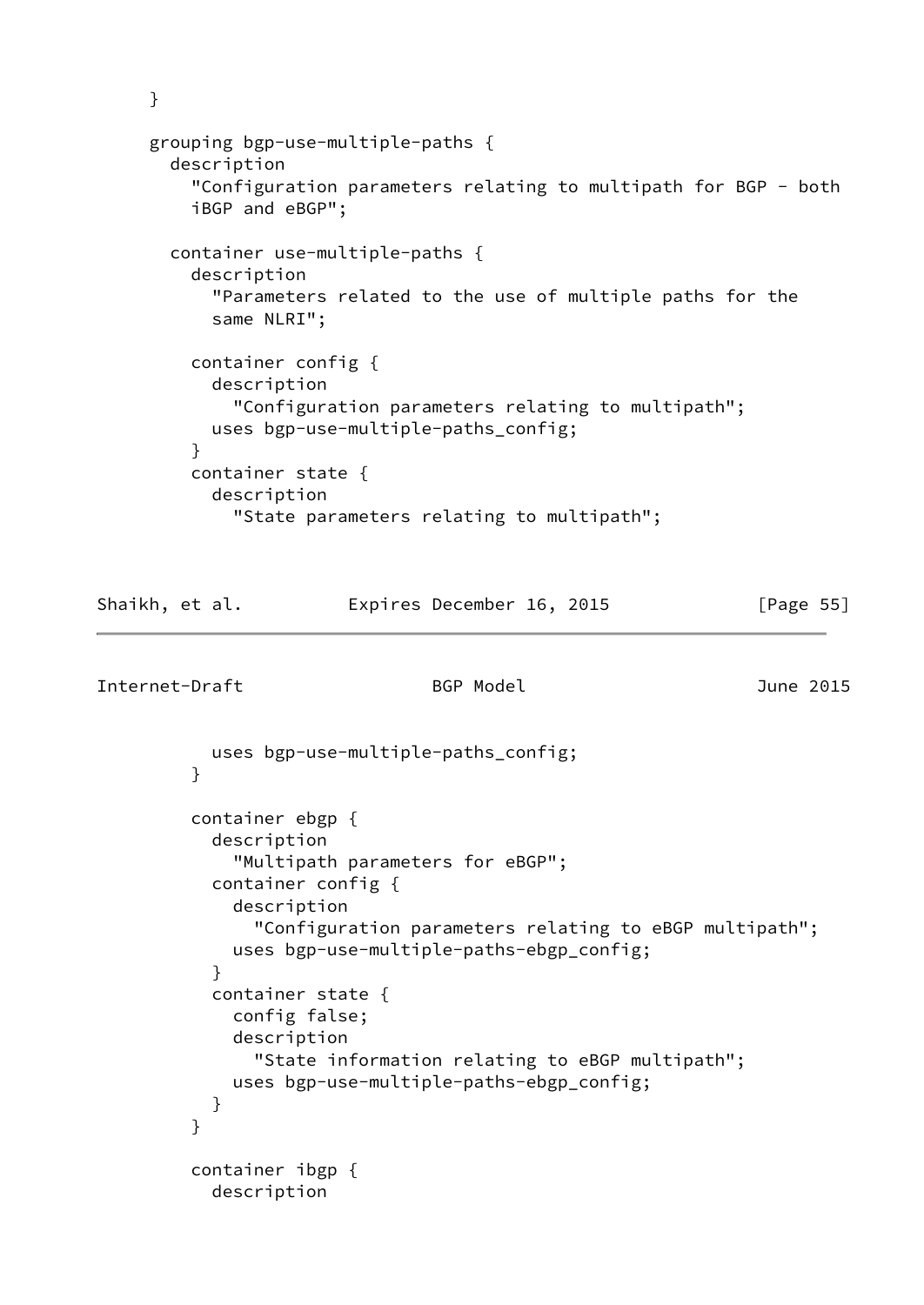```
     }

     grouping bgp-use-multiple-paths {
       description
         "Configuration parameters relating to multipath for BGP - both
         iBGP and eBGP";

       container use-multiple-paths {
         description
           "Parameters related to the use of multiple paths for the
           same NLRI";

         container config {
           description
             "Configuration parameters relating to multipath";
           uses bgp-use-multiple-paths_config;
         }
         container state {
           description
             "State parameters relating to multipath";
           uses bgp-use-multiple-paths_config;
         }

         container ebgp {
           description
             "Multipath parameters for eBGP";
           container config {
             description
               "Configuration parameters relating to eBGP multipath";
             uses bgp-use-multiple-paths-ebgp_config;
           }
           container state {
             config false;
             description
               "State information relating to eBGP multipath";
             uses bgp-use-multiple-paths-ebgp_config;
           }
         }

         container ibgp {
           description
```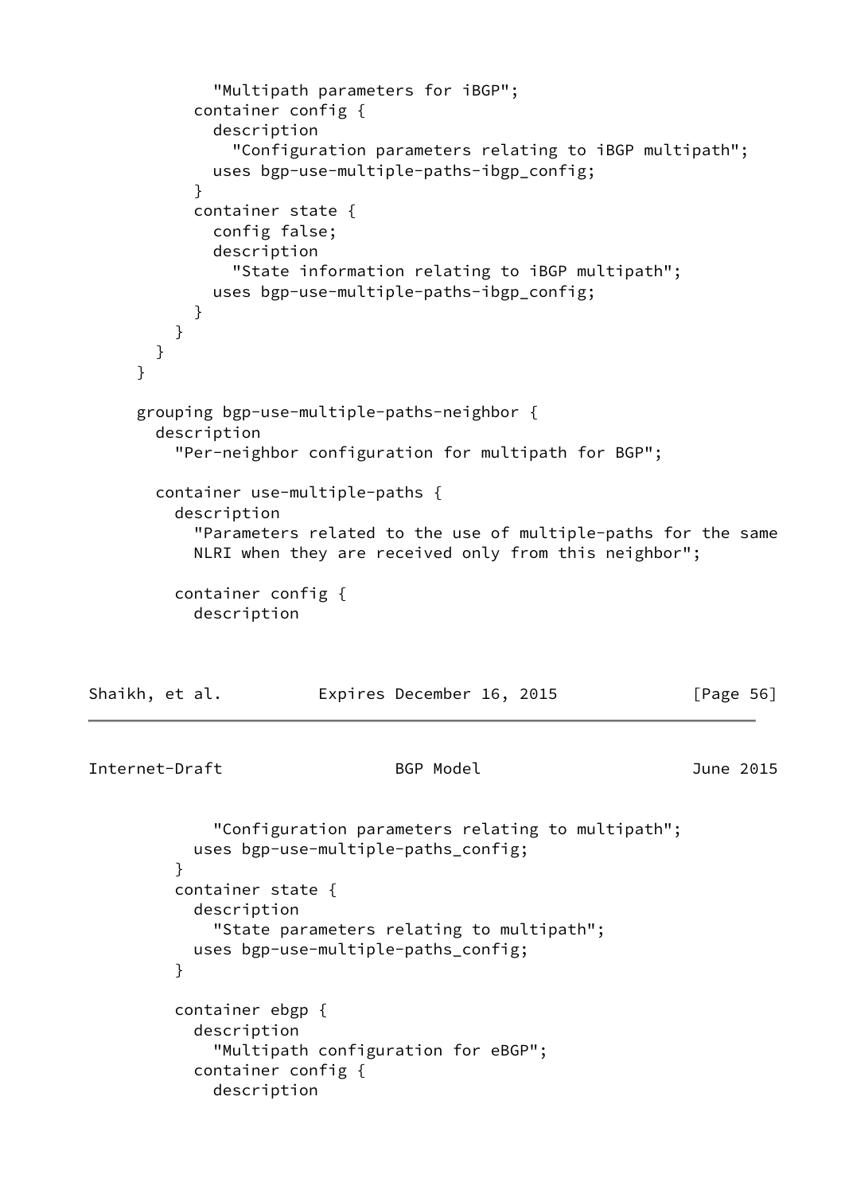```
            "Multipath parameters for iBGP";
          container config {
            description
              "Configuration parameters relating to iBGP multipath";
            uses bgp-use-multiple-paths-ibgp_config;
          }
          container state {
            config false;
            description
              "State information relating to iBGP multipath";
            uses bgp-use-multiple-paths-ibgp_config;
          }
        }
      }
    }

    grouping bgp-use-multiple-paths-neighbor {
      description
        "Per-neighbor configuration for multipath for BGP";

      container use-multiple-paths {
        description
          "Parameters related to the use of multiple-paths for the same
          NLRI when they are received only from this neighbor";

        container config {
          description
            "Configuration parameters relating to multipath";
          uses bgp-use-multiple-paths_config;
        }
        container state {
          description
            "State parameters relating to multipath";
          uses bgp-use-multiple-paths_config;
        }

        container ebgp {
          description
            "Multipath configuration for eBGP";
          container config {
            description
```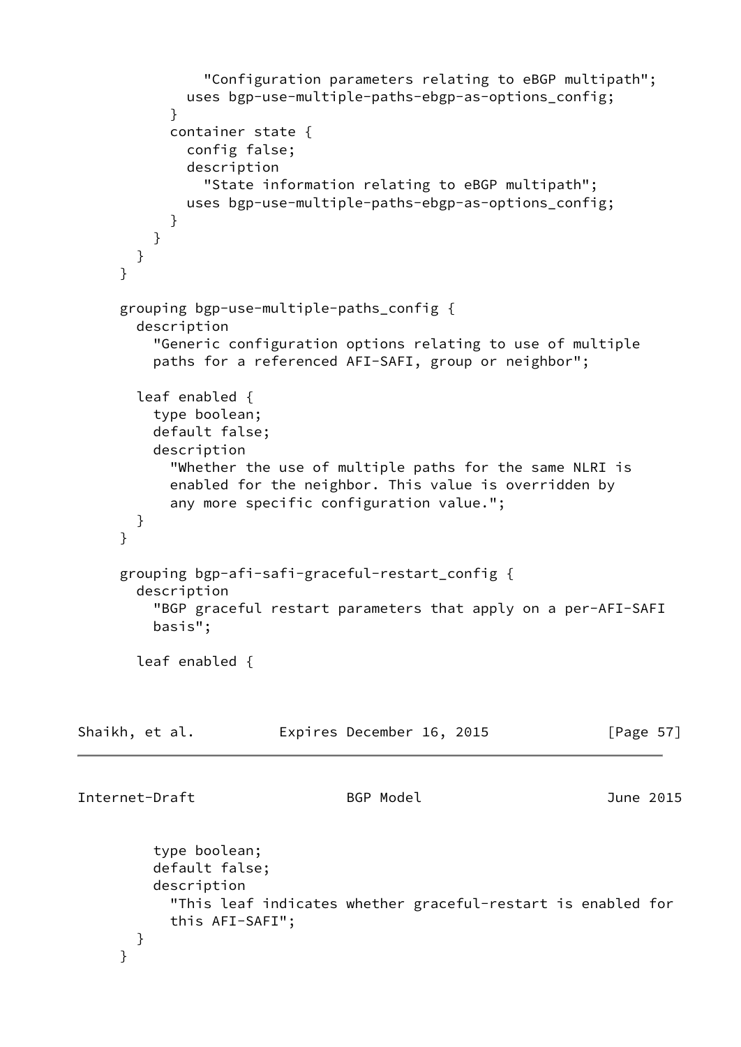```
            "Configuration parameters relating to eBGP multipath";
          uses bgp-use-multiple-paths-ebgp-as-options_config;
        }
        container state {
          config false;
          description
            "State information relating to eBGP multipath";
          uses bgp-use-multiple-paths-ebgp-as-options_config;
        }
      }
    }
  }

  grouping bgp-use-multiple-paths_config {
    description
      "Generic configuration options relating to use of multiple
      paths for a referenced AFI-SAFI, group or neighbor";

    leaf enabled {
      type boolean;
      default false;
      description
        "Whether the use of multiple paths for the same NLRI is
        enabled for the neighbor. This value is overridden by
        any more specific configuration value.";
    }
  }

  grouping bgp-afi-safi-graceful-restart_config {
    description
      "BGP graceful restart parameters that apply on a per-AFI-SAFI
      basis";

    leaf enabled {
      type boolean;
      default false;
      description
        "This leaf indicates whether graceful-restart is enabled for
        this AFI-SAFI";
    }
  }
```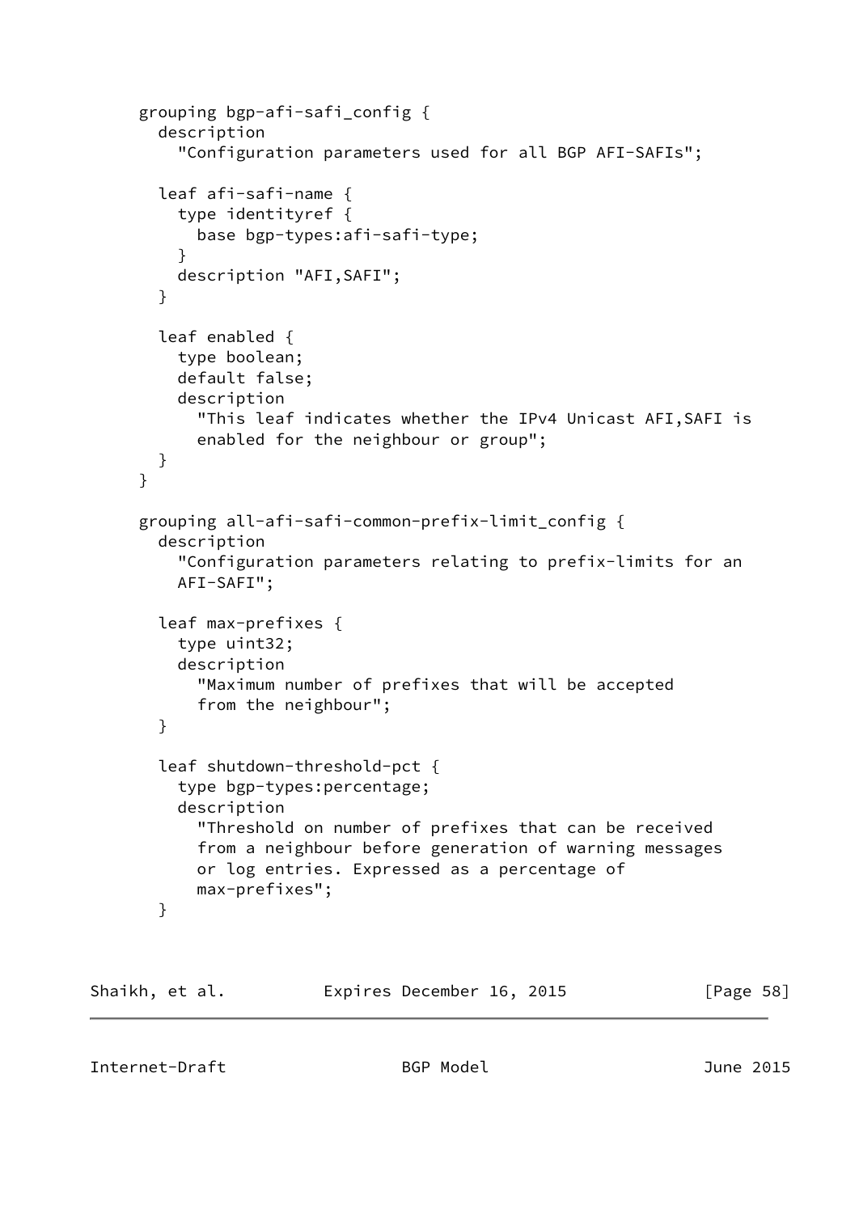```
     grouping bgp-afi-safi_config {
       description
         "Configuration parameters used for all BGP AFI-SAFIs";

       leaf afi-safi-name {
         type identityref {
           base bgp-types:afi-safi-type;
         }
         description "AFI,SAFI";
       }

       leaf enabled {
         type boolean;
         default false;
         description
           "This leaf indicates whether the IPv4 Unicast AFI,SAFI is
           enabled for the neighbour or group";
       }
     }

     grouping all-afi-safi-common-prefix-limit_config {
       description
         "Configuration parameters relating to prefix-limits for an
         AFI-SAFI";

       leaf max-prefixes {
         type uint32;
         description
           "Maximum number of prefixes that will be accepted
           from the neighbour";
       }

       leaf shutdown-threshold-pct {
         type bgp-types:percentage;
         description
           "Threshold on number of prefixes that can be received
           from a neighbour before generation of warning messages
           or log entries. Expressed as a percentage of
           max-prefixes";
       }
```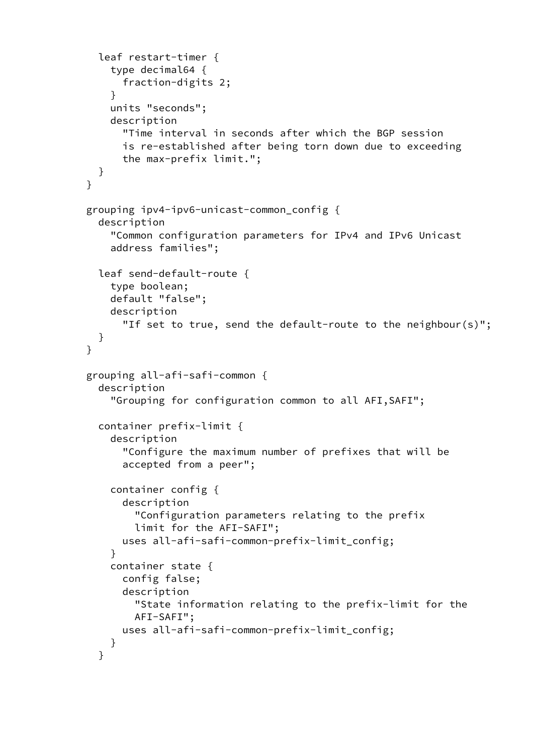```
      leaf restart-timer {
        type decimal64 {
          fraction-digits 2;
        }
        units "seconds";
        description
          "Time interval in seconds after which the BGP session
          is re-established after being torn down due to exceeding
          the max-prefix limit.";
      }
    }

    grouping ipv4-ipv6-unicast-common_config {
      description
        "Common configuration parameters for IPv4 and IPv6 Unicast
        address families";

      leaf send-default-route {
        type boolean;
        default "false";
        description
          "If set to true, send the default-route to the neighbour(s)";
      }
    }

    grouping all-afi-safi-common {
      description
        "Grouping for configuration common to all AFI,SAFI";

      container prefix-limit {
        description
          "Configure the maximum number of prefixes that will be
          accepted from a peer";

        container config {
          description
            "Configuration parameters relating to the prefix
            limit for the AFI-SAFI";
          uses all-afi-safi-common-prefix-limit_config;
        }
        container state {
          config false;
          description
            "State information relating to the prefix-limit for the
            AFI-SAFI";
          uses all-afi-safi-common-prefix-limit_config;
        }
      }
```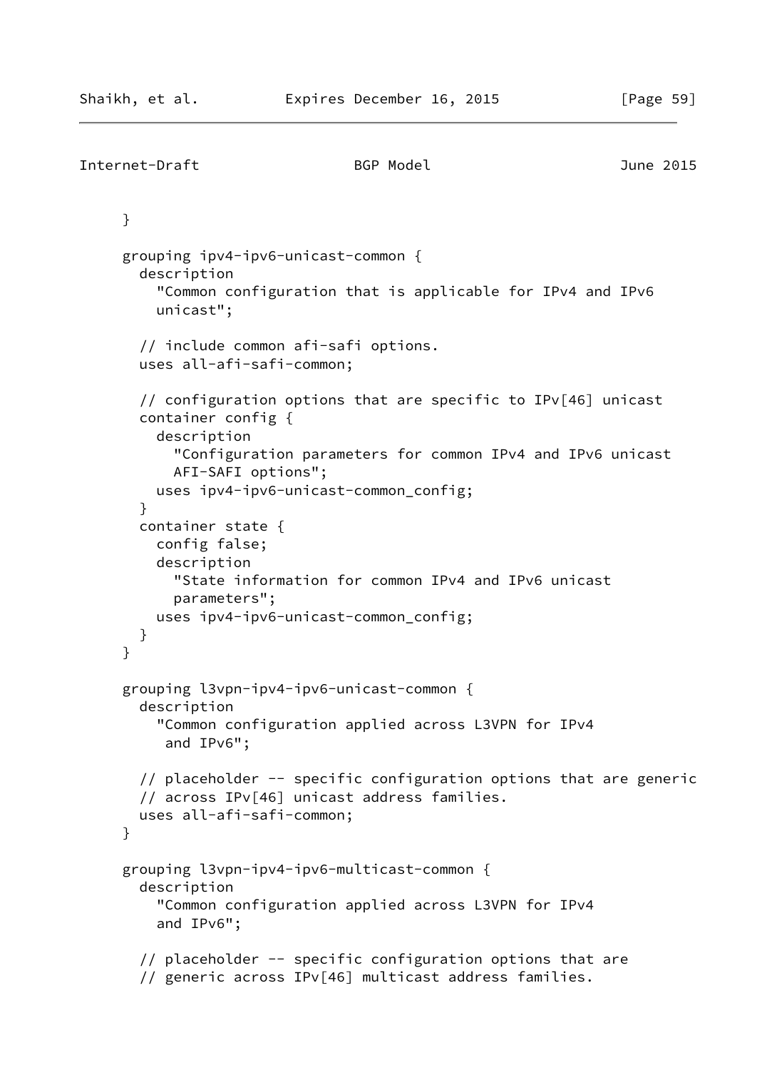```
     }

     grouping ipv4-ipv6-unicast-common {
       description
         "Common configuration that is applicable for IPv4 and IPv6
         unicast";

       // include common afi-safi options.
       uses all-afi-safi-common;

       // configuration options that are specific to IPv[46] unicast
       container config {
         description
           "Configuration parameters for common IPv4 and IPv6 unicast
           AFI-SAFI options";
         uses ipv4-ipv6-unicast-common_config;
       }
       container state {
         config false;
         description
           "State information for common IPv4 and IPv6 unicast
           parameters";
         uses ipv4-ipv6-unicast-common_config;
       }
     }

     grouping l3vpn-ipv4-ipv6-unicast-common {
       description
         "Common configuration applied across L3VPN for IPv4
          and IPv6";

       // placeholder -- specific configuration options that are generic
       // across IPv[46] unicast address families.
       uses all-afi-safi-common;
     }

     grouping l3vpn-ipv4-ipv6-multicast-common {
       description
         "Common configuration applied across L3VPN for IPv4
         and IPv6";

       // placeholder -- specific configuration options that are
       // generic across IPv[46] multicast address families.
```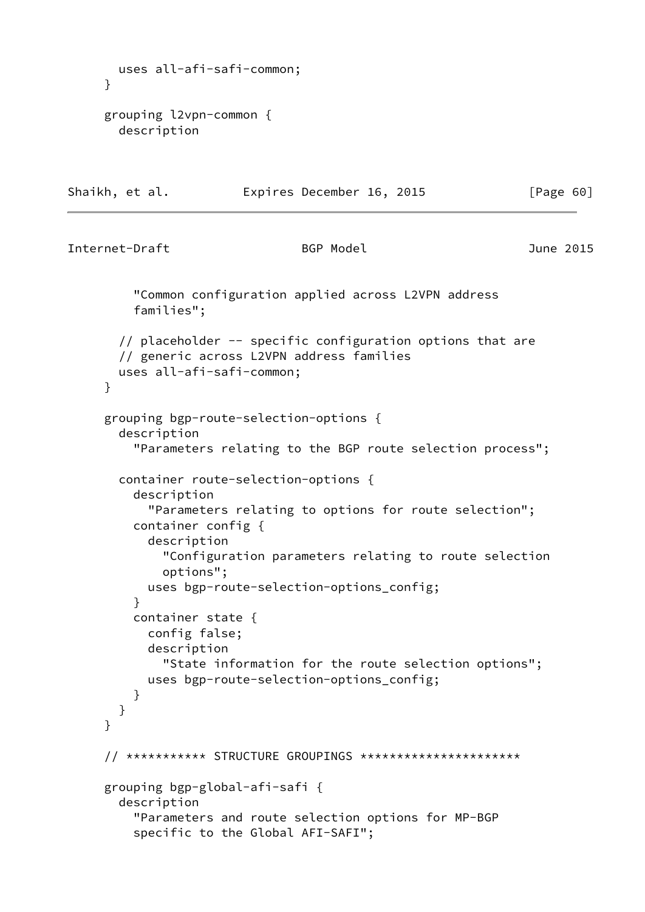```
      uses all-afi-safi-common;
    }

    grouping l2vpn-common {
      description
        "Common configuration applied across L2VPN address
        families";

      // placeholder -- specific configuration options that are
      // generic across L2VPN address families
      uses all-afi-safi-common;
    }

    grouping bgp-route-selection-options {
      description
        "Parameters relating to the BGP route selection process";

      container route-selection-options {
        description
          "Parameters relating to options for route selection";
        container config {
          description
            "Configuration parameters relating to route selection
            options";
          uses bgp-route-selection-options_config;
        }
        container state {
          config false;
          description
            "State information for the route selection options";
          uses bgp-route-selection-options_config;
        }
      }
    }

    // *********** STRUCTURE GROUPINGS **********************

    grouping bgp-global-afi-safi {
      description
        "Parameters and route selection options for MP-BGP
        specific to the Global AFI-SAFI";
```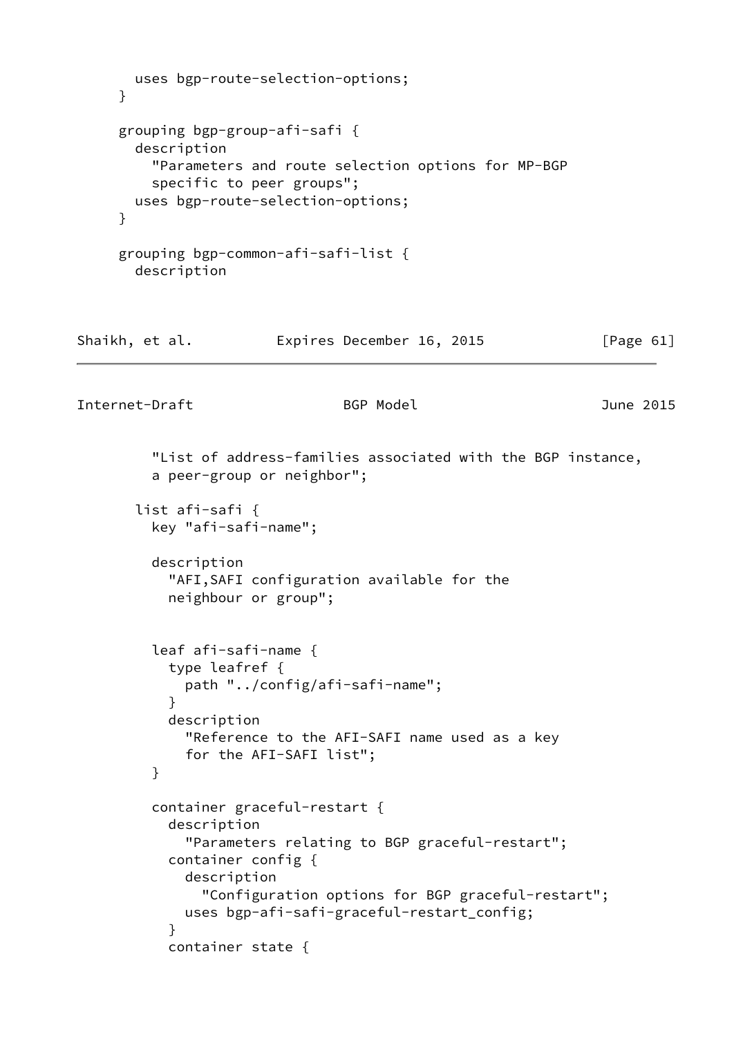```
        uses bgp-route-selection-options;
      }

      grouping bgp-group-afi-safi {
        description
          "Parameters and route selection options for MP-BGP
          specific to peer groups";
        uses bgp-route-selection-options;
      }

      grouping bgp-common-afi-safi-list {
        description
```

```
          "List of address-families associated with the BGP instance,
          a peer-group or neighbor";

        list afi-safi {
          key "afi-safi-name";

          description
            "AFI,SAFI configuration available for the
            neighbour or group";


          leaf afi-safi-name {
            type leafref {
              path "../config/afi-safi-name";
            }
            description
              "Reference to the AFI-SAFI name used as a key
              for the AFI-SAFI list";
          }

          container graceful-restart {
            description
              "Parameters relating to BGP graceful-restart";
            container config {
              description
                "Configuration options for BGP graceful-restart";
              uses bgp-afi-safi-graceful-restart_config;
            }
            container state {
```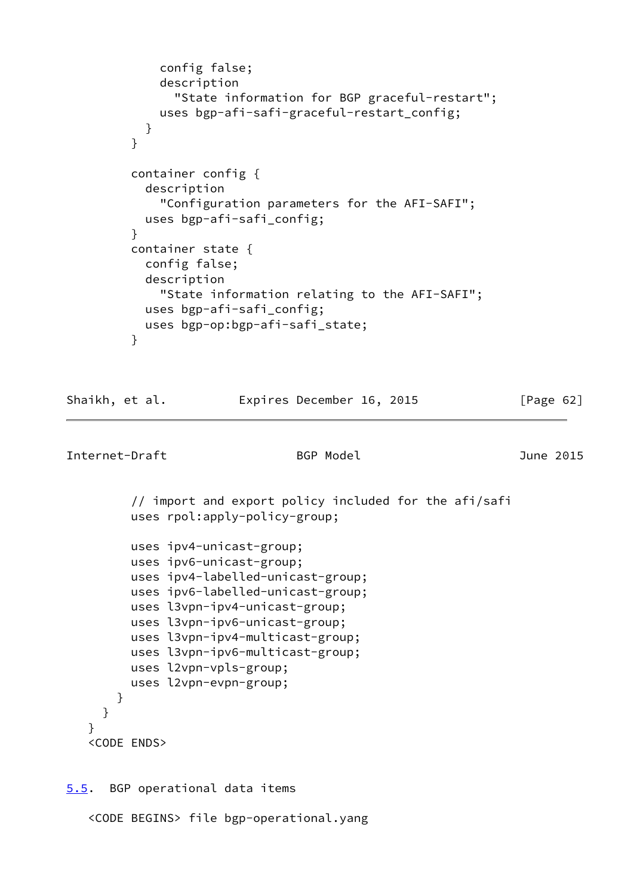```
            config false;
            description
              "State information for BGP graceful-restart";
            uses bgp-afi-safi-graceful-restart_config;
          }
        }

        container config {
          description
            "Configuration parameters for the AFI-SAFI";
          uses bgp-afi-safi_config;
        }
        container state {
          config false;
          description
            "State information relating to the AFI-SAFI";
          uses bgp-afi-safi_config;
          uses bgp-op:bgp-afi-safi_state;
        }
```

```
        // import and export policy included for the afi/safi
        uses rpol:apply-policy-group;

        uses ipv4-unicast-group;
        uses ipv6-unicast-group;
        uses ipv4-labelled-unicast-group;
        uses ipv6-labelled-unicast-group;
        uses l3vpn-ipv4-unicast-group;
        uses l3vpn-ipv6-unicast-group;
        uses l3vpn-ipv4-multicast-group;
        uses l3vpn-ipv6-multicast-group;
        uses l2vpn-vpls-group;
        uses l2vpn-evpn-group;
      }
    }
  }
  <CODE ENDS>
```

## 5.5. BGP operational data items

```
  <CODE BEGINS> file bgp-operational.yang
```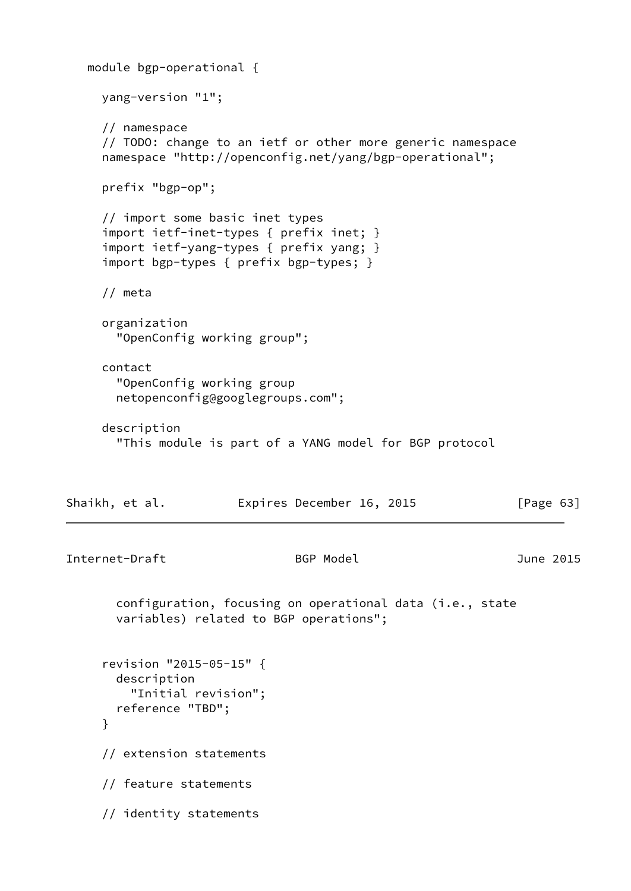```
   module bgp-operational {

     yang-version "1";

     // namespace
     // TODO: change to an ietf or other more generic namespace
     namespace "http://openconfig.net/yang/bgp-operational";

     prefix "bgp-op";

     // import some basic inet types
     import ietf-inet-types { prefix inet; }
     import ietf-yang-types { prefix yang; }
     import bgp-types { prefix bgp-types; }

     // meta

     organization
       "OpenConfig working group";

     contact
       "OpenConfig working group
       netopenconfig@googlegroups.com";

     description
       "This module is part of a YANG model for BGP protocol
       configuration, focusing on operational data (i.e., state
       variables) related to BGP operations";


     revision "2015-05-15" {
       description
         "Initial revision";
       reference "TBD";
     }

     // extension statements

     // feature statements

     // identity statements
```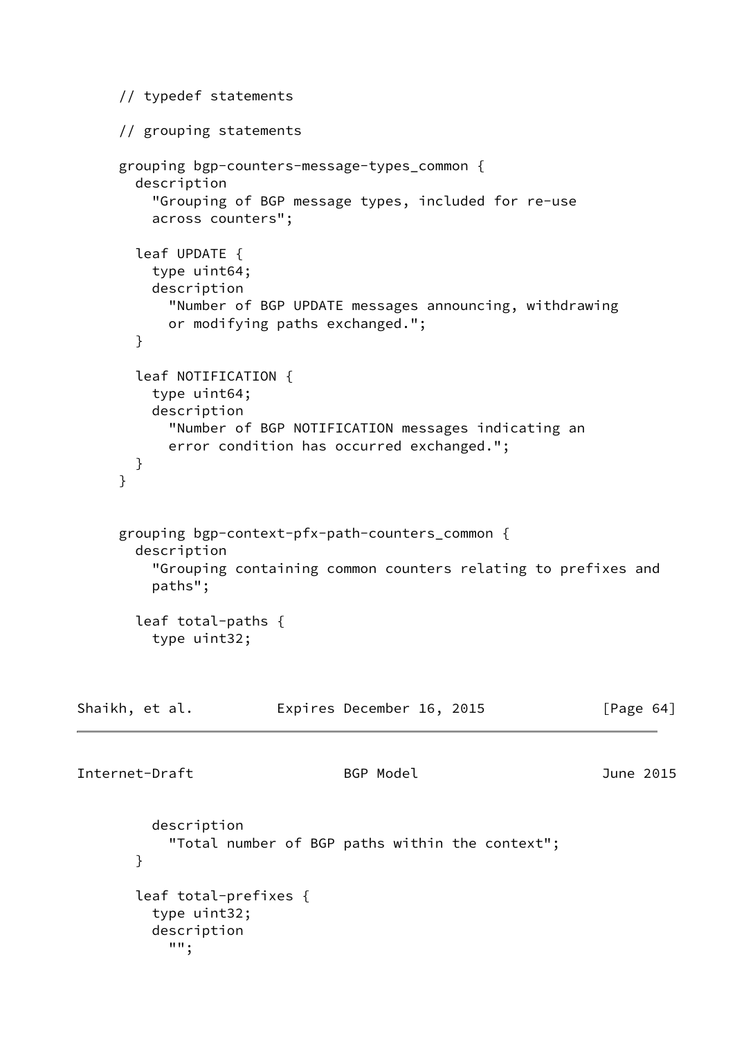```
     // typedef statements

     // grouping statements

     grouping bgp-counters-message-types_common {
       description
         "Grouping of BGP message types, included for re-use
         across counters";

       leaf UPDATE {
         type uint64;
         description
           "Number of BGP UPDATE messages announcing, withdrawing
           or modifying paths exchanged.";
       }

       leaf NOTIFICATION {
         type uint64;
         description
           "Number of BGP NOTIFICATION messages indicating an
           error condition has occurred exchanged.";
       }
     }


     grouping bgp-context-pfx-path-counters_common {
       description
         "Grouping containing common counters relating to prefixes and
         paths";

       leaf total-paths {
         type uint32;
         description
           "Total number of BGP paths within the context";
       }

       leaf total-prefixes {
         type uint32;
         description
           "";
```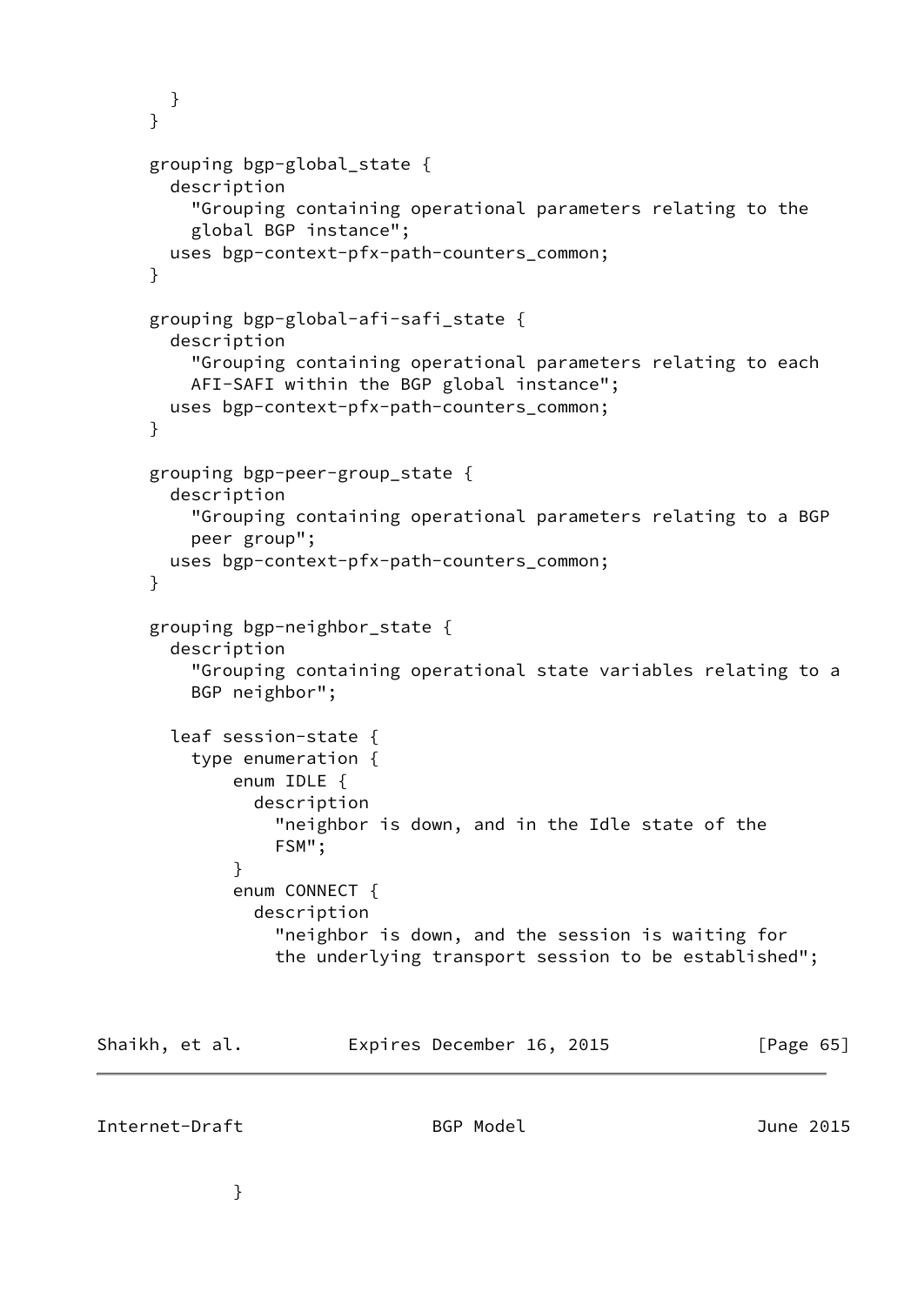```
        }
      }

      grouping bgp-global_state {
        description
          "Grouping containing operational parameters relating to the
          global BGP instance";
        uses bgp-context-pfx-path-counters_common;
      }

      grouping bgp-global-afi-safi_state {
        description
          "Grouping containing operational parameters relating to each
          AFI-SAFI within the BGP global instance";
        uses bgp-context-pfx-path-counters_common;
      }

      grouping bgp-peer-group_state {
        description
          "Grouping containing operational parameters relating to a BGP
          peer group";
        uses bgp-context-pfx-path-counters_common;
      }

      grouping bgp-neighbor_state {
        description
          "Grouping containing operational state variables relating to a
          BGP neighbor";

        leaf session-state {
          type enumeration {
              enum IDLE {
                description
                  "neighbor is down, and in the Idle state of the
                  FSM";
              }
              enum CONNECT {
                description
                  "neighbor is down, and the session is waiting for
                  the underlying transport session to be established";
              }
```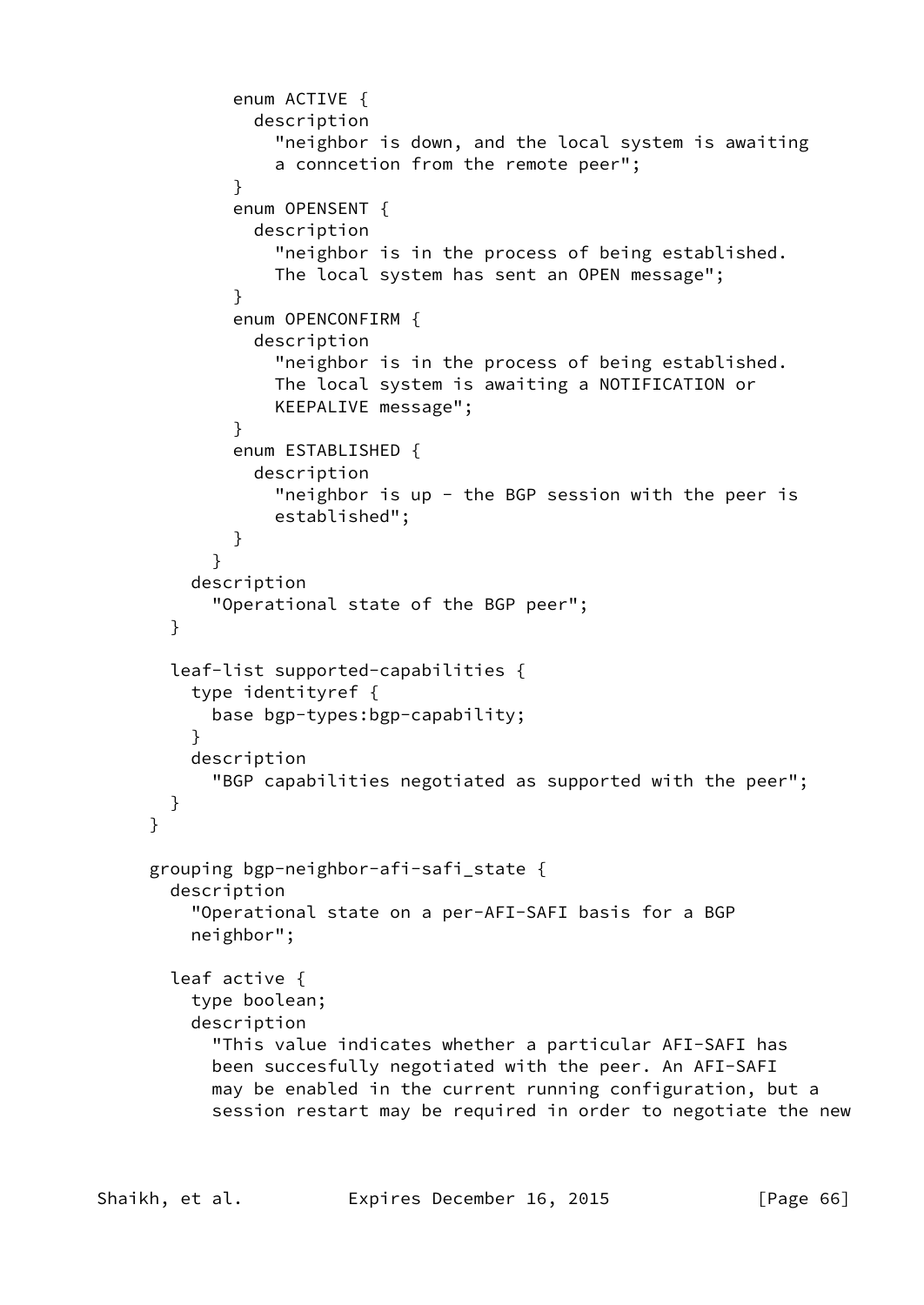```
          enum ACTIVE {
            description
              "neighbor is down, and the local system is awaiting
              a conncetion from the remote peer";
          }
          enum OPENSENT {
            description
              "neighbor is in the process of being established.
              The local system has sent an OPEN message";
          }
          enum OPENCONFIRM {
            description
              "neighbor is in the process of being established.
              The local system is awaiting a NOTIFICATION or
              KEEPALIVE message";
          }
          enum ESTABLISHED {
            description
              "neighbor is up - the BGP session with the peer is
              established";
          }
        }
      description
        "Operational state of the BGP peer";
    }

    leaf-list supported-capabilities {
      type identityref {
        base bgp-types:bgp-capability;
      }
      description
        "BGP capabilities negotiated as supported with the peer";
    }
  }

  grouping bgp-neighbor-afi-safi_state {
    description
      "Operational state on a per-AFI-SAFI basis for a BGP
      neighbor";

    leaf active {
      type boolean;
      description
        "This value indicates whether a particular AFI-SAFI has
        been succesfully negotiated with the peer. An AFI-SAFI
        may be enabled in the current running configuration, but a
        session restart may be required in order to negotiate the new
```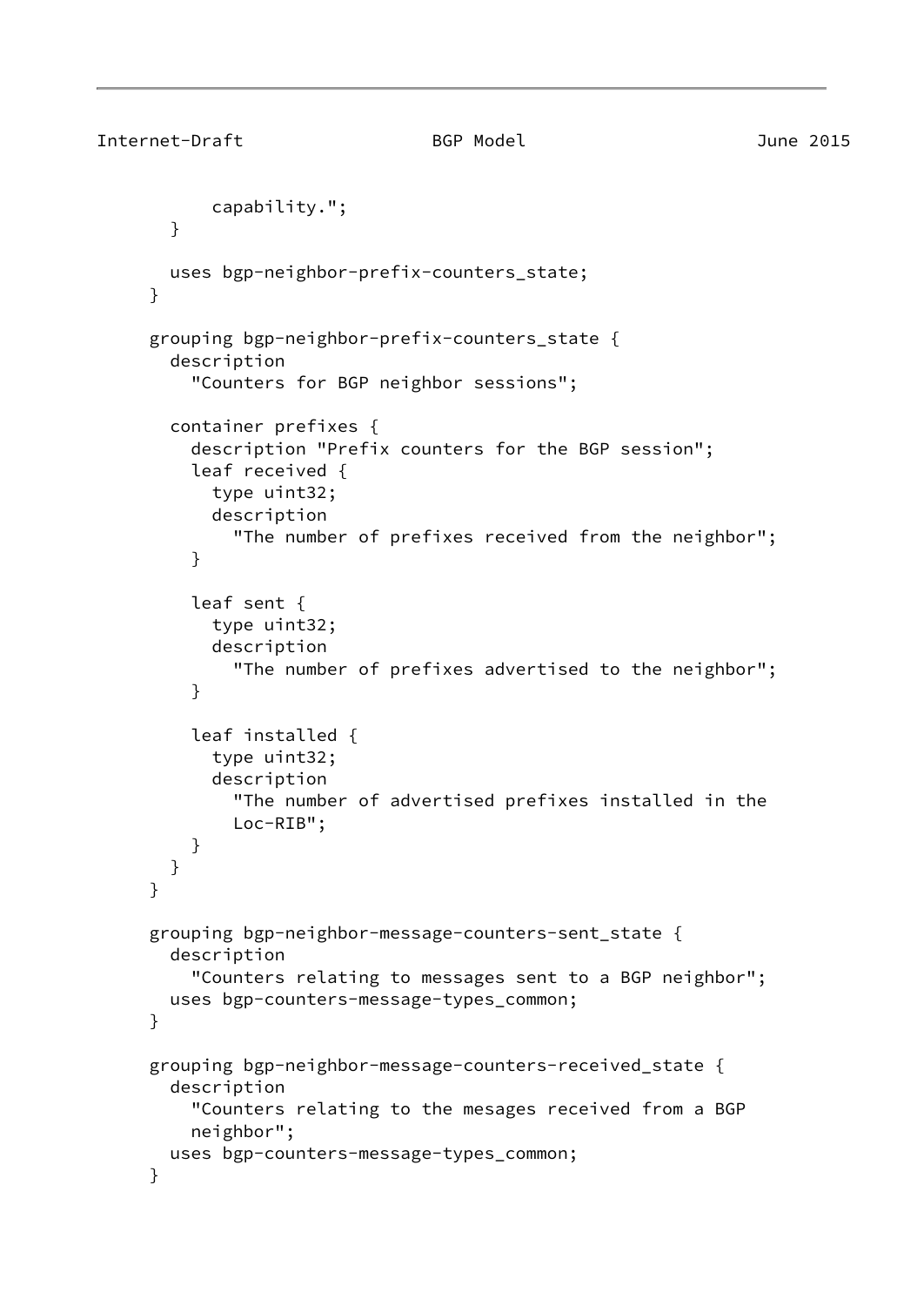```
            capability.";
        }

        uses bgp-neighbor-prefix-counters_state;
      }

      grouping bgp-neighbor-prefix-counters_state {
        description
          "Counters for BGP neighbor sessions";

        container prefixes {
          description "Prefix counters for the BGP session";
          leaf received {
            type uint32;
            description
              "The number of prefixes received from the neighbor";
          }

          leaf sent {
            type uint32;
            description
              "The number of prefixes advertised to the neighbor";
          }

          leaf installed {
            type uint32;
            description
              "The number of advertised prefixes installed in the
              Loc-RIB";
          }
        }
      }

      grouping bgp-neighbor-message-counters-sent_state {
        description
          "Counters relating to messages sent to a BGP neighbor";
        uses bgp-counters-message-types_common;
      }

      grouping bgp-neighbor-message-counters-received_state {
        description
          "Counters relating to the mesages received from a BGP
          neighbor";
        uses bgp-counters-message-types_common;
      }
```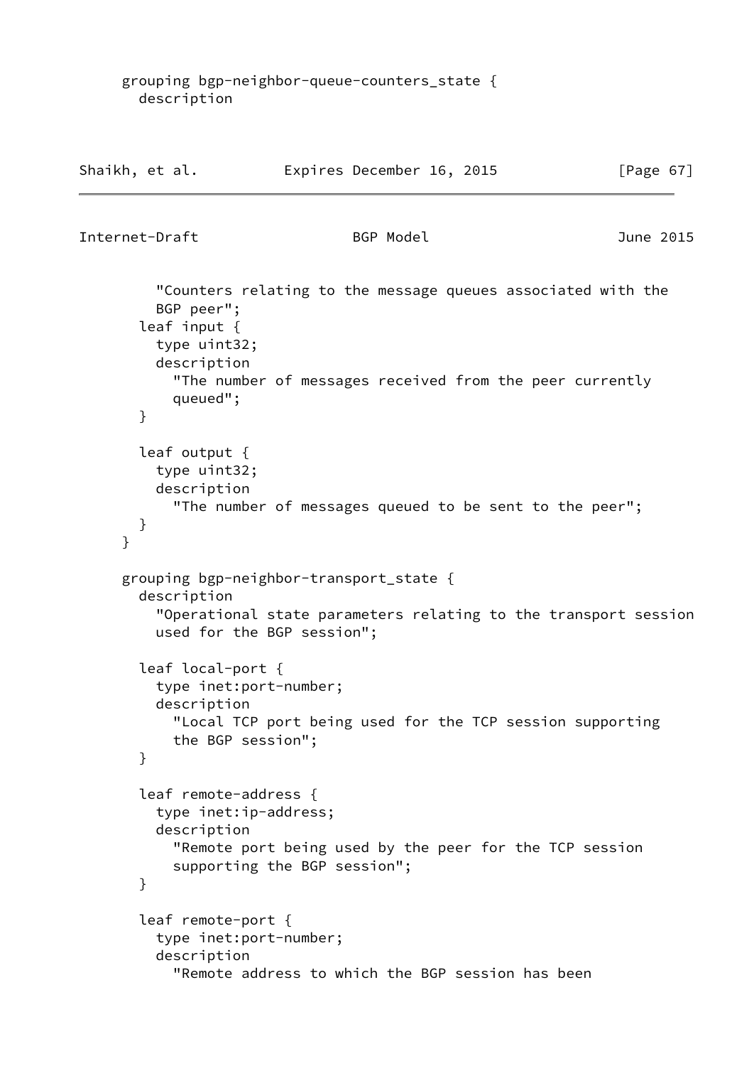```
     grouping bgp-neighbor-queue-counters_state {
       description
         "Counters relating to the message queues associated with the
         BGP peer";
       leaf input {
         type uint32;
         description
           "The number of messages received from the peer currently
           queued";
       }

       leaf output {
         type uint32;
         description
           "The number of messages queued to be sent to the peer";
       }
     }

     grouping bgp-neighbor-transport_state {
       description
         "Operational state parameters relating to the transport session
         used for the BGP session";

       leaf local-port {
         type inet:port-number;
         description
           "Local TCP port being used for the TCP session supporting
           the BGP session";
       }

       leaf remote-address {
         type inet:ip-address;
         description
           "Remote port being used by the peer for the TCP session
           supporting the BGP session";
       }

       leaf remote-port {
         type inet:port-number;
         description
           "Remote address to which the BGP session has been
```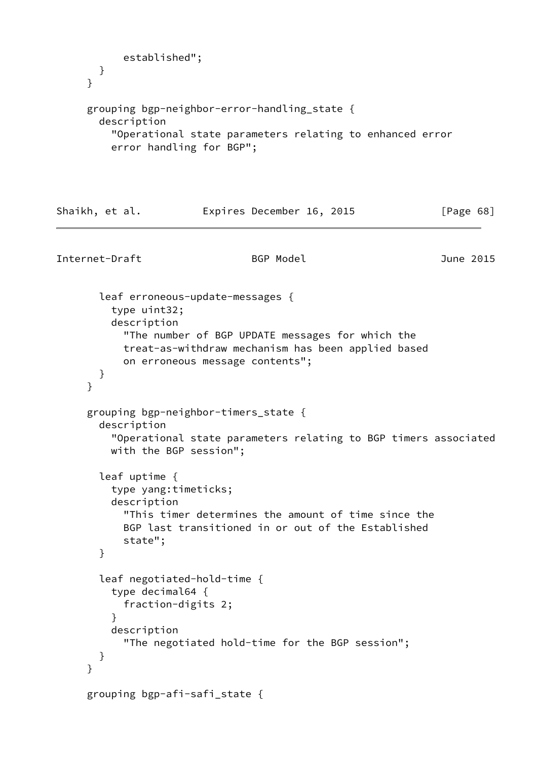```
           established";
       }
     }

     grouping bgp-neighbor-error-handling_state {
       description
         "Operational state parameters relating to enhanced error
         error handling for BGP";

       leaf erroneous-update-messages {
         type uint32;
         description
           "The number of BGP UPDATE messages for which the
           treat-as-withdraw mechanism has been applied based
           on erroneous message contents";
       }
     }

     grouping bgp-neighbor-timers_state {
       description
         "Operational state parameters relating to BGP timers associated
         with the BGP session";

       leaf uptime {
         type yang:timeticks;
         description
           "This timer determines the amount of time since the
           BGP last transitioned in or out of the Established
           state";
       }

       leaf negotiated-hold-time {
         type decimal64 {
           fraction-digits 2;
         }
         description
           "The negotiated hold-time for the BGP session";
       }
     }

     grouping bgp-afi-safi_state {
```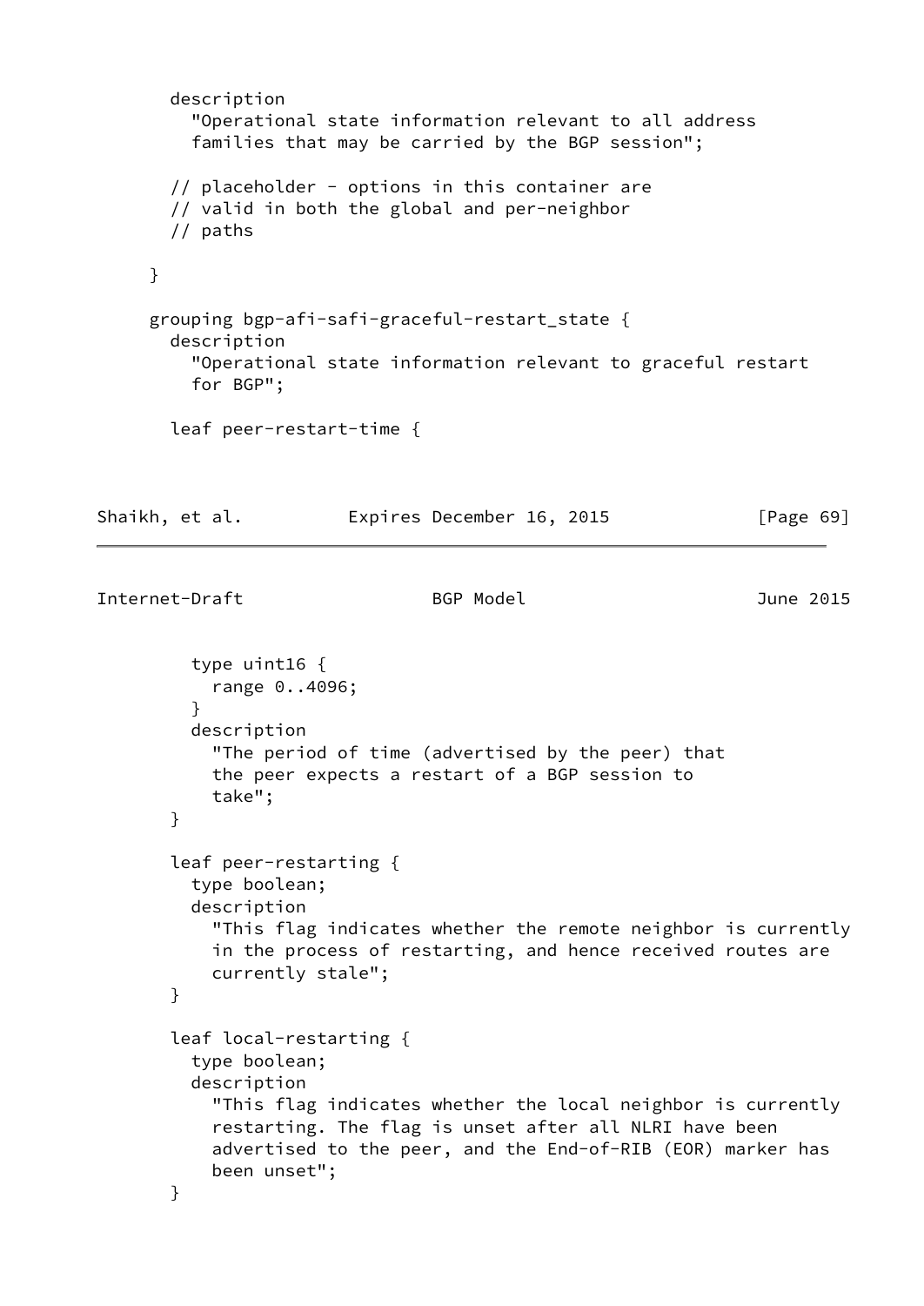```
        description
          "Operational state information relevant to all address
          families that may be carried by the BGP session";

        // placeholder - options in this container are
        // valid in both the global and per-neighbor
        // paths

      }

      grouping bgp-afi-safi-graceful-restart_state {
        description
          "Operational state information relevant to graceful restart
          for BGP";

        leaf peer-restart-time {
```

```
          type uint16 {
            range 0..4096;
          }
          description
            "The period of time (advertised by the peer) that
            the peer expects a restart of a BGP session to
            take";
        }

        leaf peer-restarting {
          type boolean;
          description
            "This flag indicates whether the remote neighbor is currently
            in the process of restarting, and hence received routes are
            currently stale";
        }

        leaf local-restarting {
          type boolean;
          description
            "This flag indicates whether the local neighbor is currently
            restarting. The flag is unset after all NLRI have been
            advertised to the peer, and the End-of-RIB (EOR) marker has
            been unset";
        }
```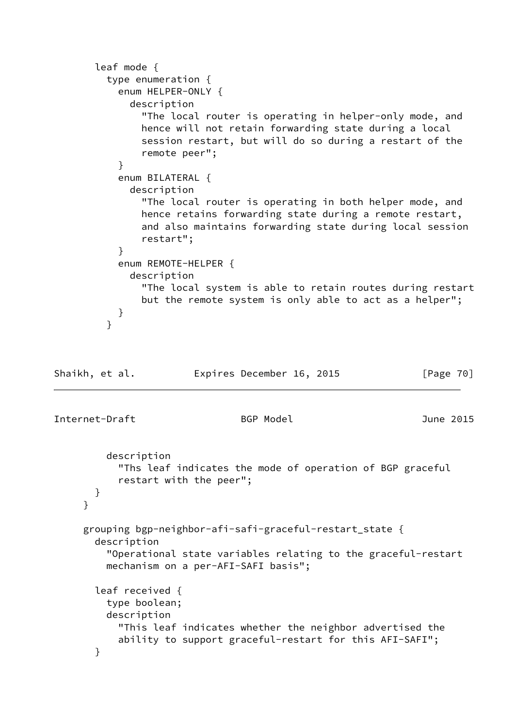```
        leaf mode {
          type enumeration {
            enum HELPER-ONLY {
              description
                "The local router is operating in helper-only mode, and
                hence will not retain forwarding state during a local
                session restart, but will do so during a restart of the
                remote peer";
            }
            enum BILATERAL {
              description
                "The local router is operating in both helper mode, and
                hence retains forwarding state during a remote restart,
                and also maintains forwarding state during local session
                restart";
            }
            enum REMOTE-HELPER {
              description
                "The local system is able to retain routes during restart
                but the remote system is only able to act as a helper";
            }
          }
```

```
          description
            "Ths leaf indicates the mode of operation of BGP graceful
            restart with the peer";
        }
      }

      grouping bgp-neighbor-afi-safi-graceful-restart_state {
        description
          "Operational state variables relating to the graceful-restart
          mechanism on a per-AFI-SAFI basis";

        leaf received {
          type boolean;
          description
            "This leaf indicates whether the neighbor advertised the
            ability to support graceful-restart for this AFI-SAFI";
        }
```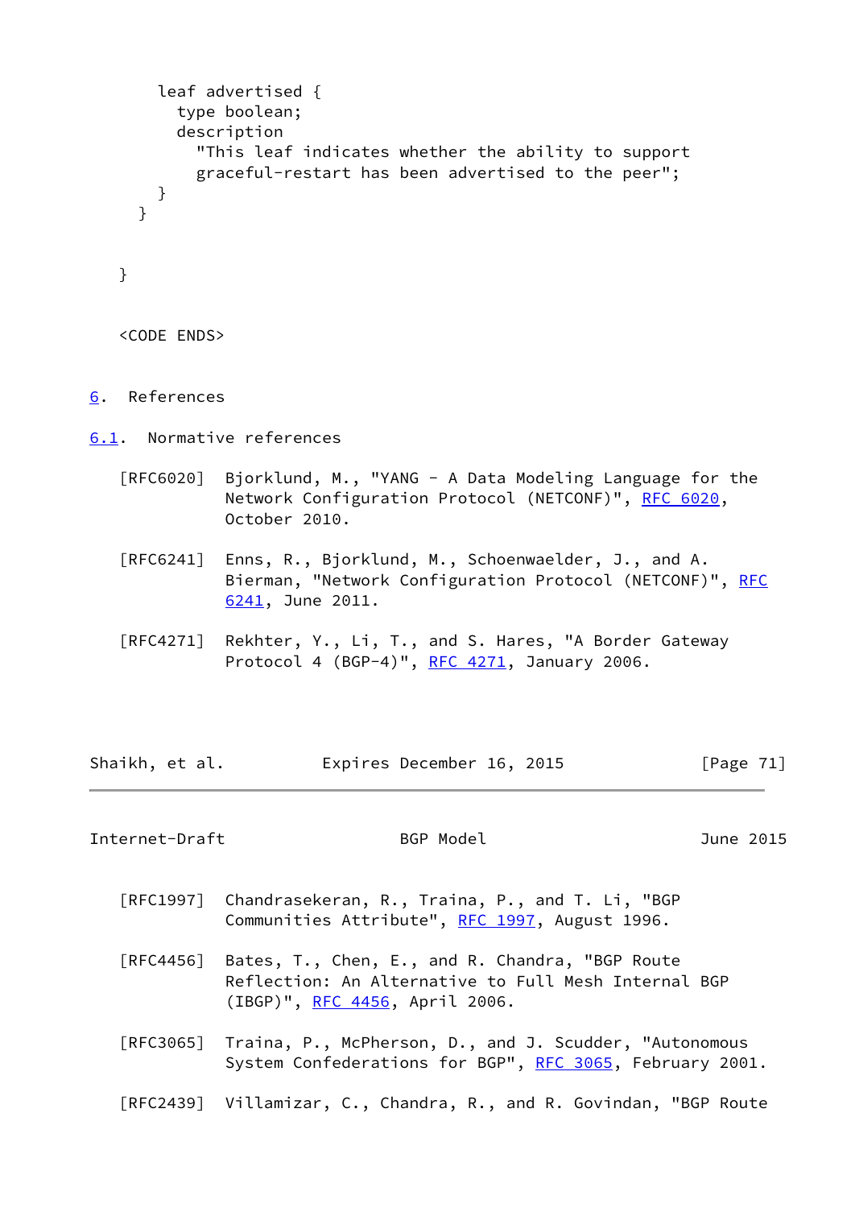```
        leaf advertised {
          type boolean;
          description
            "This leaf indicates whether the ability to support
            graceful-restart has been advertised to the peer";
        }
      }


    }
```

<CODE ENDS>

# 6. References

## 6.1. Normative references

[RFC6020] Bjorklund, M., "YANG - A Data Modeling Language for the Network Configuration Protocol (NETCONF)", RFC 6020, October 2010.

[RFC6241] Enns, R., Bjorklund, M., Schoenwaelder, J., and A. Bierman, "Network Configuration Protocol (NETCONF)", RFC 6241, June 2011.

[RFC4271] Rekhter, Y., Li, T., and S. Hares, "A Border Gateway Protocol 4 (BGP-4)", RFC 4271, January 2006.

[RFC1997] Chandrasekeran, R., Traina, P., and T. Li, "BGP Communities Attribute", RFC 1997, August 1996.

[RFC4456] Bates, T., Chen, E., and R. Chandra, "BGP Route Reflection: An Alternative to Full Mesh Internal BGP (IBGP)", RFC 4456, April 2006.

[RFC3065] Traina, P., McPherson, D., and J. Scudder, "Autonomous System Confederations for BGP", RFC 3065, February 2001.

[RFC2439] Villamizar, C., Chandra, R., and R. Govindan, "BGP Route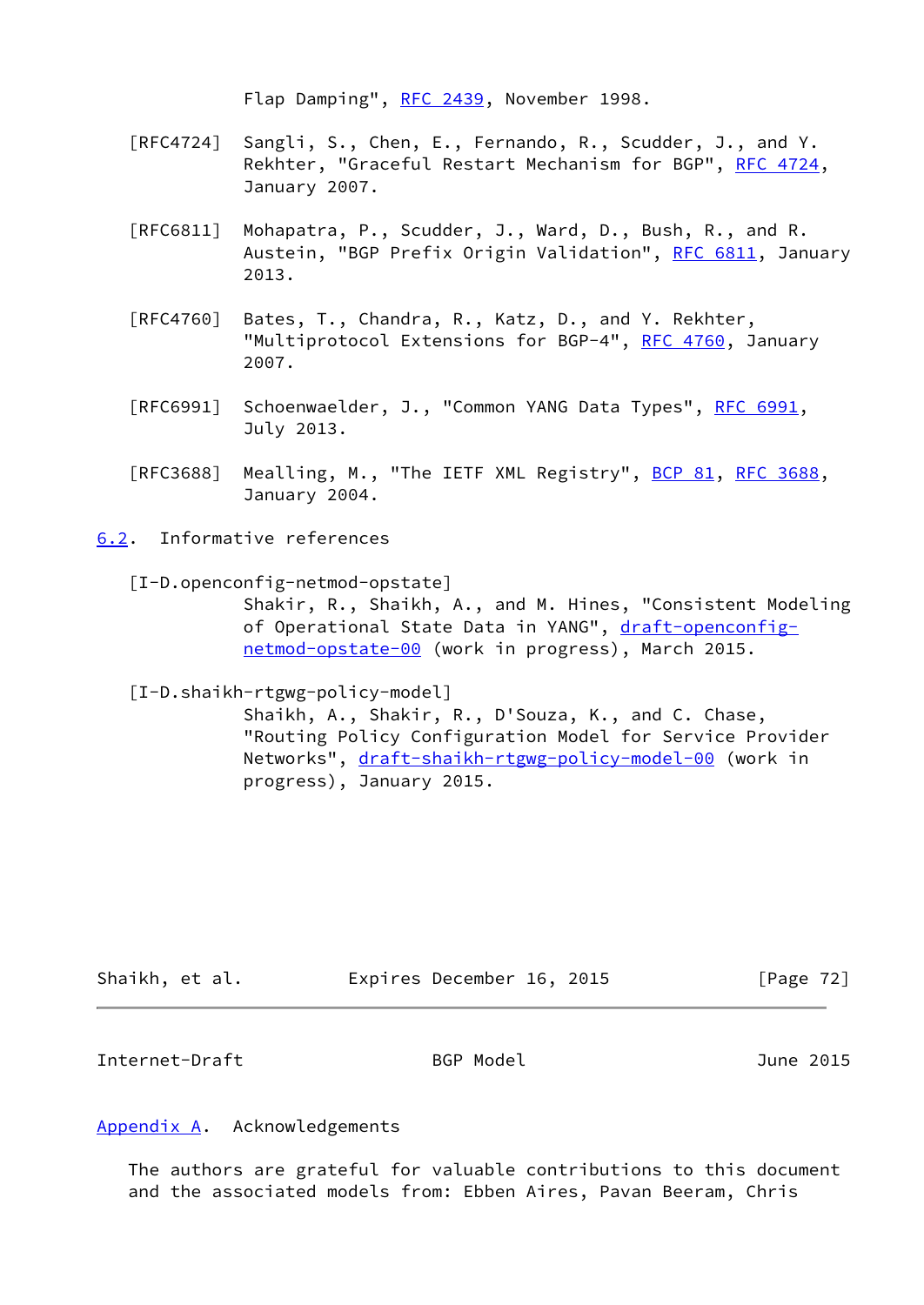Flap Damping", RFC 2439, November 1998.

[RFC4724] Sangli, S., Chen, E., Fernando, R., Scudder, J., and Y. Rekhter, "Graceful Restart Mechanism for BGP", RFC 4724, January 2007.

[RFC6811] Mohapatra, P., Scudder, J., Ward, D., Bush, R., and R. Austein, "BGP Prefix Origin Validation", RFC 6811, January 2013.

[RFC4760] Bates, T., Chandra, R., Katz, D., and Y. Rekhter, "Multiprotocol Extensions for BGP-4", RFC 4760, January 2007.

[RFC6991] Schoenwaelder, J., "Common YANG Data Types", RFC 6991, July 2013.

[RFC3688] Mealling, M., "The IETF XML Registry", BCP 81, RFC 3688, January 2004.

## 6.2. Informative references

[I-D.openconfig-netmod-opstate]
Shakir, R., Shaikh, A., and M. Hines, "Consistent Modeling of Operational State Data in YANG", draft-openconfig-netmod-opstate-00 (work in progress), March 2015.

[I-D.shaikh-rtgwg-policy-model]
Shaikh, A., Shakir, R., D'Souza, K., and C. Chase, "Routing Policy Configuration Model for Service Provider Networks", draft-shaikh-rtgwg-policy-model-00 (work in progress), January 2015.

## Appendix A. Acknowledgements

The authors are grateful for valuable contributions to this document and the associated models from: Ebben Aires, Pavan Beeram, Chris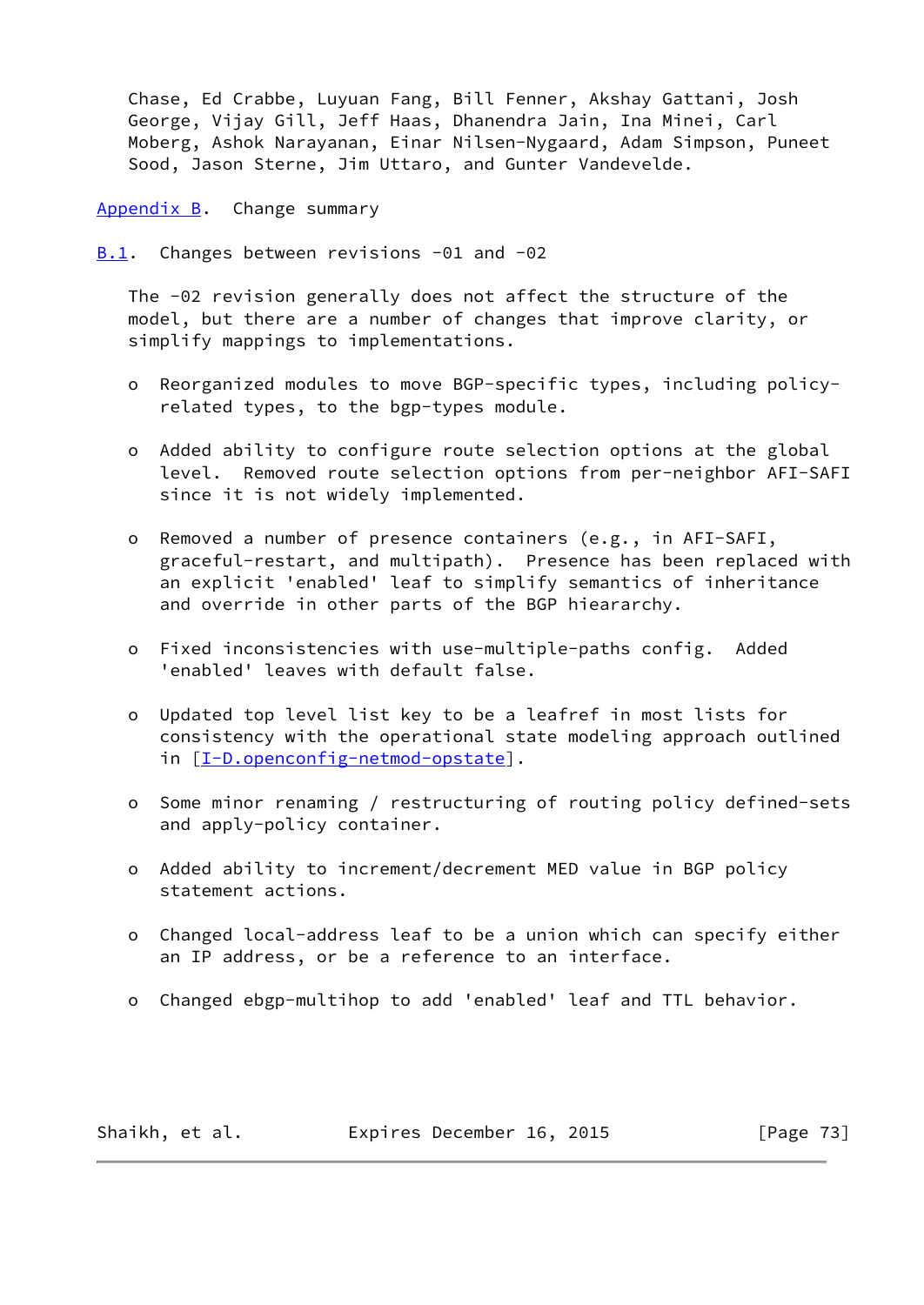Chase, Ed Crabbe, Luyuan Fang, Bill Fenner, Akshay Gattani, Josh George, Vijay Gill, Jeff Haas, Dhanendra Jain, Ina Minei, Carl Moberg, Ashok Narayanan, Einar Nilsen-Nygaard, Adam Simpson, Puneet Sood, Jason Sterne, Jim Uttaro, and Gunter Vandevelde.

# Appendix B. Change summary

## B.1. Changes between revisions -01 and -02

The -02 revision generally does not affect the structure of the model, but there are a number of changes that improve clarity, or simplify mappings to implementations.

- Reorganized modules to move BGP-specific types, including policy-related types, to the bgp-types module.

- Added ability to configure route selection options at the global level. Removed route selection options from per-neighbor AFI-SAFI since it is not widely implemented.

- Removed a number of presence containers (e.g., in AFI-SAFI, graceful-restart, and multipath). Presence has been replaced with an explicit 'enabled' leaf to simplify semantics of inheritance and override in other parts of the BGP hieararchy.

- Fixed inconsistencies with use-multiple-paths config. Added 'enabled' leaves with default false.

- Updated top level list key to be a leafref in most lists for consistency with the operational state modeling approach outlined in [I-D.openconfig-netmod-opstate].

- Some minor renaming / restructuring of routing policy defined-sets and apply-policy container.

- Added ability to increment/decrement MED value in BGP policy statement actions.

- Changed local-address leaf to be a union which can specify either an IP address, or be a reference to an interface.

- Changed ebgp-multihop to add 'enabled' leaf and TTL behavior.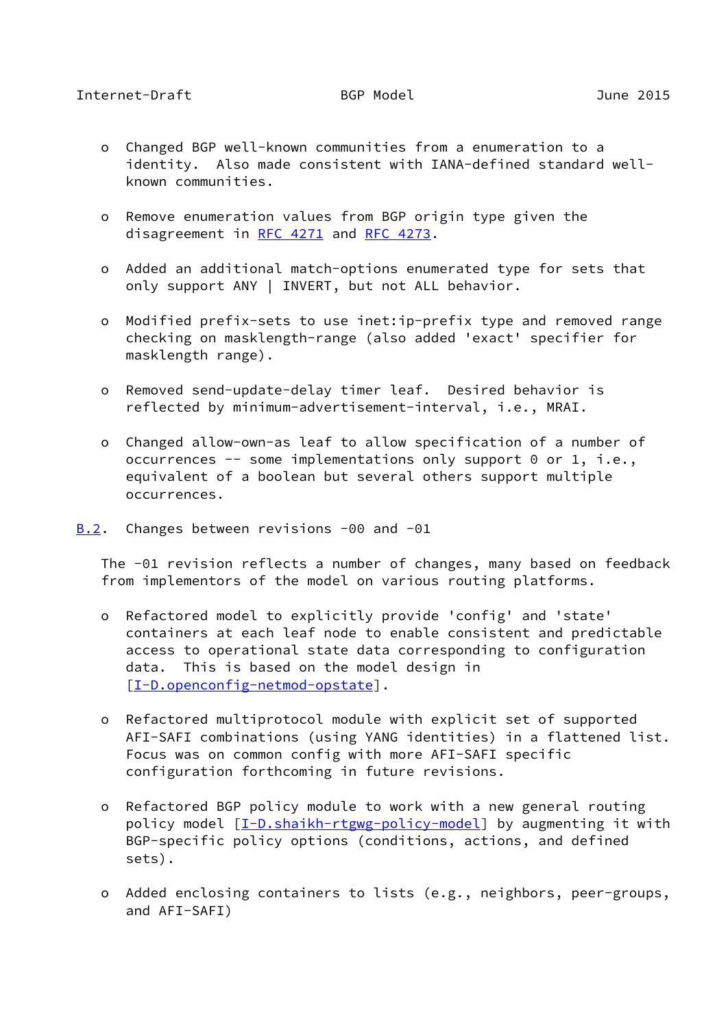- Changed BGP well-known communities from a enumeration to a identity. Also made consistent with IANA-defined standard well-known communities.

- Remove enumeration values from BGP origin type given the disagreement in RFC 4271 and RFC 4273.

- Added an additional match-options enumerated type for sets that only support ANY | INVERT, but not ALL behavior.

- Modified prefix-sets to use inet:ip-prefix type and removed range checking on masklength-range (also added 'exact' specifier for masklength range).

- Removed send-update-delay timer leaf. Desired behavior is reflected by minimum-advertisement-interval, i.e., MRAI.

- Changed allow-own-as leaf to allow specification of a number of occurrences -- some implementations only support 0 or 1, i.e., equivalent of a boolean but several others support multiple occurrences.

### B.2. Changes between revisions -00 and -01

The -01 revision reflects a number of changes, many based on feedback from implementors of the model on various routing platforms.

- Refactored model to explicitly provide 'config' and 'state' containers at each leaf node to enable consistent and predictable access to operational state data corresponding to configuration data. This is based on the model design in [I-D.openconfig-netmod-opstate].

- Refactored multiprotocol module with explicit set of supported AFI-SAFI combinations (using YANG identities) in a flattened list. Focus was on common config with more AFI-SAFI specific configuration forthcoming in future revisions.

- Refactored BGP policy module to work with a new general routing policy model [I-D.shaikh-rtgwg-policy-model] by augmenting it with BGP-specific policy options (conditions, actions, and defined sets).

- Added enclosing containers to lists (e.g., neighbors, peer-groups, and AFI-SAFI)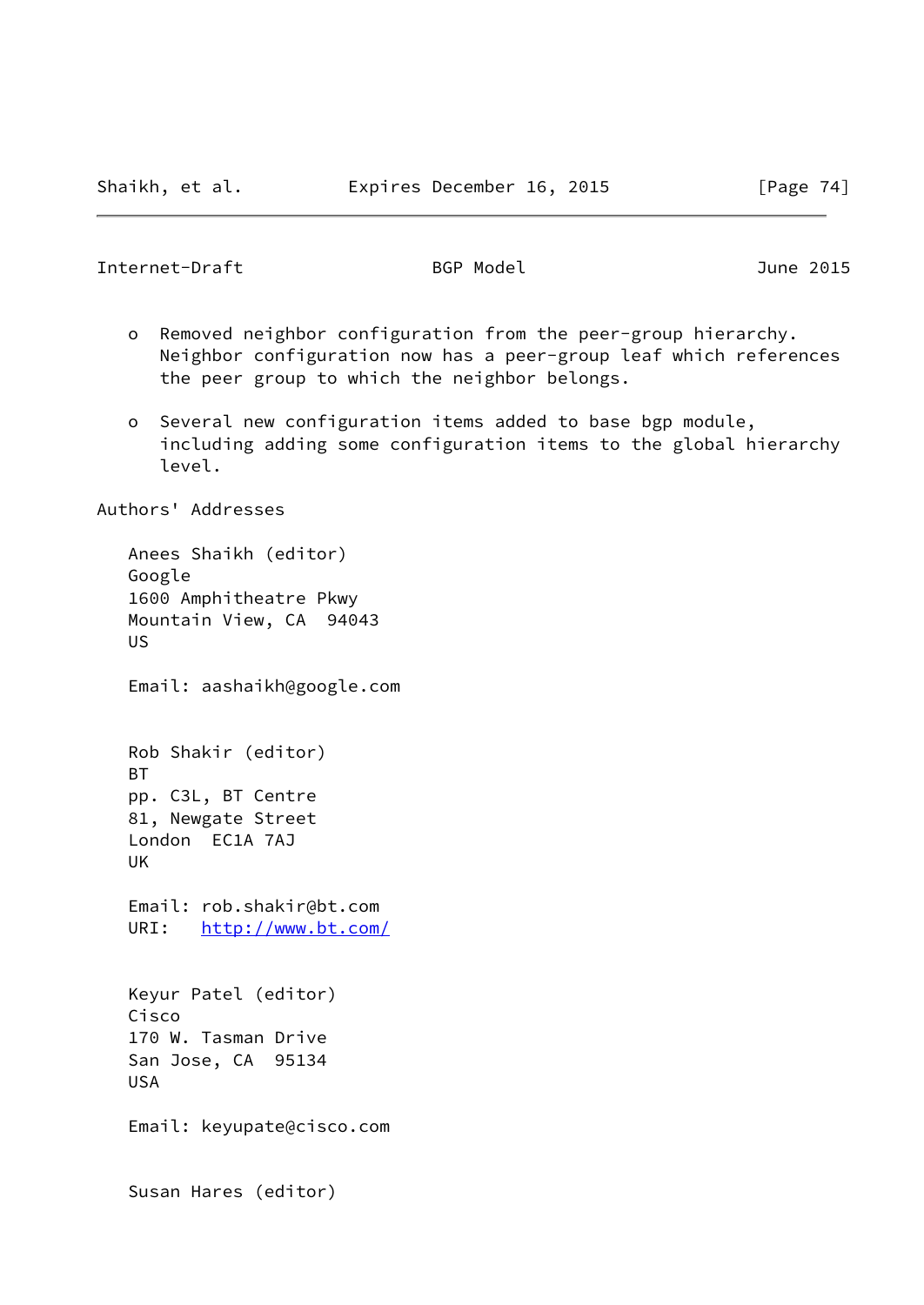o Removed neighbor configuration from the peer-group hierarchy. Neighbor configuration now has a peer-group leaf which references the peer group to which the neighbor belongs.

o Several new configuration items added to base bgp module, including adding some configuration items to the global hierarchy level.

## Authors' Addresses

Anees Shaikh (editor)
Google
1600 Amphitheatre Pkwy
Mountain View, CA 94043
US

Email: aashaikh@google.com

Rob Shakir (editor)
BT
pp. C3L, BT Centre
81, Newgate Street
London EC1A 7AJ
UK

Email: rob.shakir@bt.com
URI: http://www.bt.com/

Keyur Patel (editor)
Cisco
170 W. Tasman Drive
San Jose, CA 95134
USA

Email: keyupate@cisco.com

Susan Hares (editor)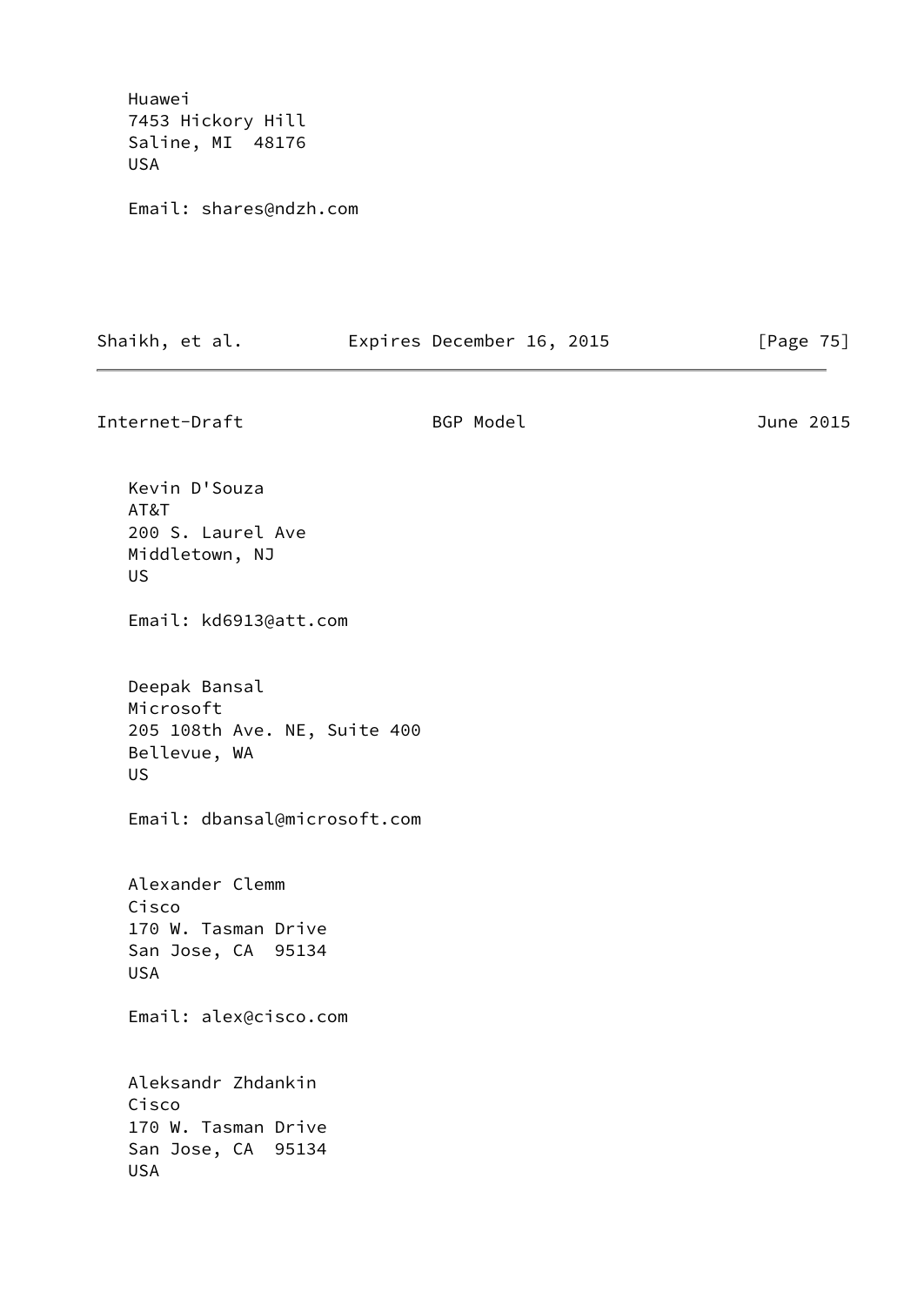Huawei
7453 Hickory Hill
Saline, MI  48176
USA

Email: shares@ndzh.com

Kevin D'Souza
AT&T
200 S. Laurel Ave
Middletown, NJ
US

Email: kd6913@att.com

Deepak Bansal
Microsoft
205 108th Ave. NE, Suite 400
Bellevue, WA
US

Email: dbansal@microsoft.com

Alexander Clemm
Cisco
170 W. Tasman Drive
San Jose, CA  95134
USA

Email: alex@cisco.com

Aleksandr Zhdankin
Cisco
170 W. Tasman Drive
San Jose, CA  95134
USA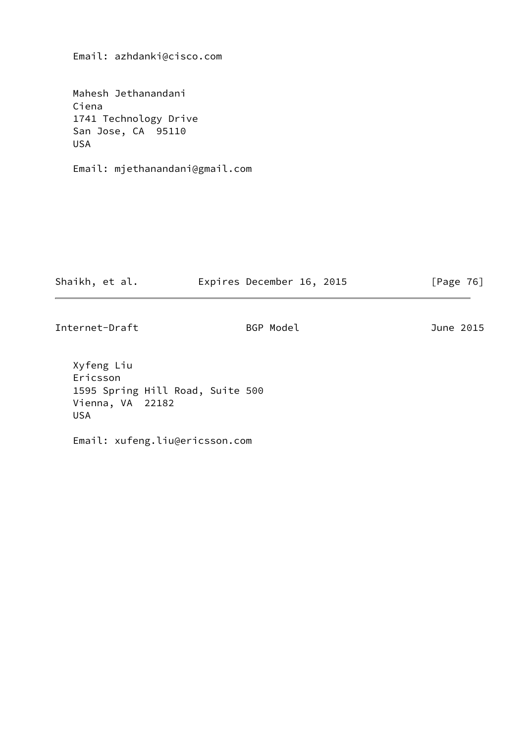Email: azhdanki@cisco.com

Mahesh Jethanandani
Ciena
1741 Technology Drive
San Jose, CA  95110
USA

Email: mjethanandani@gmail.com

Xyfeng Liu
Ericsson
1595 Spring Hill Road, Suite 500
Vienna, VA  22182
USA

Email: xufeng.liu@ericsson.com